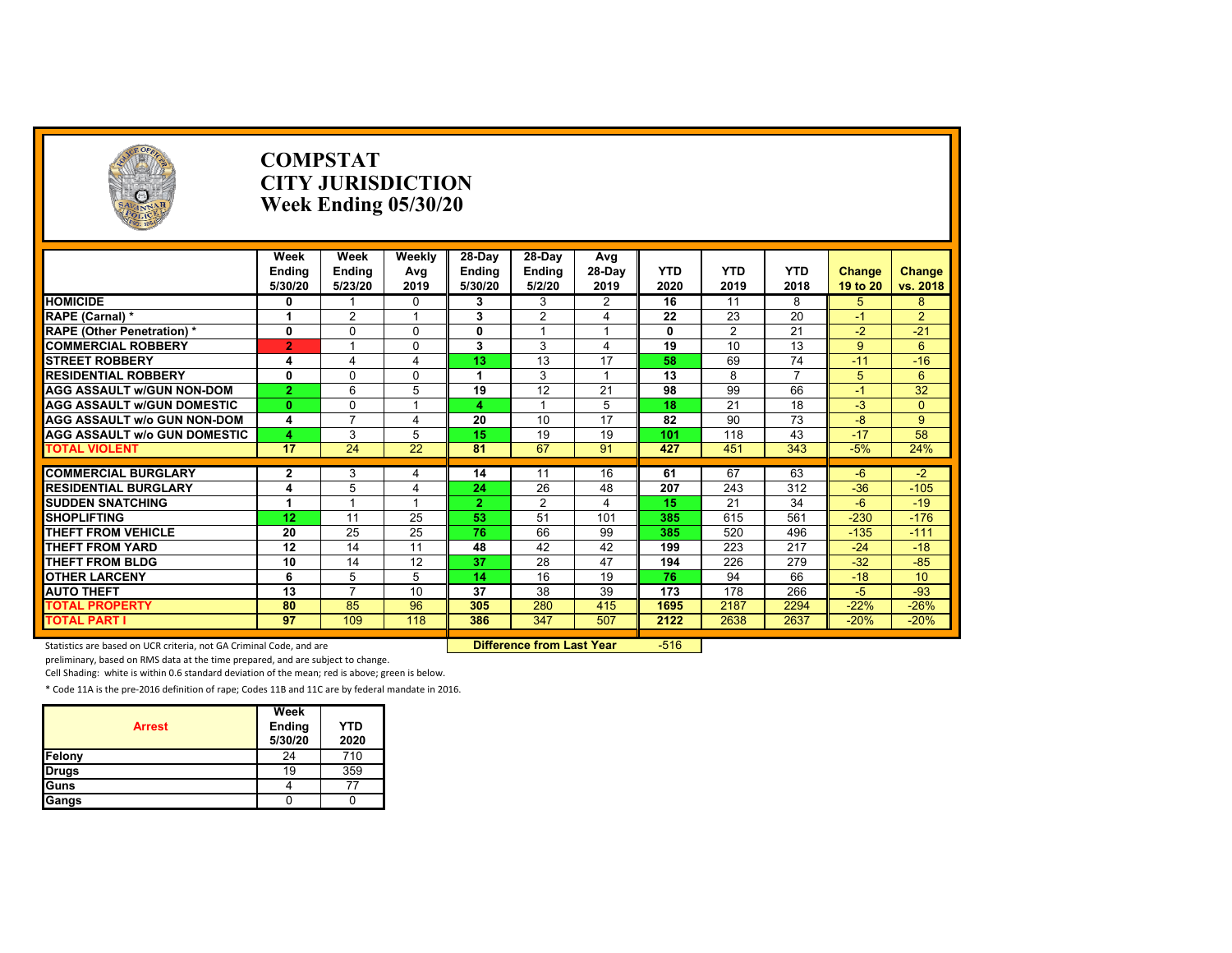# COMPSTAT
# CITY JURISDICTION
# Week Ending 05/30/20

| | Week Ending 5/30/20 | Week Ending 5/23/20 | Weekly Avg 2019 | 28-Day Ending 5/30/20 | 28-Day Ending 5/2/20 | Avg 28-Day 2019 | YTD 2020 | YTD 2019 | YTD 2018 | Change 19 to 20 | Change vs. 2018 |
|---|---|---|---|---|---|---|---|---|---|---|---|
| HOMICIDE | 0 | 1 | 0 | 3 | 3 | 2 | 16 | 11 | 8 | 5 | 8 |
| RAPE (Carnal) * | 1 | 2 | 1 | 3 | 2 | 4 | 22 | 23 | 20 | -1 | 2 |
| RAPE (Other Penetration) * | 0 | 0 | 0 | 0 | 1 | 1 | 0 | 2 | 21 | -2 | -21 |
| COMMERCIAL ROBBERY | 2 | 1 | 0 | 3 | 3 | 4 | 19 | 10 | 13 | 9 | 6 |
| STREET ROBBERY | 4 | 4 | 4 | 13 | 13 | 17 | 58 | 69 | 74 | -11 | -16 |
| RESIDENTIAL ROBBERY | 0 | 0 | 0 | 1 | 3 | 1 | 13 | 8 | 7 | 5 | 6 |
| AGG ASSAULT w/GUN NON-DOM | 2 | 6 | 5 | 19 | 12 | 21 | 98 | 99 | 66 | -1 | 32 |
| AGG ASSAULT w/GUN DOMESTIC | 0 | 0 | 1 | 4 | 1 | 5 | 18 | 21 | 18 | -3 | 0 |
| AGG ASSAULT w/o GUN NON-DOM | 4 | 7 | 4 | 20 | 10 | 17 | 82 | 90 | 73 | -8 | 9 |
| AGG ASSAULT w/o GUN DOMESTIC | 4 | 3 | 5 | 15 | 19 | 19 | 101 | 118 | 43 | -17 | 58 |
| TOTAL VIOLENT | 17 | 24 | 22 | 81 | 67 | 91 | 427 | 451 | 343 | -5% | 24% |
| COMMERCIAL BURGLARY | 2 | 3 | 4 | 14 | 11 | 16 | 61 | 67 | 63 | -6 | -2 |
| RESIDENTIAL BURGLARY | 4 | 5 | 4 | 24 | 26 | 48 | 207 | 243 | 312 | -36 | -105 |
| SUDDEN SNATCHING | 1 | 1 | 1 | 2 | 2 | 4 | 15 | 21 | 34 | -6 | -19 |
| SHOPLIFTING | 12 | 11 | 25 | 53 | 51 | 101 | 385 | 615 | 561 | -230 | -176 |
| THEFT FROM VEHICLE | 20 | 25 | 25 | 76 | 66 | 99 | 385 | 520 | 496 | -135 | -111 |
| THEFT FROM YARD | 12 | 14 | 11 | 48 | 42 | 42 | 199 | 223 | 217 | -24 | -18 |
| THEFT FROM BLDG | 10 | 14 | 12 | 37 | 28 | 47 | 194 | 226 | 279 | -32 | -85 |
| OTHER LARCENY | 6 | 5 | 5 | 14 | 16 | 19 | 76 | 94 | 66 | -18 | 10 |
| AUTO THEFT | 13 | 7 | 10 | 37 | 38 | 39 | 173 | 178 | 266 | -5 | -93 |
| TOTAL PROPERTY | 80 | 85 | 96 | 305 | 280 | 415 | 1695 | 2187 | 2294 | -22% | -26% |
| TOTAL PART I | 97 | 109 | 118 | 386 | 347 | 507 | 2122 | 2638 | 2637 | -20% | -20% |

Difference from Last Year: -516

Statistics are based on UCR criteria, not GA Criminal Code, and are preliminary, based on RMS data at the time prepared, and are subject to change.

Cell Shading: white is within 0.6 standard deviation of the mean; red is above; green is below.

* Code 11A is the pre-2016 definition of rape; Codes 11B and 11C are by federal mandate in 2016.

| Arrest | Week Ending 5/30/20 | YTD 2020 |
|---|---|---|
| Felony | 24 | 710 |
| Drugs | 19 | 359 |
| Guns | 4 | 77 |
| Gangs | 0 | 0 |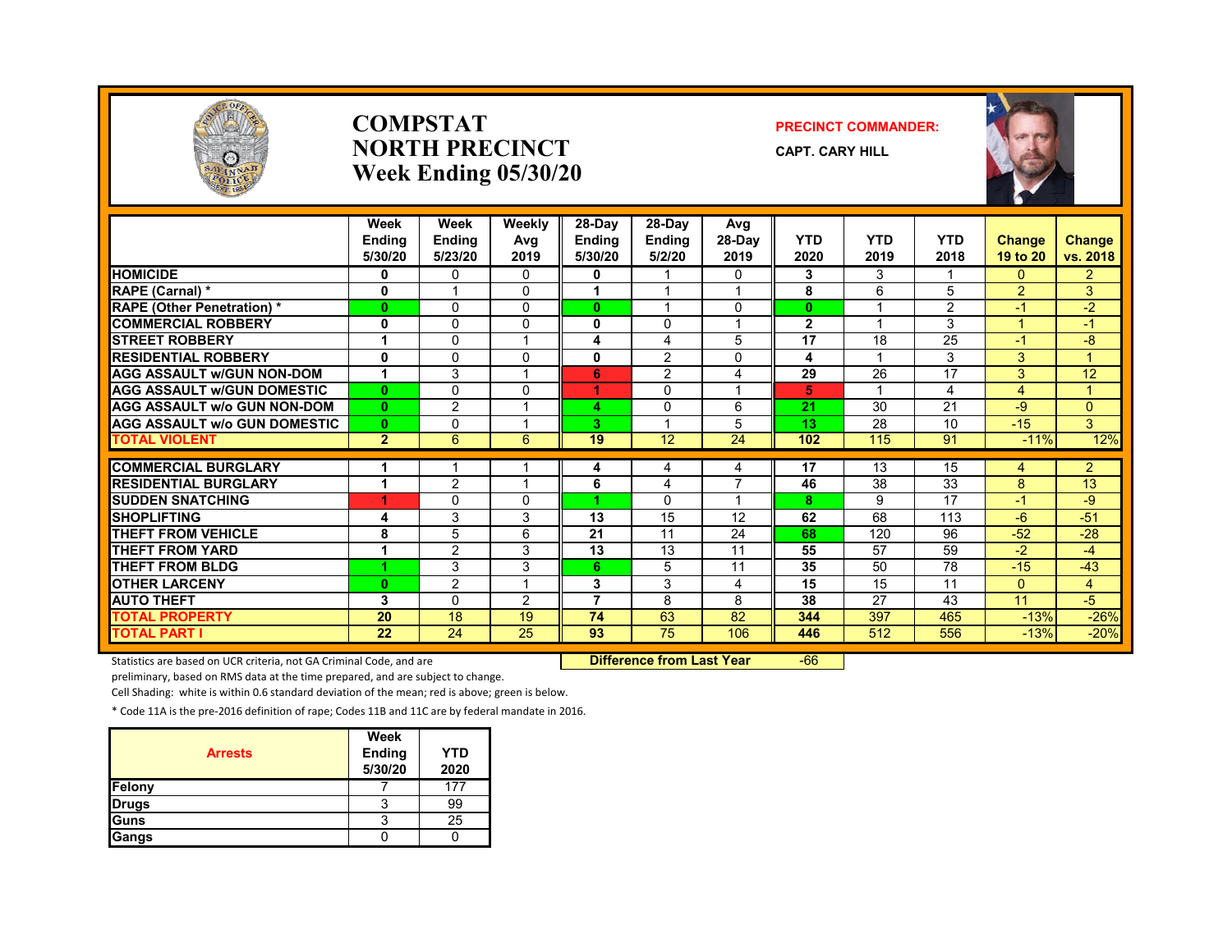# COMPSTAT
# NORTH PRECINCT
# Week Ending 05/30/20

**PRECINCT COMMANDER:**

**CAPT. CARY HILL**

| | Week Ending 5/30/20 | Week Ending 5/23/20 | Weekly Avg 2019 | 28-Day Ending 5/30/20 | 28-Day Ending 5/2/20 | Avg 28-Day 2019 | YTD 2020 | YTD 2019 | YTD 2018 | Change 19 to 20 | Change vs. 2018 |
|---|---|---|---|---|---|---|---|---|---|---|---|
| HOMICIDE | 0 | 0 | 0 | 0 | 1 | 0 | 3 | 3 | 1 | 0 | 2 |
| RAPE (Carnal) * | 0 | 1 | 0 | 1 | 1 | 1 | 8 | 6 | 5 | 2 | 3 |
| RAPE (Other Penetration) * | 0 | 0 | 0 | 0 | 1 | 0 | 0 | 1 | 2 | -1 | -2 |
| COMMERCIAL ROBBERY | 0 | 0 | 0 | 0 | 0 | 1 | 2 | 1 | 3 | 1 | -1 |
| STREET ROBBERY | 1 | 0 | 1 | 4 | 4 | 5 | 17 | 18 | 25 | -1 | -8 |
| RESIDENTIAL ROBBERY | 0 | 0 | 0 | 0 | 2 | 0 | 4 | 1 | 3 | 3 | 1 |
| AGG ASSAULT w/GUN NON-DOM | 1 | 3 | 1 | 6 | 2 | 4 | 29 | 26 | 17 | 3 | 12 |
| AGG ASSAULT w/GUN DOMESTIC | 0 | 0 | 0 | 1 | 0 | 1 | 5 | 1 | 4 | 4 | 1 |
| AGG ASSAULT w/o GUN NON-DOM | 0 | 2 | 1 | 4 | 0 | 6 | 21 | 30 | 21 | -9 | 0 |
| AGG ASSAULT w/o GUN DOMESTIC | 0 | 0 | 1 | 3 | 1 | 5 | 13 | 28 | 10 | -15 | 3 |
| TOTAL VIOLENT | 2 | 6 | 6 | 19 | 12 | 24 | 102 | 115 | 91 | -11% | 12% |
| COMMERCIAL BURGLARY | 1 | 1 | 1 | 4 | 4 | 4 | 17 | 13 | 15 | 4 | 2 |
| RESIDENTIAL BURGLARY | 1 | 2 | 1 | 6 | 4 | 7 | 46 | 38 | 33 | 8 | 13 |
| SUDDEN SNATCHING | 1 | 0 | 0 | 1 | 0 | 1 | 8 | 9 | 17 | -1 | -9 |
| SHOPLIFTING | 4 | 3 | 3 | 13 | 15 | 12 | 62 | 68 | 113 | -6 | -51 |
| THEFT FROM VEHICLE | 8 | 5 | 6 | 21 | 11 | 24 | 68 | 120 | 96 | -52 | -28 |
| THEFT FROM YARD | 1 | 2 | 3 | 13 | 13 | 11 | 55 | 57 | 59 | -2 | -4 |
| THEFT FROM BLDG | 1 | 3 | 3 | 6 | 5 | 11 | 35 | 50 | 78 | -15 | -43 |
| OTHER LARCENY | 0 | 2 | 1 | 3 | 3 | 4 | 15 | 15 | 11 | 0 | 4 |
| AUTO THEFT | 3 | 0 | 2 | 7 | 8 | 8 | 38 | 27 | 43 | 11 | -5 |
| TOTAL PROPERTY | 20 | 18 | 19 | 74 | 63 | 82 | 344 | 397 | 465 | -13% | -26% |
| TOTAL PART I | 22 | 24 | 25 | 93 | 75 | 106 | 446 | 512 | 556 | -13% | -20% |

**Difference from Last Year** -66

Statistics are based on UCR criteria, not GA Criminal Code, and are preliminary, based on RMS data at the time prepared, and are subject to change.

Cell Shading: white is within 0.6 standard deviation of the mean; red is above; green is below.

* Code 11A is the pre-2016 definition of rape; Codes 11B and 11C are by federal mandate in 2016.

| Arrests | Week Ending 5/30/20 | YTD 2020 |
|---|---|---|
| Felony | 7 | 177 |
| Drugs | 3 | 99 |
| Guns | 3 | 25 |
| Gangs | 0 | 0 |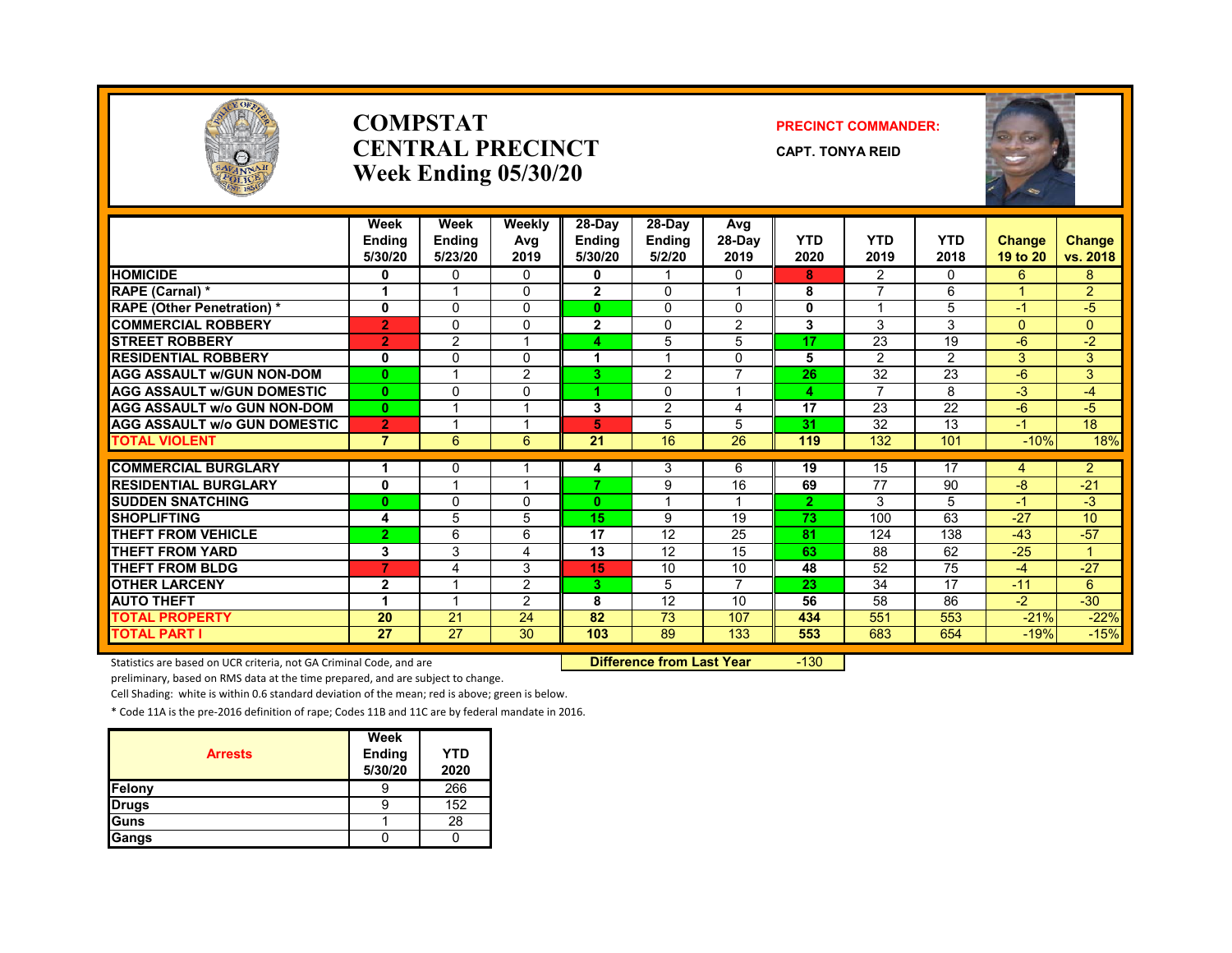# COMPSTAT
# CENTRAL PRECINCT
## Week Ending 05/30/20

**PRECINCT COMMANDER:**

**CAPT. TONYA REID**

| | Week Ending 5/30/20 | Week Ending 5/23/20 | Weekly Avg 2019 | 28-Day Ending 5/30/20 | 28-Day Ending 5/2/20 | Avg 28-Day 2019 | YTD 2020 | YTD 2019 | YTD 2018 | Change 19 to 20 | Change vs. 2018 |
|---|---|---|---|---|---|---|---|---|---|---|---|
| HOMICIDE | 0 | 0 | 0 | 0 | 1 | 0 | 8 | 2 | 0 | 6 | 8 |
| RAPE (Carnal) * | 1 | 1 | 0 | 2 | 0 | 1 | 8 | 7 | 6 | 1 | 2 |
| RAPE (Other Penetration) * | 0 | 0 | 0 | 0 | 0 | 0 | 0 | 1 | 5 | -1 | -5 |
| COMMERCIAL ROBBERY | 2 | 0 | 0 | 2 | 0 | 2 | 3 | 3 | 3 | 0 | 0 |
| STREET ROBBERY | 2 | 2 | 1 | 4 | 5 | 5 | 17 | 23 | 19 | -6 | -2 |
| RESIDENTIAL ROBBERY | 0 | 0 | 0 | 1 | 1 | 0 | 5 | 2 | 2 | 3 | 3 |
| AGG ASSAULT w/GUN NON-DOM | 0 | 1 | 2 | 3 | 2 | 7 | 26 | 32 | 23 | -6 | 3 |
| AGG ASSAULT w/GUN DOMESTIC | 0 | 0 | 0 | 1 | 0 | 1 | 4 | 7 | 8 | -3 | -4 |
| AGG ASSAULT w/o GUN NON-DOM | 0 | 1 | 1 | 3 | 2 | 4 | 17 | 23 | 22 | -6 | -5 |
| AGG ASSAULT w/o GUN DOMESTIC | 2 | 1 | 1 | 5 | 5 | 5 | 31 | 32 | 13 | -1 | 18 |
| TOTAL VIOLENT | 7 | 6 | 6 | 21 | 16 | 26 | 119 | 132 | 101 | -10% | 18% |
| COMMERCIAL BURGLARY | 1 | 0 | 1 | 4 | 3 | 6 | 19 | 15 | 17 | 4 | 2 |
| RESIDENTIAL BURGLARY | 0 | 1 | 1 | 7 | 9 | 16 | 69 | 77 | 90 | -8 | -21 |
| SUDDEN SNATCHING | 0 | 0 | 0 | 0 | 1 | 1 | 2 | 3 | 5 | -1 | -3 |
| SHOPLIFTING | 4 | 5 | 5 | 15 | 9 | 19 | 73 | 100 | 63 | -27 | 10 |
| THEFT FROM VEHICLE | 2 | 6 | 6 | 17 | 12 | 25 | 81 | 124 | 138 | -43 | -57 |
| THEFT FROM YARD | 3 | 3 | 4 | 13 | 12 | 15 | 63 | 88 | 62 | -25 | 1 |
| THEFT FROM BLDG | 7 | 4 | 3 | 15 | 10 | 10 | 48 | 52 | 75 | -4 | -27 |
| OTHER LARCENY | 2 | 1 | 2 | 3 | 5 | 7 | 23 | 34 | 17 | -11 | 6 |
| AUTO THEFT | 1 | 1 | 2 | 8 | 12 | 10 | 56 | 58 | 86 | -2 | -30 |
| TOTAL PROPERTY | 20 | 21 | 24 | 82 | 73 | 107 | 434 | 551 | 553 | -21% | -22% |
| TOTAL PART I | 27 | 27 | 30 | 103 | 89 | 133 | 553 | 683 | 654 | -19% | -15% |

**Difference from Last Year** -130

Statistics are based on UCR criteria, not GA Criminal Code, and are preliminary, based on RMS data at the time prepared, and are subject to change.

Cell Shading: white is within 0.6 standard deviation of the mean; red is above; green is below.

* Code 11A is the pre-2016 definition of rape; Codes 11B and 11C are by federal mandate in 2016.

| Arrests | Week Ending 5/30/20 | YTD 2020 |
|---|---|---|
| Felony | 9 | 266 |
| Drugs | 9 | 152 |
| Guns | 1 | 28 |
| Gangs | 0 | 0 |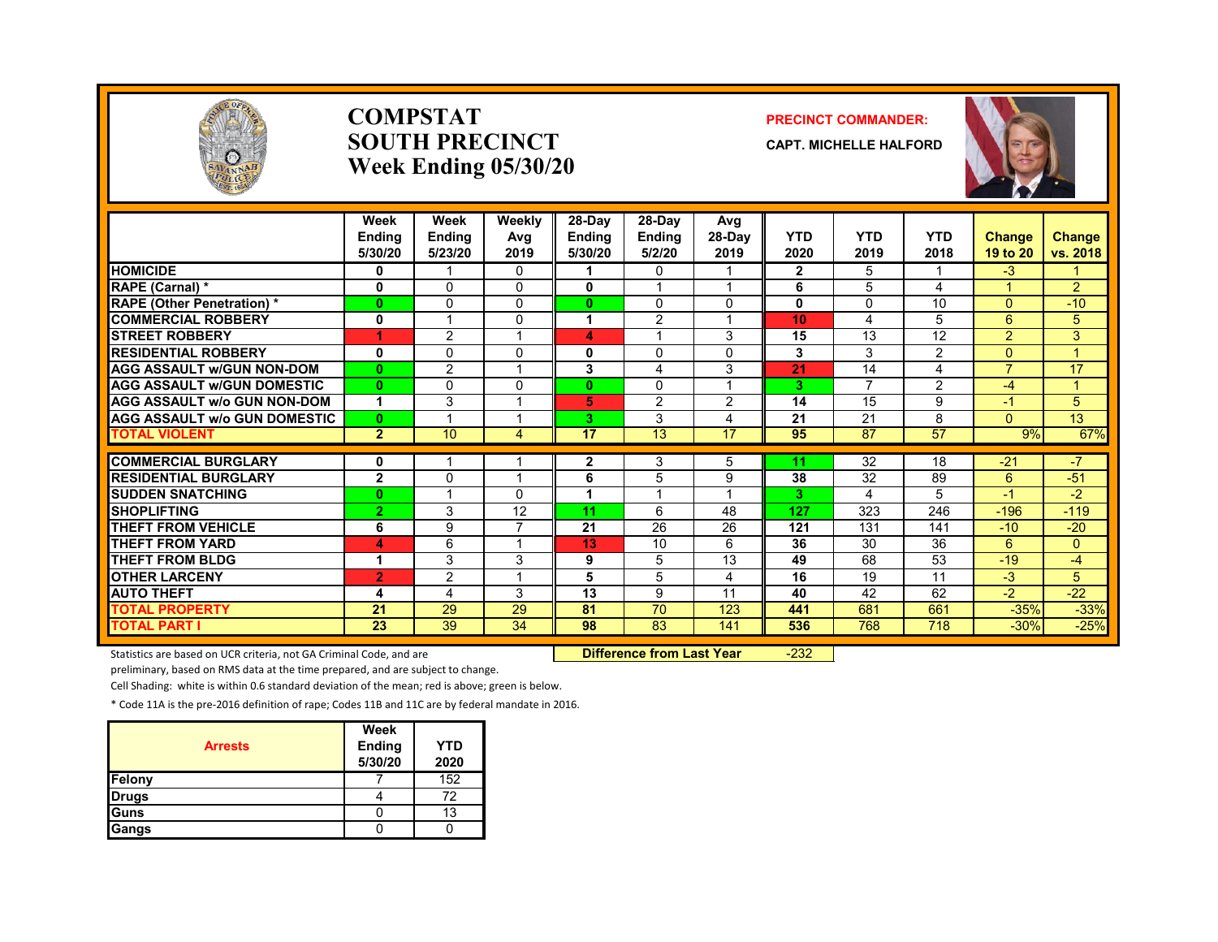# COMPSTAT
# SOUTH PRECINCT
## Week Ending 05/30/20

**PRECINCT COMMANDER:**

**CAPT. MICHELLE HALFORD**

| | Week Ending 5/30/20 | Week Ending 5/23/20 | Weekly Avg 2019 | 28-Day Ending 5/30/20 | 28-Day Ending 5/2/20 | Avg 28-Day 2019 | YTD 2020 | YTD 2019 | YTD 2018 | Change 19 to 20 | Change vs. 2018 |
|---|---|---|---|---|---|---|---|---|---|---|---|
| HOMICIDE | 0 | 1 | 0 | 1 | 0 | 1 | 2 | 5 | 1 | -3 | 1 |
| RAPE (Carnal) * | 0 | 0 | 0 | 0 | 1 | 1 | 6 | 5 | 4 | 1 | 2 |
| RAPE (Other Penetration) * | 0 | 0 | 0 | 0 | 0 | 0 | 0 | 0 | 10 | 0 | -10 |
| COMMERCIAL ROBBERY | 0 | 1 | 0 | 1 | 2 | 1 | 10 | 4 | 5 | 6 | 5 |
| STREET ROBBERY | 1 | 2 | 1 | 4 | 1 | 3 | 15 | 13 | 12 | 2 | 3 |
| RESIDENTIAL ROBBERY | 0 | 0 | 0 | 0 | 0 | 0 | 3 | 3 | 2 | 0 | 1 |
| AGG ASSAULT w/GUN NON-DOM | 0 | 2 | 1 | 3 | 4 | 3 | 21 | 14 | 4 | 7 | 17 |
| AGG ASSAULT w/GUN DOMESTIC | 0 | 0 | 0 | 0 | 0 | 1 | 3 | 7 | 2 | -4 | 1 |
| AGG ASSAULT w/o GUN NON-DOM | 1 | 3 | 1 | 5 | 2 | 2 | 14 | 15 | 9 | -1 | 5 |
| AGG ASSAULT w/o GUN DOMESTIC | 0 | 1 | 1 | 3 | 3 | 4 | 21 | 21 | 8 | 0 | 13 |
| TOTAL VIOLENT | 2 | 10 | 4 | 17 | 13 | 17 | 95 | 87 | 57 | 9% | 67% |
| COMMERCIAL BURGLARY | 0 | 1 | 1 | 2 | 3 | 5 | 11 | 32 | 18 | -21 | -7 |
| RESIDENTIAL BURGLARY | 2 | 0 | 1 | 6 | 5 | 9 | 38 | 32 | 89 | 6 | -51 |
| SUDDEN SNATCHING | 0 | 1 | 0 | 1 | 1 | 1 | 3 | 4 | 5 | -1 | -2 |
| SHOPLIFTING | 2 | 3 | 12 | 11 | 6 | 48 | 127 | 323 | 246 | -196 | -119 |
| THEFT FROM VEHICLE | 6 | 9 | 7 | 21 | 26 | 26 | 121 | 131 | 141 | -10 | -20 |
| THEFT FROM YARD | 4 | 6 | 1 | 13 | 10 | 6 | 36 | 30 | 36 | 6 | 0 |
| THEFT FROM BLDG | 1 | 3 | 3 | 9 | 5 | 13 | 49 | 68 | 53 | -19 | -4 |
| OTHER LARCENY | 2 | 2 | 1 | 5 | 5 | 4 | 16 | 19 | 11 | -3 | 5 |
| AUTO THEFT | 4 | 4 | 3 | 13 | 9 | 11 | 40 | 42 | 62 | -2 | -22 |
| TOTAL PROPERTY | 21 | 29 | 29 | 81 | 70 | 123 | 441 | 681 | 661 | -35% | -33% |
| TOTAL PART I | 23 | 39 | 34 | 98 | 83 | 141 | 536 | 768 | 718 | -30% | -25% |

**Difference from Last Year** -232

Statistics are based on UCR criteria, not GA Criminal Code, and are preliminary, based on RMS data at the time prepared, and are subject to change.

Cell Shading: white is within 0.6 standard deviation of the mean; red is above; green is below.

* Code 11A is the pre-2016 definition of rape; Codes 11B and 11C are by federal mandate in 2016.

| Arrests | Week Ending 5/30/20 | YTD 2020 |
|---|---|---|
| Felony | 7 | 152 |
| Drugs | 4 | 72 |
| Guns | 0 | 13 |
| Gangs | 0 | 0 |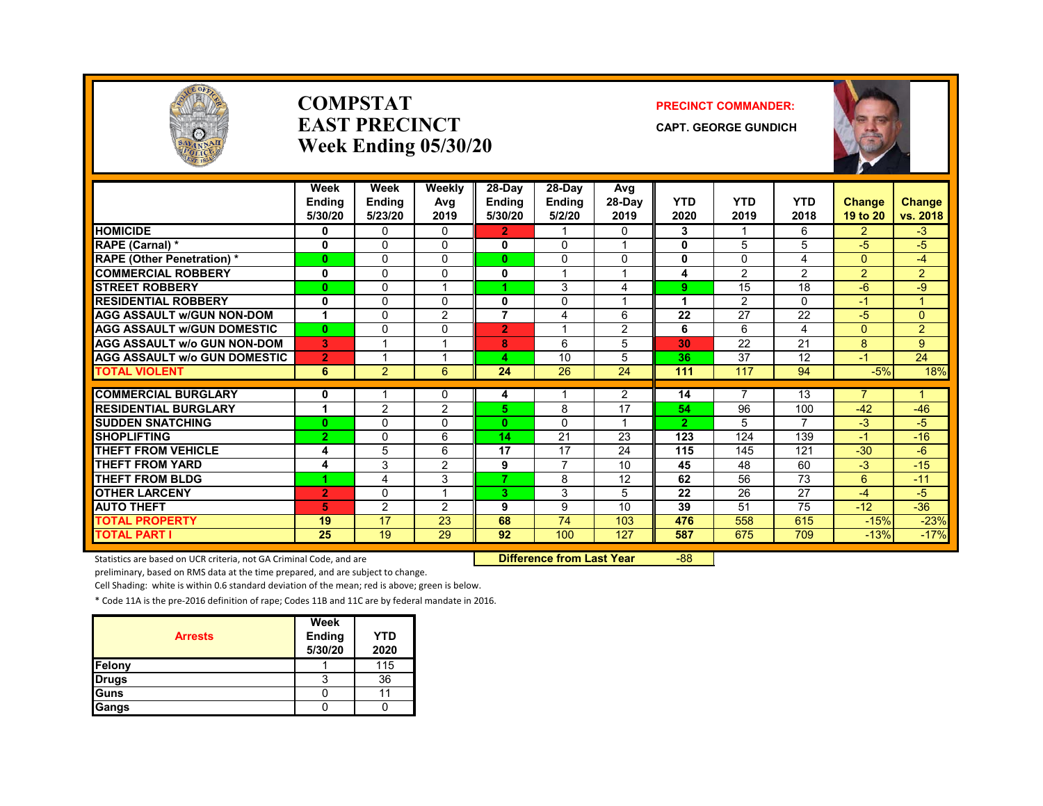# COMPSTAT
# EAST PRECINCT
# Week Ending 05/30/20

**PRECINCT COMMANDER:**

**CAPT. GEORGE GUNDICH**

| | Week Ending 5/30/20 | Week Ending 5/23/20 | Weekly Avg 2019 | 28-Day Ending 5/30/20 | 28-Day Ending 5/2/20 | Avg 28-Day 2019 | YTD 2020 | YTD 2019 | YTD 2018 | Change 19 to 20 | Change vs. 2018 |
|---|---|---|---|---|---|---|---|---|---|---|---|
| HOMICIDE | 0 | 0 | 0 | 2 | 1 | 0 | 3 | 1 | 6 | 2 | -3 |
| RAPE (Carnal) * | 0 | 0 | 0 | 0 | 0 | 1 | 0 | 5 | 5 | -5 | -5 |
| RAPE (Other Penetration) * | 0 | 0 | 0 | 0 | 0 | 0 | 0 | 0 | 4 | 0 | -4 |
| COMMERCIAL ROBBERY | 0 | 0 | 0 | 0 | 1 | 1 | 4 | 2 | 2 | 2 | 2 |
| STREET ROBBERY | 0 | 0 | 1 | 1 | 3 | 4 | 9 | 15 | 18 | -6 | -9 |
| RESIDENTIAL ROBBERY | 0 | 0 | 0 | 0 | 0 | 1 | 1 | 2 | 0 | -1 | 1 |
| AGG ASSAULT w/GUN NON-DOM | 1 | 0 | 2 | 7 | 4 | 6 | 22 | 27 | 22 | -5 | 0 |
| AGG ASSAULT w/GUN DOMESTIC | 0 | 0 | 0 | 2 | 1 | 2 | 6 | 6 | 4 | 0 | 2 |
| AGG ASSAULT w/o GUN NON-DOM | 3 | 1 | 1 | 8 | 6 | 5 | 30 | 22 | 21 | 8 | 9 |
| AGG ASSAULT w/o GUN DOMESTIC | 2 | 1 | 1 | 4 | 10 | 5 | 36 | 37 | 12 | -1 | 24 |
| TOTAL VIOLENT | 6 | 2 | 6 | 24 | 26 | 24 | 111 | 117 | 94 | -5% | 18% |
| COMMERCIAL BURGLARY | 0 | 1 | 0 | 4 | 1 | 2 | 14 | 7 | 13 | 7 | 1 |
| RESIDENTIAL BURGLARY | 1 | 2 | 2 | 5 | 8 | 17 | 54 | 96 | 100 | -42 | -46 |
| SUDDEN SNATCHING | 0 | 0 | 0 | 0 | 0 | 1 | 2 | 5 | 7 | -3 | -5 |
| SHOPLIFTING | 2 | 0 | 6 | 14 | 21 | 23 | 123 | 124 | 139 | -1 | -16 |
| THEFT FROM VEHICLE | 4 | 5 | 6 | 17 | 17 | 24 | 115 | 145 | 121 | -30 | -6 |
| THEFT FROM YARD | 4 | 3 | 2 | 9 | 7 | 10 | 45 | 48 | 60 | -3 | -15 |
| THEFT FROM BLDG | 1 | 4 | 3 | 7 | 8 | 12 | 62 | 56 | 73 | 6 | -11 |
| OTHER LARCENY | 2 | 0 | 1 | 3 | 3 | 5 | 22 | 26 | 27 | -4 | -5 |
| AUTO THEFT | 5 | 2 | 2 | 9 | 9 | 10 | 39 | 51 | 75 | -12 | -36 |
| TOTAL PROPERTY | 19 | 17 | 23 | 68 | 74 | 103 | 476 | 558 | 615 | -15% | -23% |
| TOTAL PART I | 25 | 19 | 29 | 92 | 100 | 127 | 587 | 675 | 709 | -13% | -17% |

Statistics are based on UCR criteria, not GA Criminal Code, and are preliminary, based on RMS data at the time prepared, and are subject to change.

**Difference from Last Year** -88

Cell Shading: white is within 0.6 standard deviation of the mean; red is above; green is below.

\* Code 11A is the pre-2016 definition of rape; Codes 11B and 11C are by federal mandate in 2016.

| Arrests | Week Ending 5/30/20 | YTD 2020 |
|---|---|---|
| Felony | 1 | 115 |
| Drugs | 3 | 36 |
| Guns | 0 | 11 |
| Gangs | 0 | 0 |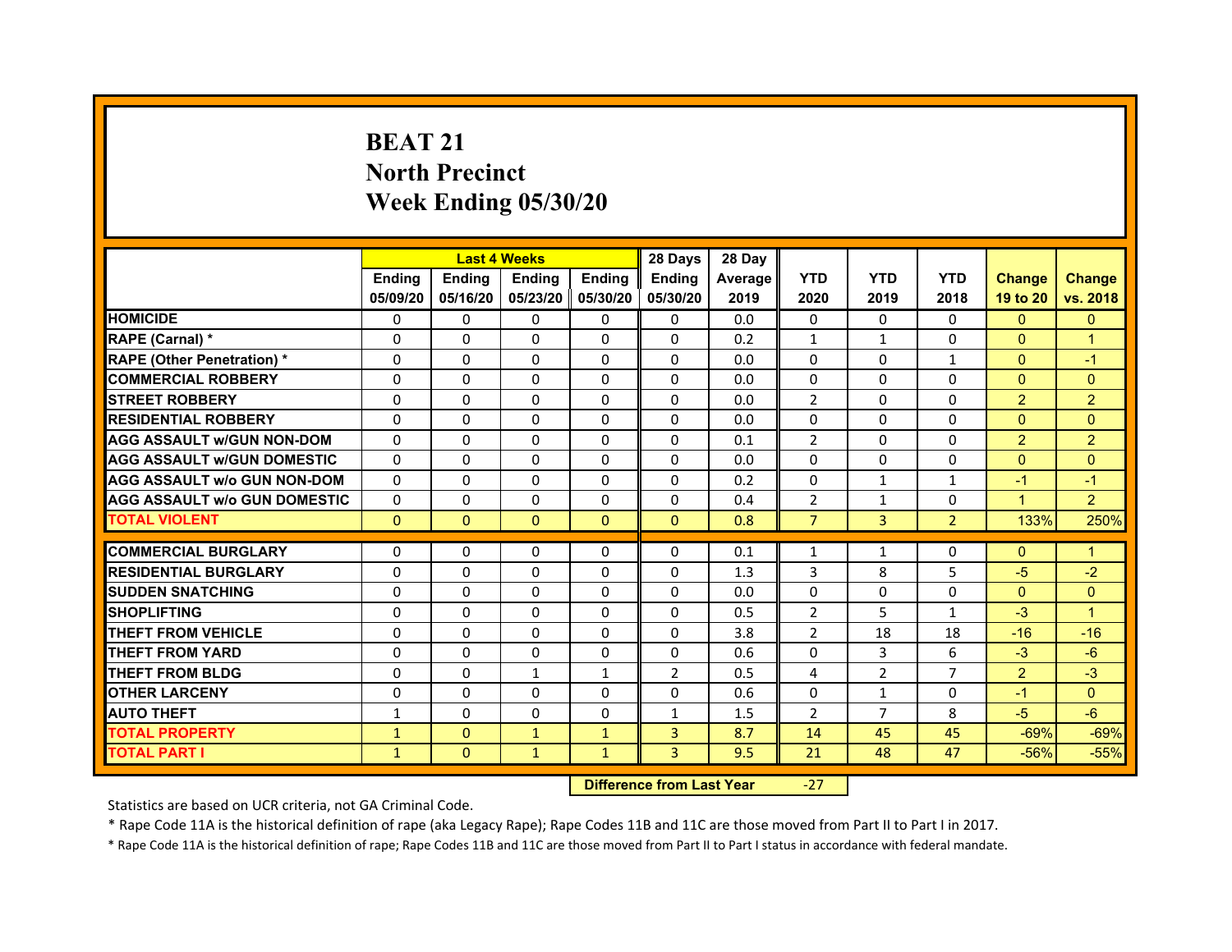# BEAT 21
# North Precinct
# Week Ending 05/30/20

| | Last 4 Weeks | | | | 28 Days | 28 Day | | | | | |
|---|---|---|---|---|---|---|---|---|---|---|---|
| | Ending 05/09/20 | Ending 05/16/20 | Ending 05/23/20 | Ending 05/30/20 | Ending 05/30/20 | Average 2019 | YTD 2020 | YTD 2019 | YTD 2018 | Change 19 to 20 | Change vs. 2018 |
| HOMICIDE | 0 | 0 | 0 | 0 | 0 | 0.0 | 0 | 0 | 0 | 0 | 0 |
| RAPE (Carnal) * | 0 | 0 | 0 | 0 | 0 | 0.2 | 1 | 1 | 0 | 0 | 1 |
| RAPE (Other Penetration) * | 0 | 0 | 0 | 0 | 0 | 0.0 | 0 | 0 | 1 | 0 | -1 |
| COMMERCIAL ROBBERY | 0 | 0 | 0 | 0 | 0 | 0.0 | 0 | 0 | 0 | 0 | 0 |
| STREET ROBBERY | 0 | 0 | 0 | 0 | 0 | 0.0 | 2 | 0 | 0 | 2 | 2 |
| RESIDENTIAL ROBBERY | 0 | 0 | 0 | 0 | 0 | 0.0 | 0 | 0 | 0 | 0 | 0 |
| AGG ASSAULT w/GUN NON-DOM | 0 | 0 | 0 | 0 | 0 | 0.1 | 2 | 0 | 0 | 2 | 2 |
| AGG ASSAULT w/GUN DOMESTIC | 0 | 0 | 0 | 0 | 0 | 0.0 | 0 | 0 | 0 | 0 | 0 |
| AGG ASSAULT w/o GUN NON-DOM | 0 | 0 | 0 | 0 | 0 | 0.2 | 0 | 1 | 1 | -1 | -1 |
| AGG ASSAULT w/o GUN DOMESTIC | 0 | 0 | 0 | 0 | 0 | 0.4 | 2 | 1 | 0 | 1 | 2 |
| TOTAL VIOLENT | 0 | 0 | 0 | 0 | 0 | 0.8 | 7 | 3 | 2 | 133% | 250% |
| COMMERCIAL BURGLARY | 0 | 0 | 0 | 0 | 0 | 0.1 | 1 | 1 | 0 | 0 | 1 |
| RESIDENTIAL BURGLARY | 0 | 0 | 0 | 0 | 0 | 1.3 | 3 | 8 | 5 | -5 | -2 |
| SUDDEN SNATCHING | 0 | 0 | 0 | 0 | 0 | 0.0 | 0 | 0 | 0 | 0 | 0 |
| SHOPLIFTING | 0 | 0 | 0 | 0 | 0 | 0.5 | 2 | 5 | 1 | -3 | 1 |
| THEFT FROM VEHICLE | 0 | 0 | 0 | 0 | 0 | 3.8 | 2 | 18 | 18 | -16 | -16 |
| THEFT FROM YARD | 0 | 0 | 0 | 0 | 0 | 0.6 | 0 | 3 | 6 | -3 | -6 |
| THEFT FROM BLDG | 0 | 0 | 1 | 1 | 2 | 0.5 | 4 | 2 | 7 | 2 | -3 |
| OTHER LARCENY | 0 | 0 | 0 | 0 | 0 | 0.6 | 0 | 1 | 0 | -1 | 0 |
| AUTO THEFT | 1 | 0 | 0 | 0 | 1 | 1.5 | 2 | 7 | 8 | -5 | -6 |
| TOTAL PROPERTY | 1 | 0 | 1 | 1 | 3 | 8.7 | 14 | 45 | 45 | -69% | -69% |
| TOTAL PART I | 1 | 0 | 1 | 1 | 3 | 9.5 | 21 | 48 | 47 | -56% | -55% |

| Difference from Last Year | -27 |
|---|---|

Statistics are based on UCR criteria, not GA Criminal Code.

* Rape Code 11A is the historical definition of rape (aka Legacy Rape); Rape Codes 11B and 11C are those moved from Part II to Part I in 2017.

* Rape Code 11A is the historical definition of rape; Rape Codes 11B and 11C are those moved from Part II to Part I status in accordance with federal mandate.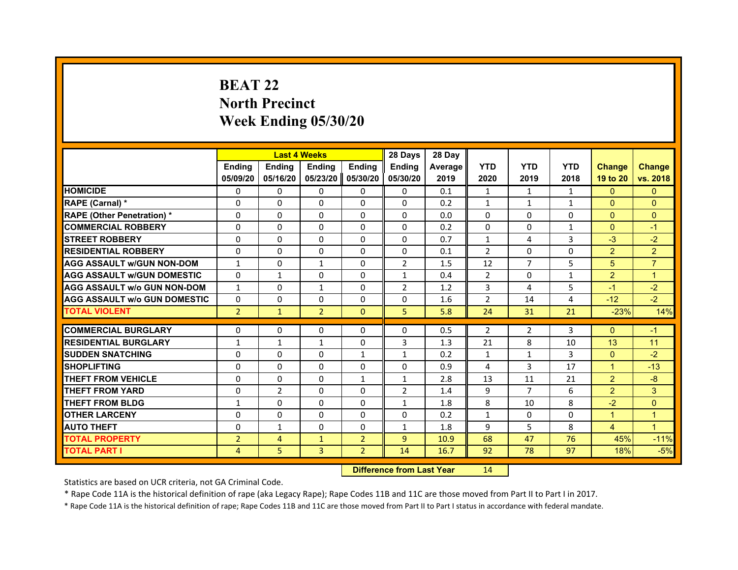# BEAT 22
# North Precinct
# Week Ending 05/30/20

| | Last 4 Weeks | | | | 28 Days | 28 Day | | | | | |
|---|---|---|---|---|---|---|---|---|---|---|---|
| | Ending 05/09/20 | Ending 05/16/20 | Ending 05/23/20 | Ending 05/30/20 | Ending 05/30/20 | Average 2019 | YTD 2020 | YTD 2019 | YTD 2018 | Change 19 to 20 | Change vs. 2018 |
| HOMICIDE | 0 | 0 | 0 | 0 | 0 | 0.1 | 1 | 1 | 1 | 0 | 0 |
| RAPE (Carnal) * | 0 | 0 | 0 | 0 | 0 | 0.2 | 1 | 1 | 1 | 0 | 0 |
| RAPE (Other Penetration) * | 0 | 0 | 0 | 0 | 0 | 0.0 | 0 | 0 | 0 | 0 | 0 |
| COMMERCIAL ROBBERY | 0 | 0 | 0 | 0 | 0 | 0.2 | 0 | 0 | 1 | 0 | -1 |
| STREET ROBBERY | 0 | 0 | 0 | 0 | 0 | 0.7 | 1 | 4 | 3 | -3 | -2 |
| RESIDENTIAL ROBBERY | 0 | 0 | 0 | 0 | 0 | 0.1 | 2 | 0 | 0 | 2 | 2 |
| AGG ASSAULT w/GUN NON-DOM | 1 | 0 | 1 | 0 | 2 | 1.5 | 12 | 7 | 5 | 5 | 7 |
| AGG ASSAULT w/GUN DOMESTIC | 0 | 1 | 0 | 0 | 1 | 0.4 | 2 | 0 | 1 | 2 | 1 |
| AGG ASSAULT w/o GUN NON-DOM | 1 | 0 | 1 | 0 | 2 | 1.2 | 3 | 4 | 5 | -1 | -2 |
| AGG ASSAULT w/o GUN DOMESTIC | 0 | 0 | 0 | 0 | 0 | 1.6 | 2 | 14 | 4 | -12 | -2 |
| TOTAL VIOLENT | 2 | 1 | 2 | 0 | 5 | 5.8 | 24 | 31 | 21 | -23% | 14% |
| COMMERCIAL BURGLARY | 0 | 0 | 0 | 0 | 0 | 0.5 | 2 | 2 | 3 | 0 | -1 |
| RESIDENTIAL BURGLARY | 1 | 1 | 1 | 0 | 3 | 1.3 | 21 | 8 | 10 | 13 | 11 |
| SUDDEN SNATCHING | 0 | 0 | 0 | 1 | 1 | 0.2 | 1 | 1 | 3 | 0 | -2 |
| SHOPLIFTING | 0 | 0 | 0 | 0 | 0 | 0.9 | 4 | 3 | 17 | 1 | -13 |
| THEFT FROM VEHICLE | 0 | 0 | 0 | 1 | 1 | 2.8 | 13 | 11 | 21 | 2 | -8 |
| THEFT FROM YARD | 0 | 2 | 0 | 0 | 2 | 1.4 | 9 | 7 | 6 | 2 | 3 |
| THEFT FROM BLDG | 1 | 0 | 0 | 0 | 1 | 1.8 | 8 | 10 | 8 | -2 | 0 |
| OTHER LARCENY | 0 | 0 | 0 | 0 | 0 | 0.2 | 1 | 0 | 0 | 1 | 1 |
| AUTO THEFT | 0 | 1 | 0 | 0 | 1 | 1.8 | 9 | 5 | 8 | 4 | 1 |
| TOTAL PROPERTY | 2 | 4 | 1 | 2 | 9 | 10.9 | 68 | 47 | 76 | 45% | -11% |
| TOTAL PART I | 4 | 5 | 3 | 2 | 14 | 16.7 | 92 | 78 | 97 | 18% | -5% |

**Difference from Last Year** 14

Statistics are based on UCR criteria, not GA Criminal Code.

* Rape Code 11A is the historical definition of rape (aka Legacy Rape); Rape Codes 11B and 11C are those moved from Part II to Part I in 2017.

* Rape Code 11A is the historical definition of rape; Rape Codes 11B and 11C are those moved from Part II to Part I status in accordance with federal mandate.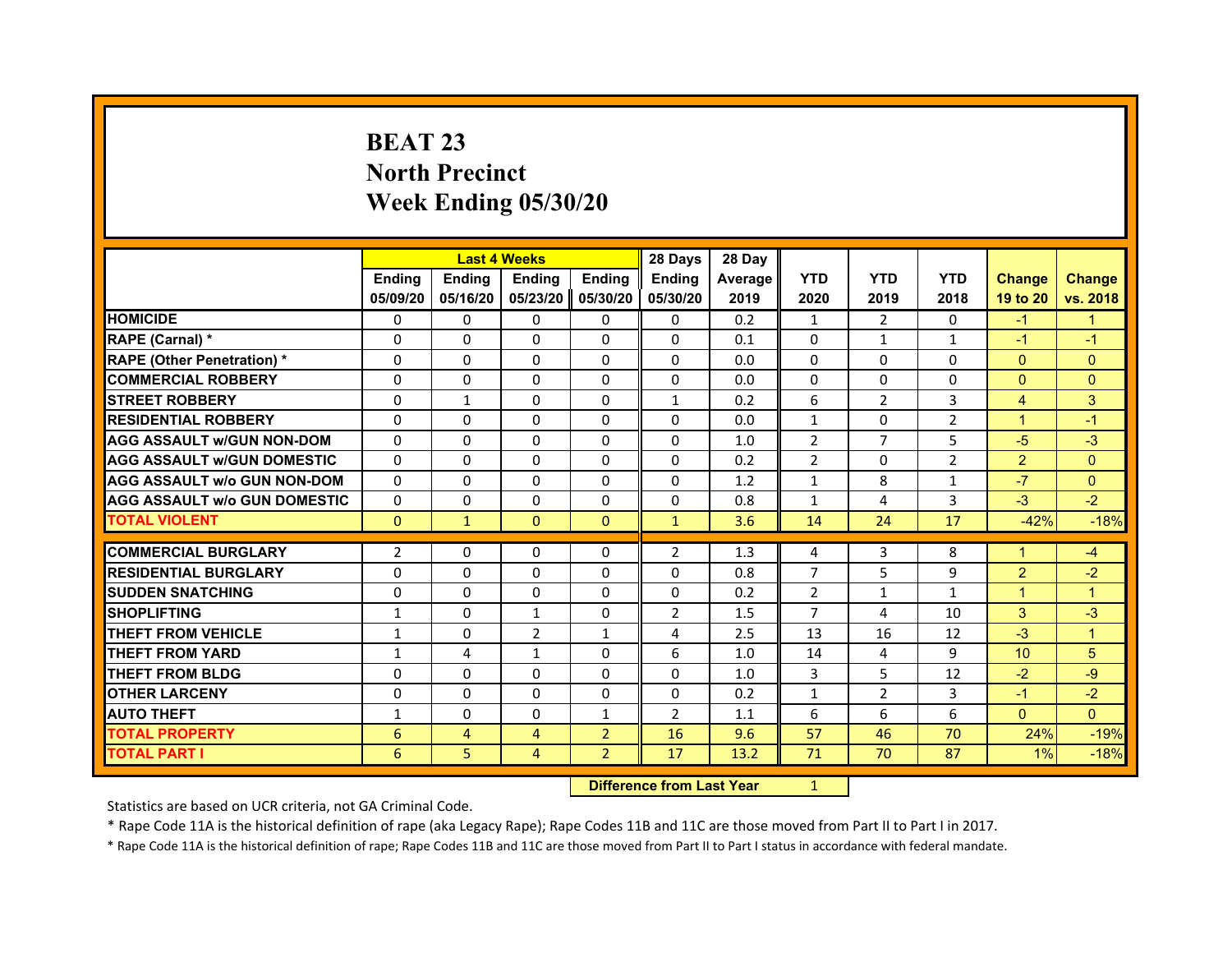# BEAT 23
## North Precinct
## Week Ending 05/30/20

| | Last 4 Weeks | | | | 28 Days | 28 Day | | | | | |
|---|---|---|---|---|---|---|---|---|---|---|---|
| | Ending 05/09/20 | Ending 05/16/20 | Ending 05/23/20 | Ending 05/30/20 | Ending 05/30/20 | Average 2019 | YTD 2020 | YTD 2019 | YTD 2018 | Change 19 to 20 | Change vs. 2018 |
| HOMICIDE | 0 | 0 | 0 | 0 | 0 | 0.2 | 1 | 2 | 0 | -1 | 1 |
| RAPE (Carnal) * | 0 | 0 | 0 | 0 | 0 | 0.1 | 0 | 1 | 1 | -1 | -1 |
| RAPE (Other Penetration) * | 0 | 0 | 0 | 0 | 0 | 0.0 | 0 | 0 | 0 | 0 | 0 |
| COMMERCIAL ROBBERY | 0 | 0 | 0 | 0 | 0 | 0.0 | 0 | 0 | 0 | 0 | 0 |
| STREET ROBBERY | 0 | 1 | 0 | 0 | 1 | 0.2 | 6 | 2 | 3 | 4 | 3 |
| RESIDENTIAL ROBBERY | 0 | 0 | 0 | 0 | 0 | 0.0 | 1 | 0 | 2 | 1 | -1 |
| AGG ASSAULT w/GUN NON-DOM | 0 | 0 | 0 | 0 | 0 | 1.0 | 2 | 7 | 5 | -5 | -3 |
| AGG ASSAULT w/GUN DOMESTIC | 0 | 0 | 0 | 0 | 0 | 0.2 | 2 | 0 | 2 | 2 | 0 |
| AGG ASSAULT w/o GUN NON-DOM | 0 | 0 | 0 | 0 | 0 | 1.2 | 1 | 8 | 1 | -7 | 0 |
| AGG ASSAULT w/o GUN DOMESTIC | 0 | 0 | 0 | 0 | 0 | 0.8 | 1 | 4 | 3 | -3 | -2 |
| TOTAL VIOLENT | 0 | 1 | 0 | 0 | 1 | 3.6 | 14 | 24 | 17 | -42% | -18% |
| COMMERCIAL BURGLARY | 2 | 0 | 0 | 0 | 2 | 1.3 | 4 | 3 | 8 | 1 | -4 |
| RESIDENTIAL BURGLARY | 0 | 0 | 0 | 0 | 0 | 0.8 | 7 | 5 | 9 | 2 | -2 |
| SUDDEN SNATCHING | 0 | 0 | 0 | 0 | 0 | 0.2 | 2 | 1 | 1 | 1 | 1 |
| SHOPLIFTING | 1 | 0 | 1 | 0 | 2 | 1.5 | 7 | 4 | 10 | 3 | -3 |
| THEFT FROM VEHICLE | 1 | 0 | 2 | 1 | 4 | 2.5 | 13 | 16 | 12 | -3 | 1 |
| THEFT FROM YARD | 1 | 4 | 1 | 0 | 6 | 1.0 | 14 | 4 | 9 | 10 | 5 |
| THEFT FROM BLDG | 0 | 0 | 0 | 0 | 0 | 1.0 | 3 | 5 | 12 | -2 | -9 |
| OTHER LARCENY | 0 | 0 | 0 | 0 | 0 | 0.2 | 1 | 2 | 3 | -1 | -2 |
| AUTO THEFT | 1 | 0 | 0 | 1 | 2 | 1.1 | 6 | 6 | 6 | 0 | 0 |
| TOTAL PROPERTY | 6 | 4 | 4 | 2 | 16 | 9.6 | 57 | 46 | 70 | 24% | -19% |
| TOTAL PART I | 6 | 5 | 4 | 2 | 17 | 13.2 | 71 | 70 | 87 | 1% | -18% |

**Difference from Last Year**: 1

Statistics are based on UCR criteria, not GA Criminal Code.

* Rape Code 11A is the historical definition of rape (aka Legacy Rape); Rape Codes 11B and 11C are those moved from Part II to Part I in 2017.

* Rape Code 11A is the historical definition of rape; Rape Codes 11B and 11C are those moved from Part II to Part I status in accordance with federal mandate.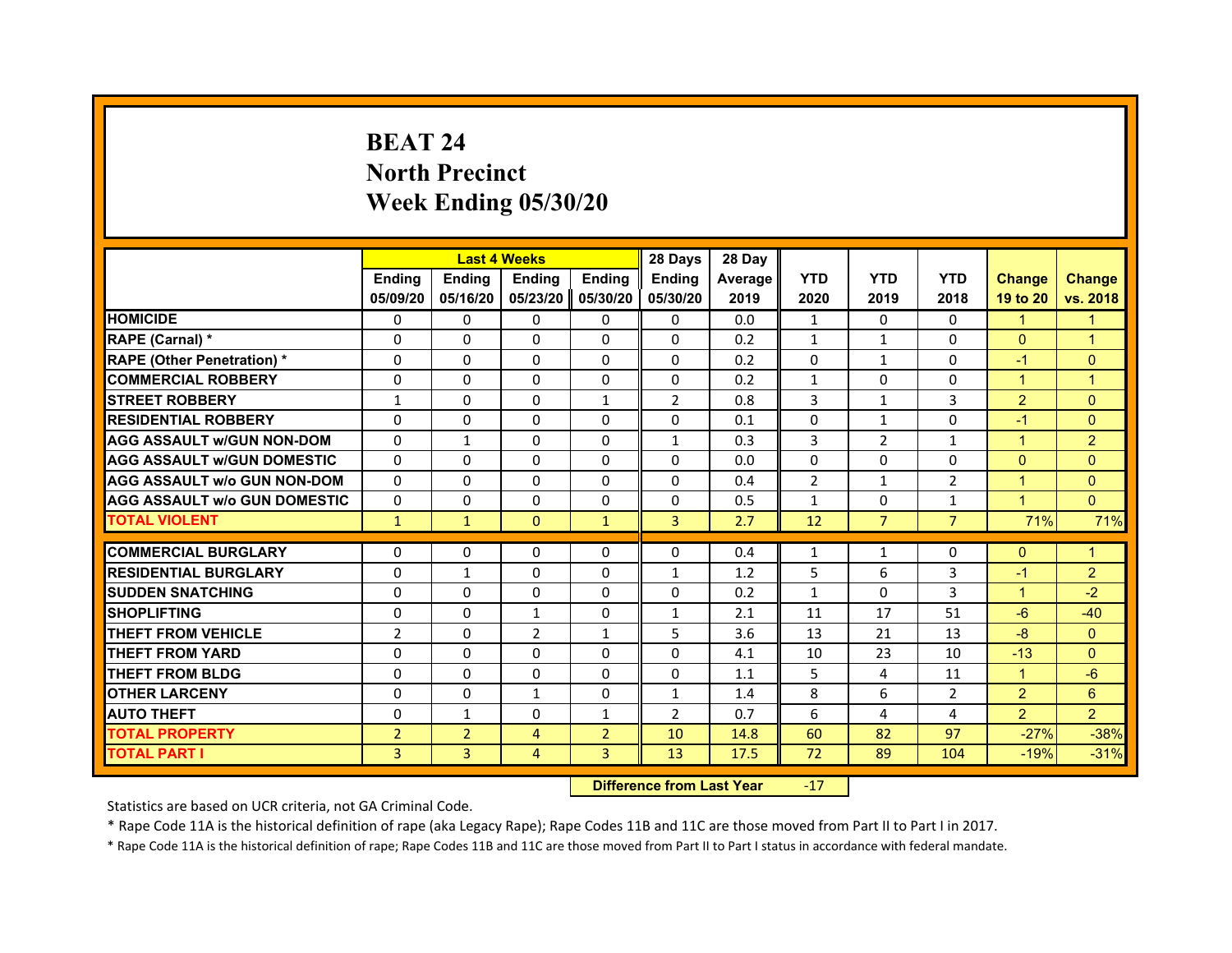# BEAT 24
## North Precinct
## Week Ending 05/30/20

| | Last 4 Weeks | | | | 28 Days | 28 Day | | | | | |
|---|---|---|---|---|---|---|---|---|---|---|---|
| | Ending 05/09/20 | Ending 05/16/20 | Ending 05/23/20 | Ending 05/30/20 | Ending 05/30/20 | Average 2019 | YTD 2020 | YTD 2019 | YTD 2018 | Change 19 to 20 | Change vs. 2018 |
| HOMICIDE | 0 | 0 | 0 | 0 | 0 | 0.0 | 1 | 0 | 0 | 1 | 1 |
| RAPE (Carnal) * | 0 | 0 | 0 | 0 | 0 | 0.2 | 1 | 1 | 0 | 0 | 1 |
| RAPE (Other Penetration) * | 0 | 0 | 0 | 0 | 0 | 0.2 | 0 | 1 | 0 | -1 | 0 |
| COMMERCIAL ROBBERY | 0 | 0 | 0 | 0 | 0 | 0.2 | 1 | 0 | 0 | 1 | 1 |
| STREET ROBBERY | 1 | 0 | 0 | 1 | 2 | 0.8 | 3 | 1 | 3 | 2 | 0 |
| RESIDENTIAL ROBBERY | 0 | 0 | 0 | 0 | 0 | 0.1 | 0 | 1 | 0 | -1 | 0 |
| AGG ASSAULT w/GUN NON-DOM | 0 | 1 | 0 | 0 | 1 | 0.3 | 3 | 2 | 1 | 1 | 2 |
| AGG ASSAULT w/GUN DOMESTIC | 0 | 0 | 0 | 0 | 0 | 0.0 | 0 | 0 | 0 | 0 | 0 |
| AGG ASSAULT w/o GUN NON-DOM | 0 | 0 | 0 | 0 | 0 | 0.4 | 2 | 1 | 2 | 1 | 0 |
| AGG ASSAULT w/o GUN DOMESTIC | 0 | 0 | 0 | 0 | 0 | 0.5 | 1 | 0 | 1 | 1 | 0 |
| TOTAL VIOLENT | 1 | 1 | 0 | 1 | 3 | 2.7 | 12 | 7 | 7 | 71% | 71% |
| COMMERCIAL BURGLARY | 0 | 0 | 0 | 0 | 0 | 0.4 | 1 | 1 | 0 | 0 | 1 |
| RESIDENTIAL BURGLARY | 0 | 1 | 0 | 0 | 1 | 1.2 | 5 | 6 | 3 | -1 | 2 |
| SUDDEN SNATCHING | 0 | 0 | 0 | 0 | 0 | 0.2 | 1 | 0 | 3 | 1 | -2 |
| SHOPLIFTING | 0 | 0 | 1 | 0 | 1 | 2.1 | 11 | 17 | 51 | -6 | -40 |
| THEFT FROM VEHICLE | 2 | 0 | 2 | 1 | 5 | 3.6 | 13 | 21 | 13 | -8 | 0 |
| THEFT FROM YARD | 0 | 0 | 0 | 0 | 0 | 4.1 | 10 | 23 | 10 | -13 | 0 |
| THEFT FROM BLDG | 0 | 0 | 0 | 0 | 0 | 1.1 | 5 | 4 | 11 | 1 | -6 |
| OTHER LARCENY | 0 | 0 | 1 | 0 | 1 | 1.4 | 8 | 6 | 2 | 2 | 6 |
| AUTO THEFT | 0 | 1 | 0 | 1 | 2 | 0.7 | 6 | 4 | 4 | 2 | 2 |
| TOTAL PROPERTY | 2 | 2 | 4 | 2 | 10 | 14.8 | 60 | 82 | 97 | -27% | -38% |
| TOTAL PART I | 3 | 3 | 4 | 3 | 13 | 17.5 | 72 | 89 | 104 | -19% | -31% |

**Difference from Last Year** -17

Statistics are based on UCR criteria, not GA Criminal Code.

* Rape Code 11A is the historical definition of rape (aka Legacy Rape); Rape Codes 11B and 11C are those moved from Part II to Part I in 2017.

* Rape Code 11A is the historical definition of rape; Rape Codes 11B and 11C are those moved from Part II to Part I status in accordance with federal mandate.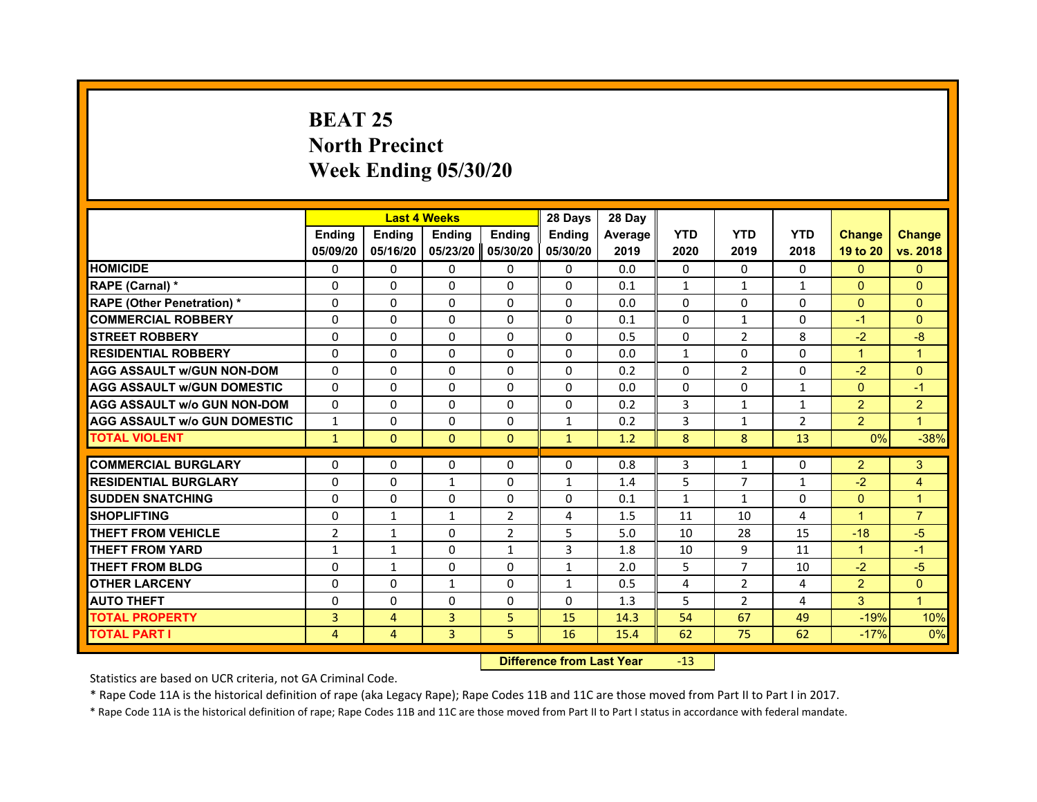# BEAT 25
## North Precinct
## Week Ending 05/30/20

| | Last 4 Weeks | | | | 28 Days | 28 Day | | | | | |
|---|---|---|---|---|---|---|---|---|---|---|---|
| | Ending 05/09/20 | Ending 05/16/20 | Ending 05/23/20 | Ending 05/30/20 | Ending 05/30/20 | Average 2019 | YTD 2020 | YTD 2019 | YTD 2018 | Change 19 to 20 | Change vs. 2018 |
| HOMICIDE | 0 | 0 | 0 | 0 | 0 | 0.0 | 0 | 0 | 0 | 0 | 0 |
| RAPE (Carnal) * | 0 | 0 | 0 | 0 | 0 | 0.1 | 1 | 1 | 1 | 0 | 0 |
| RAPE (Other Penetration) * | 0 | 0 | 0 | 0 | 0 | 0.0 | 0 | 0 | 0 | 0 | 0 |
| COMMERCIAL ROBBERY | 0 | 0 | 0 | 0 | 0 | 0.1 | 0 | 1 | 0 | -1 | 0 |
| STREET ROBBERY | 0 | 0 | 0 | 0 | 0 | 0.5 | 0 | 2 | 8 | -2 | -8 |
| RESIDENTIAL ROBBERY | 0 | 0 | 0 | 0 | 0 | 0.0 | 1 | 0 | 0 | 1 | 1 |
| AGG ASSAULT w/GUN NON-DOM | 0 | 0 | 0 | 0 | 0 | 0.2 | 0 | 2 | 0 | -2 | 0 |
| AGG ASSAULT w/GUN DOMESTIC | 0 | 0 | 0 | 0 | 0 | 0.0 | 0 | 0 | 1 | 0 | -1 |
| AGG ASSAULT w/o GUN NON-DOM | 0 | 0 | 0 | 0 | 0 | 0.2 | 3 | 1 | 1 | 2 | 2 |
| AGG ASSAULT w/o GUN DOMESTIC | 1 | 0 | 0 | 0 | 1 | 0.2 | 3 | 1 | 2 | 2 | 1 |
| TOTAL VIOLENT | 1 | 0 | 0 | 0 | 1 | 1.2 | 8 | 8 | 13 | 0% | -38% |
| COMMERCIAL BURGLARY | 0 | 0 | 0 | 0 | 0 | 0.8 | 3 | 1 | 0 | 2 | 3 |
| RESIDENTIAL BURGLARY | 0 | 0 | 1 | 0 | 1 | 1.4 | 5 | 7 | 1 | -2 | 4 |
| SUDDEN SNATCHING | 0 | 0 | 0 | 0 | 0 | 0.1 | 1 | 1 | 0 | 0 | 1 |
| SHOPLIFTING | 0 | 1 | 1 | 2 | 4 | 1.5 | 11 | 10 | 4 | 1 | 7 |
| THEFT FROM VEHICLE | 2 | 1 | 0 | 2 | 5 | 5.0 | 10 | 28 | 15 | -18 | -5 |
| THEFT FROM YARD | 1 | 1 | 0 | 1 | 3 | 1.8 | 10 | 9 | 11 | 1 | -1 |
| THEFT FROM BLDG | 0 | 1 | 0 | 0 | 1 | 2.0 | 5 | 7 | 10 | -2 | -5 |
| OTHER LARCENY | 0 | 0 | 1 | 0 | 1 | 0.5 | 4 | 2 | 4 | 2 | 0 |
| AUTO THEFT | 0 | 0 | 0 | 0 | 0 | 1.3 | 5 | 2 | 4 | 3 | 1 |
| TOTAL PROPERTY | 3 | 4 | 3 | 5 | 15 | 14.3 | 54 | 67 | 49 | -19% | 10% |
| TOTAL PART I | 4 | 4 | 3 | 5 | 16 | 15.4 | 62 | 75 | 62 | -17% | 0% |

**Difference from Last Year** -13

Statistics are based on UCR criteria, not GA Criminal Code.

* Rape Code 11A is the historical definition of rape (aka Legacy Rape); Rape Codes 11B and 11C are those moved from Part II to Part I in 2017.

* Rape Code 11A is the historical definition of rape; Rape Codes 11B and 11C are those moved from Part II to Part I status in accordance with federal mandate.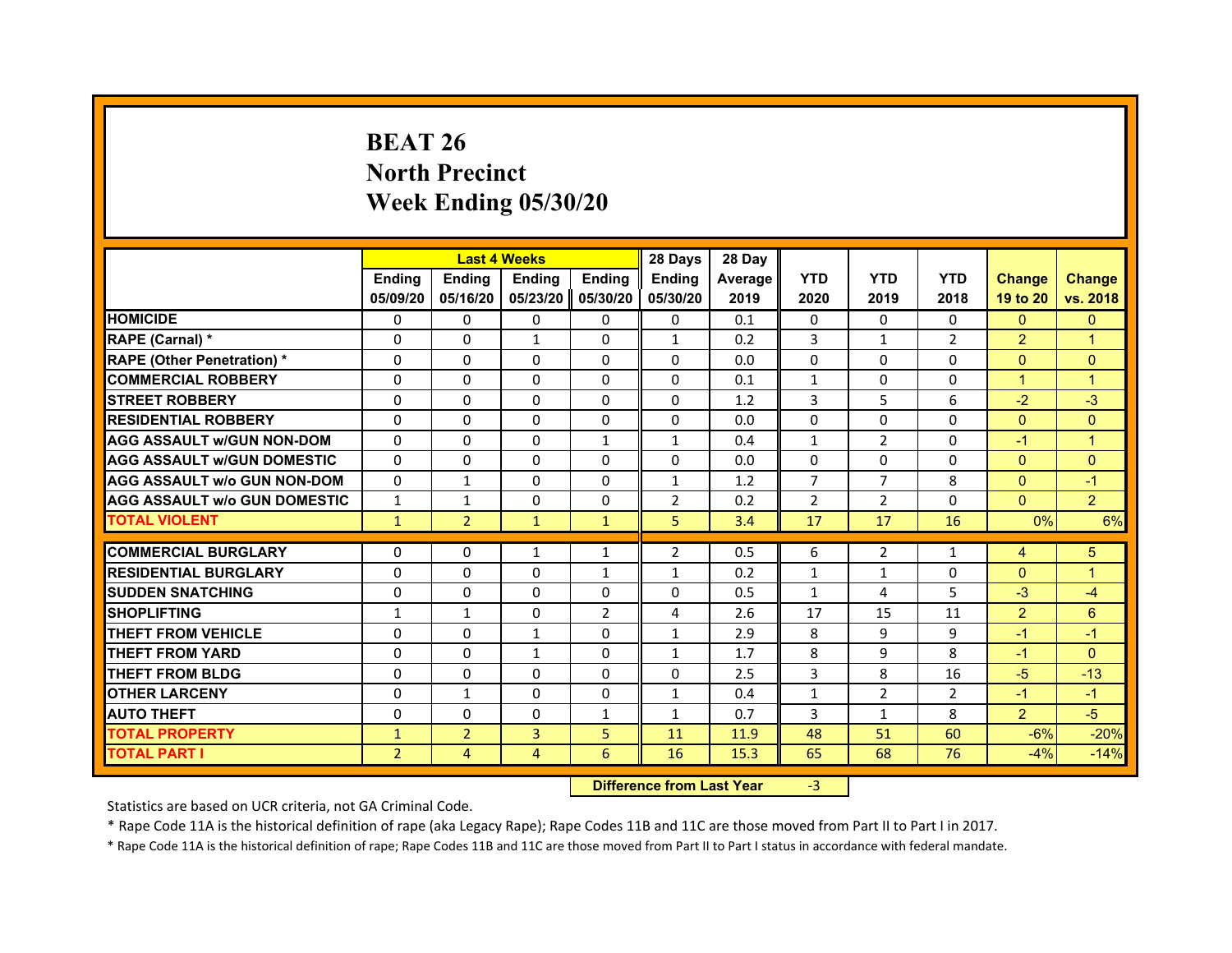# BEAT 26
# North Precinct
# Week Ending 05/30/20

| | Last 4 Weeks | | | | 28 Days | 28 Day | | | | | |
|---|---|---|---|---|---|---|---|---|---|---|---|
| | Ending 05/09/20 | Ending 05/16/20 | Ending 05/23/20 | Ending 05/30/20 | Ending 05/30/20 | Average 2019 | YTD 2020 | YTD 2019 | YTD 2018 | Change 19 to 20 | Change vs. 2018 |
| HOMICIDE | 0 | 0 | 0 | 0 | 0 | 0.1 | 0 | 0 | 0 | 0 | 0 |
| RAPE (Carnal) * | 0 | 0 | 1 | 0 | 1 | 0.2 | 3 | 1 | 2 | 2 | 1 |
| RAPE (Other Penetration) * | 0 | 0 | 0 | 0 | 0 | 0.0 | 0 | 0 | 0 | 0 | 0 |
| COMMERCIAL ROBBERY | 0 | 0 | 0 | 0 | 0 | 0.1 | 1 | 0 | 0 | 1 | 1 |
| STREET ROBBERY | 0 | 0 | 0 | 0 | 0 | 1.2 | 3 | 5 | 6 | -2 | -3 |
| RESIDENTIAL ROBBERY | 0 | 0 | 0 | 0 | 0 | 0.0 | 0 | 0 | 0 | 0 | 0 |
| AGG ASSAULT w/GUN NON-DOM | 0 | 0 | 0 | 1 | 1 | 0.4 | 1 | 2 | 0 | -1 | 1 |
| AGG ASSAULT w/GUN DOMESTIC | 0 | 0 | 0 | 0 | 0 | 0.0 | 0 | 0 | 0 | 0 | 0 |
| AGG ASSAULT w/o GUN NON-DOM | 0 | 1 | 0 | 0 | 1 | 1.2 | 7 | 7 | 8 | 0 | -1 |
| AGG ASSAULT w/o GUN DOMESTIC | 1 | 1 | 0 | 0 | 2 | 0.2 | 2 | 2 | 0 | 0 | 2 |
| TOTAL VIOLENT | 1 | 2 | 1 | 1 | 5 | 3.4 | 17 | 17 | 16 | 0% | 6% |
| COMMERCIAL BURGLARY | 0 | 0 | 1 | 1 | 2 | 0.5 | 6 | 2 | 1 | 4 | 5 |
| RESIDENTIAL BURGLARY | 0 | 0 | 0 | 1 | 1 | 0.2 | 1 | 1 | 0 | 0 | 1 |
| SUDDEN SNATCHING | 0 | 0 | 0 | 0 | 0 | 0.5 | 1 | 4 | 5 | -3 | -4 |
| SHOPLIFTING | 1 | 1 | 0 | 2 | 4 | 2.6 | 17 | 15 | 11 | 2 | 6 |
| THEFT FROM VEHICLE | 0 | 0 | 1 | 0 | 1 | 2.9 | 8 | 9 | 9 | -1 | -1 |
| THEFT FROM YARD | 0 | 0 | 1 | 0 | 1 | 1.7 | 8 | 9 | 8 | -1 | 0 |
| THEFT FROM BLDG | 0 | 0 | 0 | 0 | 0 | 2.5 | 3 | 8 | 16 | -5 | -13 |
| OTHER LARCENY | 0 | 1 | 0 | 0 | 1 | 0.4 | 1 | 2 | 2 | -1 | -1 |
| AUTO THEFT | 0 | 0 | 0 | 1 | 1 | 0.7 | 3 | 1 | 8 | 2 | -5 |
| TOTAL PROPERTY | 1 | 2 | 3 | 5 | 11 | 11.9 | 48 | 51 | 60 | -6% | -20% |
| TOTAL PART I | 2 | 4 | 4 | 6 | 16 | 15.3 | 65 | 68 | 76 | -4% | -14% |

**Difference from Last Year** -3

Statistics are based on UCR criteria, not GA Criminal Code.

* Rape Code 11A is the historical definition of rape (aka Legacy Rape); Rape Codes 11B and 11C are those moved from Part II to Part I in 2017.

* Rape Code 11A is the historical definition of rape; Rape Codes 11B and 11C are those moved from Part II to Part I status in accordance with federal mandate.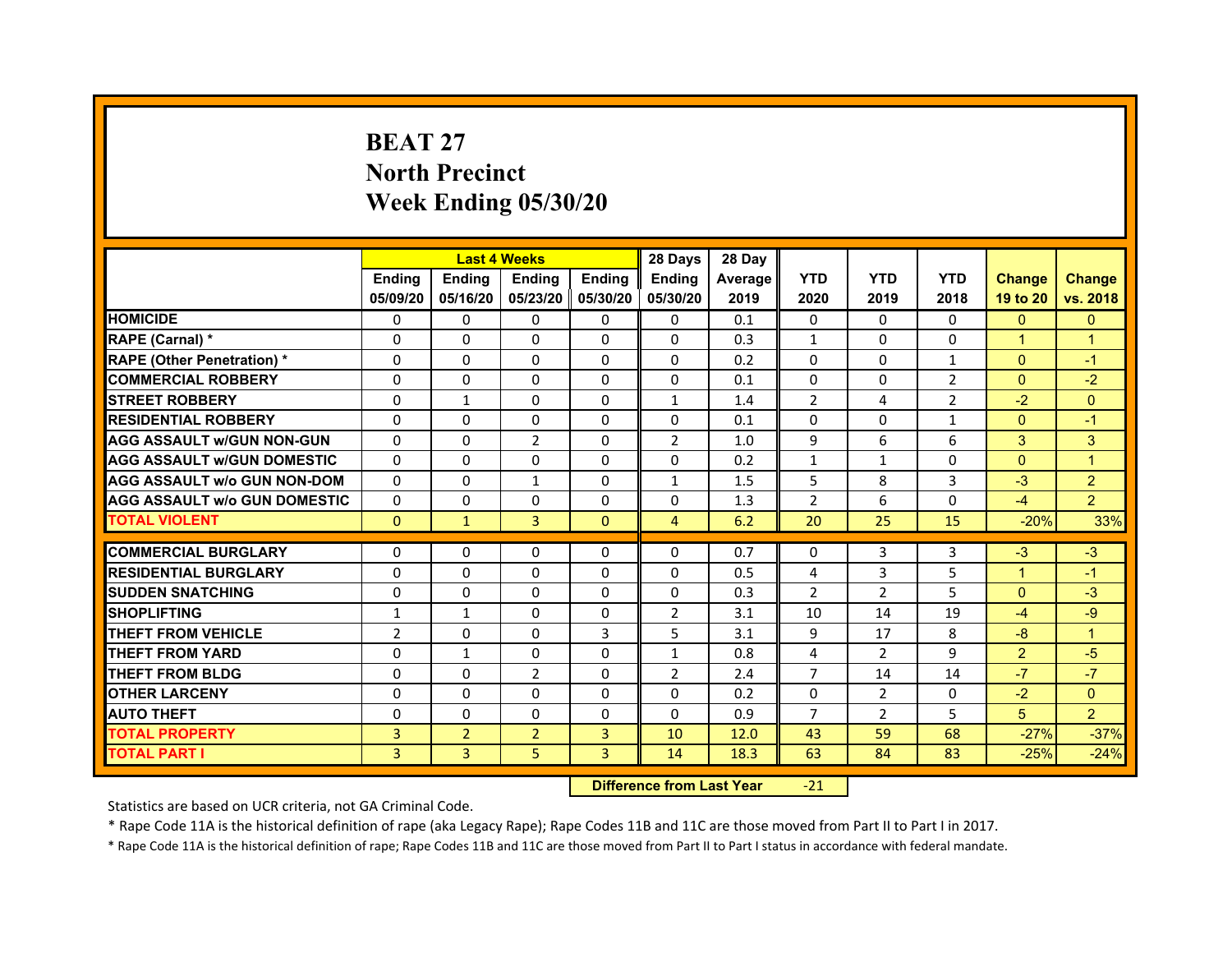# BEAT 27
# North Precinct
# Week Ending 05/30/20

| | Last 4 Weeks | | | | 28 Days | 28 Day | | | | | |
|---|---|---|---|---|---|---|---|---|---|---|---|
| | Ending 05/09/20 | Ending 05/16/20 | Ending 05/23/20 | Ending 05/30/20 | Ending 05/30/20 | Average 2019 | YTD 2020 | YTD 2019 | YTD 2018 | Change 19 to 20 | Change vs. 2018 |
| HOMICIDE | 0 | 0 | 0 | 0 | 0 | 0.1 | 0 | 0 | 0 | 0 | 0 |
| RAPE (Carnal) * | 0 | 0 | 0 | 0 | 0 | 0.3 | 1 | 0 | 0 | 1 | 1 |
| RAPE (Other Penetration) * | 0 | 0 | 0 | 0 | 0 | 0.2 | 0 | 0 | 1 | 0 | -1 |
| COMMERCIAL ROBBERY | 0 | 0 | 0 | 0 | 0 | 0.1 | 0 | 0 | 2 | 0 | -2 |
| STREET ROBBERY | 0 | 1 | 0 | 0 | 1 | 1.4 | 2 | 4 | 2 | -2 | 0 |
| RESIDENTIAL ROBBERY | 0 | 0 | 0 | 0 | 0 | 0.1 | 0 | 0 | 1 | 0 | -1 |
| AGG ASSAULT w/GUN NON-GUN | 0 | 0 | 2 | 0 | 2 | 1.0 | 9 | 6 | 6 | 3 | 3 |
| AGG ASSAULT w/GUN DOMESTIC | 0 | 0 | 0 | 0 | 0 | 0.2 | 1 | 1 | 0 | 0 | 1 |
| AGG ASSAULT w/o GUN NON-DOM | 0 | 0 | 1 | 0 | 1 | 1.5 | 5 | 8 | 3 | -3 | 2 |
| AGG ASSAULT w/o GUN DOMESTIC | 0 | 0 | 0 | 0 | 0 | 1.3 | 2 | 6 | 0 | -4 | 2 |
| TOTAL VIOLENT | 0 | 1 | 3 | 0 | 4 | 6.2 | 20 | 25 | 15 | -20% | 33% |
| COMMERCIAL BURGLARY | 0 | 0 | 0 | 0 | 0 | 0.7 | 0 | 3 | 3 | -3 | -3 |
| RESIDENTIAL BURGLARY | 0 | 0 | 0 | 0 | 0 | 0.5 | 4 | 3 | 5 | 1 | -1 |
| SUDDEN SNATCHING | 0 | 0 | 0 | 0 | 0 | 0.3 | 2 | 2 | 5 | 0 | -3 |
| SHOPLIFTING | 1 | 1 | 0 | 0 | 2 | 3.1 | 10 | 14 | 19 | -4 | -9 |
| THEFT FROM VEHICLE | 2 | 0 | 0 | 3 | 5 | 3.1 | 9 | 17 | 8 | -8 | 1 |
| THEFT FROM YARD | 0 | 1 | 0 | 0 | 1 | 0.8 | 4 | 2 | 9 | 2 | -5 |
| THEFT FROM BLDG | 0 | 0 | 2 | 0 | 2 | 2.4 | 7 | 14 | 14 | -7 | -7 |
| OTHER LARCENY | 0 | 0 | 0 | 0 | 0 | 0.2 | 0 | 2 | 0 | -2 | 0 |
| AUTO THEFT | 0 | 0 | 0 | 0 | 0 | 0.9 | 7 | 2 | 5 | 5 | 2 |
| TOTAL PROPERTY | 3 | 2 | 2 | 3 | 10 | 12.0 | 43 | 59 | 68 | -27% | -37% |
| TOTAL PART I | 3 | 3 | 5 | 3 | 14 | 18.3 | 63 | 84 | 83 | -25% | -24% |

**Difference from Last Year** -21

Statistics are based on UCR criteria, not GA Criminal Code.

* Rape Code 11A is the historical definition of rape (aka Legacy Rape); Rape Codes 11B and 11C are those moved from Part II to Part I in 2017.

* Rape Code 11A is the historical definition of rape; Rape Codes 11B and 11C are those moved from Part II to Part I status in accordance with federal mandate.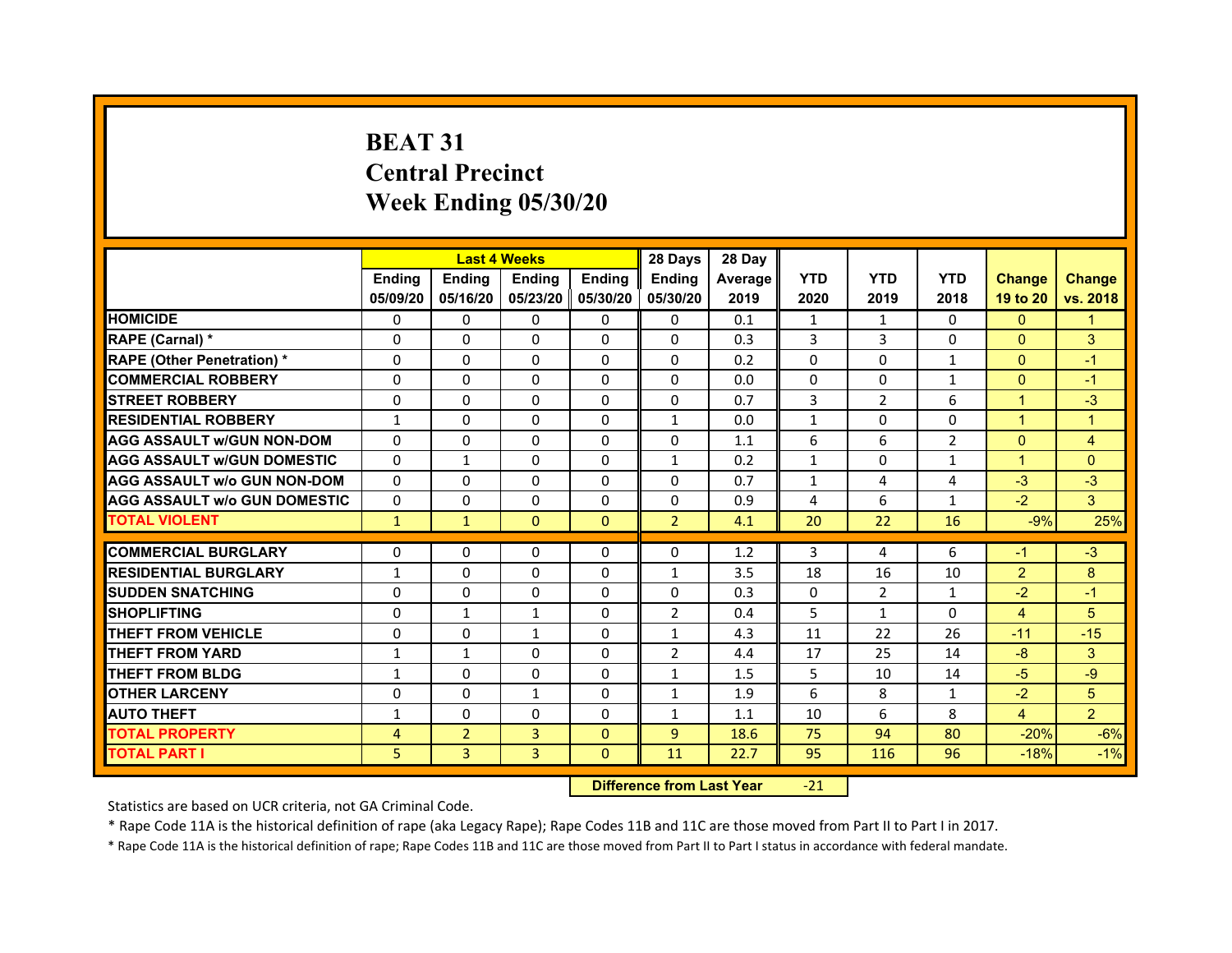# BEAT 31
## Central Precinct
## Week Ending 05/30/20

| | Last 4 Weeks | | | | 28 Days | 28 Day | | | | | |
|---|---|---|---|---|---|---|---|---|---|---|---|
| | Ending 05/09/20 | Ending 05/16/20 | Ending 05/23/20 | Ending 05/30/20 | Ending 05/30/20 | Average 2019 | YTD 2020 | YTD 2019 | YTD 2018 | Change 19 to 20 | Change vs. 2018 |
| HOMICIDE | 0 | 0 | 0 | 0 | 0 | 0.1 | 1 | 1 | 0 | 0 | 1 |
| RAPE (Carnal) * | 0 | 0 | 0 | 0 | 0 | 0.3 | 3 | 3 | 0 | 0 | 3 |
| RAPE (Other Penetration) * | 0 | 0 | 0 | 0 | 0 | 0.2 | 0 | 0 | 1 | 0 | -1 |
| COMMERCIAL ROBBERY | 0 | 0 | 0 | 0 | 0 | 0.0 | 0 | 0 | 1 | 0 | -1 |
| STREET ROBBERY | 0 | 0 | 0 | 0 | 0 | 0.7 | 3 | 2 | 6 | 1 | -3 |
| RESIDENTIAL ROBBERY | 1 | 0 | 0 | 0 | 1 | 0.0 | 1 | 0 | 0 | 1 | 1 |
| AGG ASSAULT w/GUN NON-DOM | 0 | 0 | 0 | 0 | 0 | 1.1 | 6 | 6 | 2 | 0 | 4 |
| AGG ASSAULT w/GUN DOMESTIC | 0 | 1 | 0 | 0 | 1 | 0.2 | 1 | 0 | 1 | 1 | 0 |
| AGG ASSAULT w/o GUN NON-DOM | 0 | 0 | 0 | 0 | 0 | 0.7 | 1 | 4 | 4 | -3 | -3 |
| AGG ASSAULT w/o GUN DOMESTIC | 0 | 0 | 0 | 0 | 0 | 0.9 | 4 | 6 | 1 | -2 | 3 |
| TOTAL VIOLENT | 1 | 1 | 0 | 0 | 2 | 4.1 | 20 | 22 | 16 | -9% | 25% |
| COMMERCIAL BURGLARY | 0 | 0 | 0 | 0 | 0 | 1.2 | 3 | 4 | 6 | -1 | -3 |
| RESIDENTIAL BURGLARY | 1 | 0 | 0 | 0 | 1 | 3.5 | 18 | 16 | 10 | 2 | 8 |
| SUDDEN SNATCHING | 0 | 0 | 0 | 0 | 0 | 0.3 | 0 | 2 | 1 | -2 | -1 |
| SHOPLIFTING | 0 | 1 | 1 | 0 | 2 | 0.4 | 5 | 1 | 0 | 4 | 5 |
| THEFT FROM VEHICLE | 0 | 0 | 1 | 0 | 1 | 4.3 | 11 | 22 | 26 | -11 | -15 |
| THEFT FROM YARD | 1 | 1 | 0 | 0 | 2 | 4.4 | 17 | 25 | 14 | -8 | 3 |
| THEFT FROM BLDG | 1 | 0 | 0 | 0 | 1 | 1.5 | 5 | 10 | 14 | -5 | -9 |
| OTHER LARCENY | 0 | 0 | 1 | 0 | 1 | 1.9 | 6 | 8 | 1 | -2 | 5 |
| AUTO THEFT | 1 | 0 | 0 | 0 | 1 | 1.1 | 10 | 6 | 8 | 4 | 2 |
| TOTAL PROPERTY | 4 | 2 | 3 | 0 | 9 | 18.6 | 75 | 94 | 80 | -20% | -6% |
| TOTAL PART I | 5 | 3 | 3 | 0 | 11 | 22.7 | 95 | 116 | 96 | -18% | -1% |

**Difference from Last Year** -21

Statistics are based on UCR criteria, not GA Criminal Code.

* Rape Code 11A is the historical definition of rape (aka Legacy Rape); Rape Codes 11B and 11C are those moved from Part II to Part I in 2017.

* Rape Code 11A is the historical definition of rape; Rape Codes 11B and 11C are those moved from Part II to Part I status in accordance with federal mandate.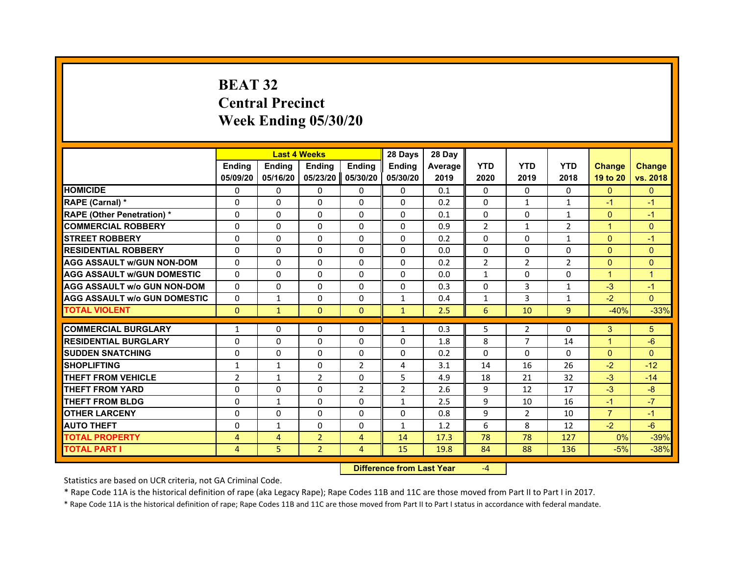# BEAT 32
## Central Precinct
## Week Ending 05/30/20

| | Last 4 Weeks | | | | 28 Days | 28 Day | | | | | |
|---|---|---|---|---|---|---|---|---|---|---|---|
| | Ending 05/09/20 | Ending 05/16/20 | Ending 05/23/20 | Ending 05/30/20 | Ending 05/30/20 | Average 2019 | YTD 2020 | YTD 2019 | YTD 2018 | Change 19 to 20 | Change vs. 2018 |
| HOMICIDE | 0 | 0 | 0 | 0 | 0 | 0.1 | 0 | 0 | 0 | 0 | 0 |
| RAPE (Carnal) * | 0 | 0 | 0 | 0 | 0 | 0.2 | 0 | 1 | 1 | -1 | -1 |
| RAPE (Other Penetration) * | 0 | 0 | 0 | 0 | 0 | 0.1 | 0 | 0 | 1 | 0 | -1 |
| COMMERCIAL ROBBERY | 0 | 0 | 0 | 0 | 0 | 0.9 | 2 | 1 | 2 | 1 | 0 |
| STREET ROBBERY | 0 | 0 | 0 | 0 | 0 | 0.2 | 0 | 0 | 1 | 0 | -1 |
| RESIDENTIAL ROBBERY | 0 | 0 | 0 | 0 | 0 | 0.0 | 0 | 0 | 0 | 0 | 0 |
| AGG ASSAULT w/GUN NON-DOM | 0 | 0 | 0 | 0 | 0 | 0.2 | 2 | 2 | 2 | 0 | 0 |
| AGG ASSAULT w/GUN DOMESTIC | 0 | 0 | 0 | 0 | 0 | 0.0 | 1 | 0 | 0 | 1 | 1 |
| AGG ASSAULT w/o GUN NON-DOM | 0 | 0 | 0 | 0 | 0 | 0.3 | 0 | 3 | 1 | -3 | -1 |
| AGG ASSAULT w/o GUN DOMESTIC | 0 | 1 | 0 | 0 | 1 | 0.4 | 1 | 3 | 1 | -2 | 0 |
| TOTAL VIOLENT | 0 | 1 | 0 | 0 | 1 | 2.5 | 6 | 10 | 9 | -40% | -33% |
| COMMERCIAL BURGLARY | 1 | 0 | 0 | 0 | 1 | 0.3 | 5 | 2 | 0 | 3 | 5 |
| RESIDENTIAL BURGLARY | 0 | 0 | 0 | 0 | 0 | 1.8 | 8 | 7 | 14 | 1 | -6 |
| SUDDEN SNATCHING | 0 | 0 | 0 | 0 | 0 | 0.2 | 0 | 0 | 0 | 0 | 0 |
| SHOPLIFTING | 1 | 1 | 0 | 2 | 4 | 3.1 | 14 | 16 | 26 | -2 | -12 |
| THEFT FROM VEHICLE | 2 | 1 | 2 | 0 | 5 | 4.9 | 18 | 21 | 32 | -3 | -14 |
| THEFT FROM YARD | 0 | 0 | 0 | 2 | 2 | 2.6 | 9 | 12 | 17 | -3 | -8 |
| THEFT FROM BLDG | 0 | 1 | 0 | 0 | 1 | 2.5 | 9 | 10 | 16 | -1 | -7 |
| OTHER LARCENY | 0 | 0 | 0 | 0 | 0 | 0.8 | 9 | 2 | 10 | 7 | -1 |
| AUTO THEFT | 0 | 1 | 0 | 0 | 1 | 1.2 | 6 | 8 | 12 | -2 | -6 |
| TOTAL PROPERTY | 4 | 4 | 2 | 4 | 14 | 17.3 | 78 | 78 | 127 | 0% | -39% |
| TOTAL PART I | 4 | 5 | 2 | 4 | 15 | 19.8 | 84 | 88 | 136 | -5% | -38% |

**Difference from Last Year** -4

Statistics are based on UCR criteria, not GA Criminal Code.

* Rape Code 11A is the historical definition of rape (aka Legacy Rape); Rape Codes 11B and 11C are those moved from Part II to Part I in 2017.

* Rape Code 11A is the historical definition of rape; Rape Codes 11B and 11C are those moved from Part II to Part I status in accordance with federal mandate.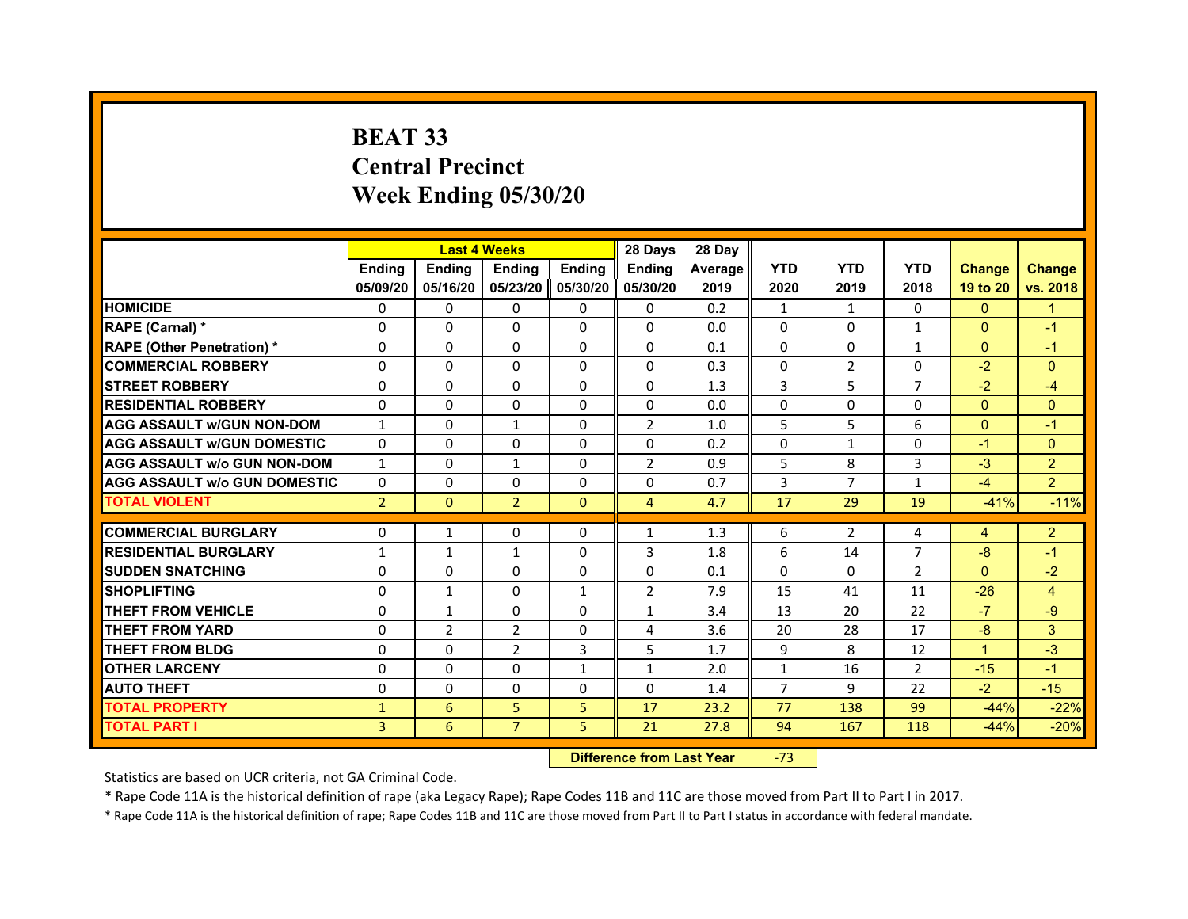# BEAT 33
# Central Precinct
# Week Ending 05/30/20

| | Last 4 Weeks | | | | 28 Days | 28 Day | | | | | |
|---|---|---|---|---|---|---|---|---|---|---|---|
| | Ending 05/09/20 | Ending 05/16/20 | Ending 05/23/20 | Ending 05/30/20 | Ending 05/30/20 | Average 2019 | YTD 2020 | YTD 2019 | YTD 2018 | Change 19 to 20 | Change vs. 2018 |
| HOMICIDE | 0 | 0 | 0 | 0 | 0 | 0.2 | 1 | 1 | 0 | 0 | 1 |
| RAPE (Carnal) * | 0 | 0 | 0 | 0 | 0 | 0.0 | 0 | 0 | 1 | 0 | -1 |
| RAPE (Other Penetration) * | 0 | 0 | 0 | 0 | 0 | 0.1 | 0 | 0 | 1 | 0 | -1 |
| COMMERCIAL ROBBERY | 0 | 0 | 0 | 0 | 0 | 0.3 | 0 | 2 | 0 | -2 | 0 |
| STREET ROBBERY | 0 | 0 | 0 | 0 | 0 | 1.3 | 3 | 5 | 7 | -2 | -4 |
| RESIDENTIAL ROBBERY | 0 | 0 | 0 | 0 | 0 | 0.0 | 0 | 0 | 0 | 0 | 0 |
| AGG ASSAULT w/GUN NON-DOM | 1 | 0 | 1 | 0 | 2 | 1.0 | 5 | 5 | 6 | 0 | -1 |
| AGG ASSAULT w/GUN DOMESTIC | 0 | 0 | 0 | 0 | 0 | 0.2 | 0 | 1 | 0 | -1 | 0 |
| AGG ASSAULT w/o GUN NON-DOM | 1 | 0 | 1 | 0 | 2 | 0.9 | 5 | 8 | 3 | -3 | 2 |
| AGG ASSAULT w/o GUN DOMESTIC | 0 | 0 | 0 | 0 | 0 | 0.7 | 3 | 7 | 1 | -4 | 2 |
| TOTAL VIOLENT | 2 | 0 | 2 | 0 | 4 | 4.7 | 17 | 29 | 19 | -41% | -11% |
| COMMERCIAL BURGLARY | 0 | 1 | 0 | 0 | 1 | 1.3 | 6 | 2 | 4 | 4 | 2 |
| RESIDENTIAL BURGLARY | 1 | 1 | 1 | 0 | 3 | 1.8 | 6 | 14 | 7 | -8 | -1 |
| SUDDEN SNATCHING | 0 | 0 | 0 | 0 | 0 | 0.1 | 0 | 0 | 2 | 0 | -2 |
| SHOPLIFTING | 0 | 1 | 0 | 1 | 2 | 7.9 | 15 | 41 | 11 | -26 | 4 |
| THEFT FROM VEHICLE | 0 | 1 | 0 | 0 | 1 | 3.4 | 13 | 20 | 22 | -7 | -9 |
| THEFT FROM YARD | 0 | 2 | 2 | 0 | 4 | 3.6 | 20 | 28 | 17 | -8 | 3 |
| THEFT FROM BLDG | 0 | 0 | 2 | 3 | 5 | 1.7 | 9 | 8 | 12 | 1 | -3 |
| OTHER LARCENY | 0 | 0 | 0 | 1 | 1 | 2.0 | 1 | 16 | 2 | -15 | -1 |
| AUTO THEFT | 0 | 0 | 0 | 0 | 0 | 1.4 | 7 | 9 | 22 | -2 | -15 |
| TOTAL PROPERTY | 1 | 6 | 5 | 5 | 17 | 23.2 | 77 | 138 | 99 | -44% | -22% |
| TOTAL PART I | 3 | 6 | 7 | 5 | 21 | 27.8 | 94 | 167 | 118 | -44% | -20% |

| Difference from Last Year | -73 |
|---|---|

Statistics are based on UCR criteria, not GA Criminal Code.

* Rape Code 11A is the historical definition of rape (aka Legacy Rape); Rape Codes 11B and 11C are those moved from Part II to Part I in 2017.

* Rape Code 11A is the historical definition of rape; Rape Codes 11B and 11C are those moved from Part II to Part I status in accordance with federal mandate.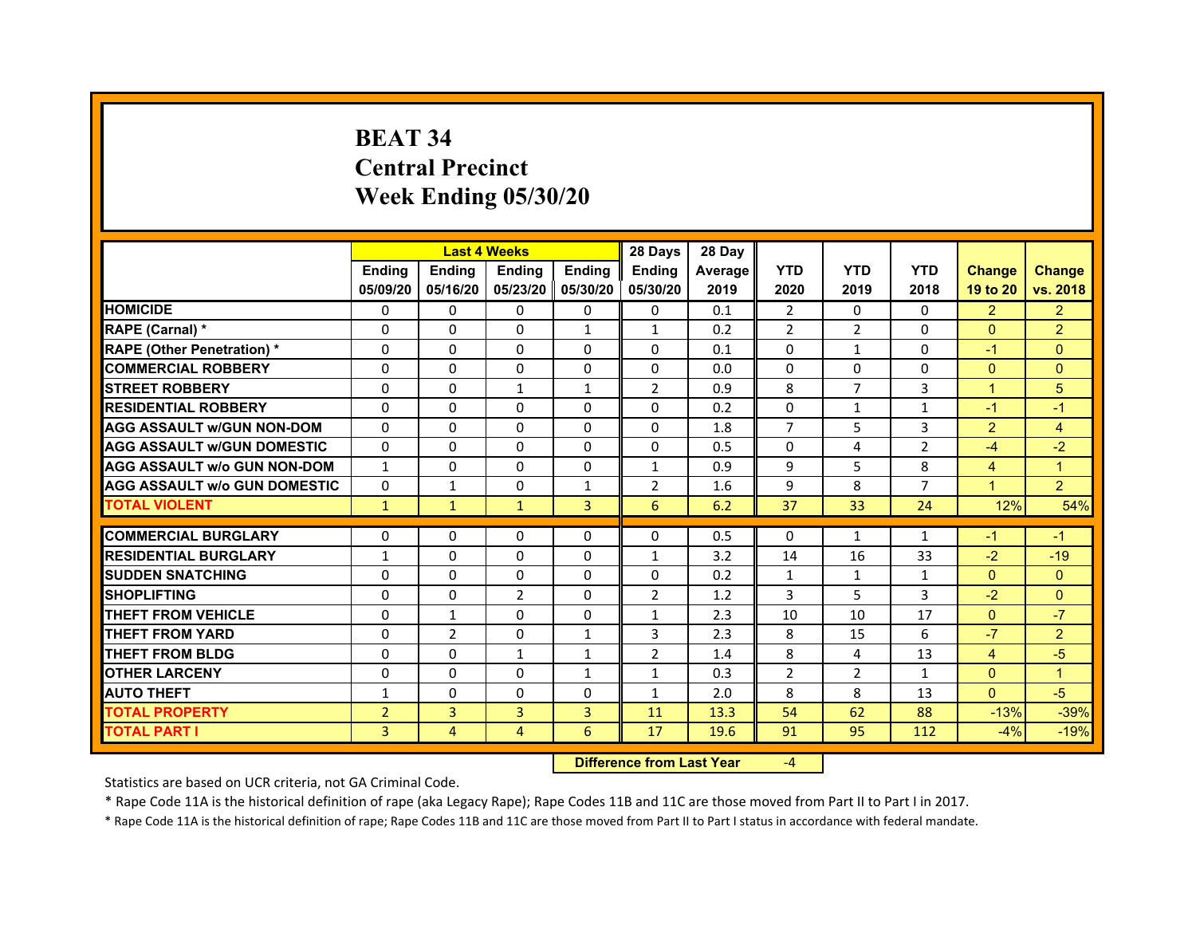# BEAT 34
# Central Precinct
# Week Ending 05/30/20

| | Last 4 Weeks | | | | 28 Days | 28 Day | | | | | |
|---|---|---|---|---|---|---|---|---|---|---|---|
| | Ending 05/09/20 | Ending 05/16/20 | Ending 05/23/20 | Ending 05/30/20 | Ending 05/30/20 | Average 2019 | YTD 2020 | YTD 2019 | YTD 2018 | Change 19 to 20 | Change vs. 2018 |
| HOMICIDE | 0 | 0 | 0 | 0 | 0 | 0.1 | 2 | 0 | 0 | 2 | 2 |
| RAPE (Carnal) * | 0 | 0 | 0 | 1 | 1 | 0.2 | 2 | 2 | 0 | 0 | 2 |
| RAPE (Other Penetration) * | 0 | 0 | 0 | 0 | 0 | 0.1 | 0 | 1 | 0 | -1 | 0 |
| COMMERCIAL ROBBERY | 0 | 0 | 0 | 0 | 0 | 0.0 | 0 | 0 | 0 | 0 | 0 |
| STREET ROBBERY | 0 | 0 | 1 | 1 | 2 | 0.9 | 8 | 7 | 3 | 1 | 5 |
| RESIDENTIAL ROBBERY | 0 | 0 | 0 | 0 | 0 | 0.2 | 0 | 1 | 1 | -1 | -1 |
| AGG ASSAULT w/GUN NON-DOM | 0 | 0 | 0 | 0 | 0 | 1.8 | 7 | 5 | 3 | 2 | 4 |
| AGG ASSAULT w/GUN DOMESTIC | 0 | 0 | 0 | 0 | 0 | 0.5 | 0 | 4 | 2 | -4 | -2 |
| AGG ASSAULT w/o GUN NON-DOM | 1 | 0 | 0 | 0 | 1 | 0.9 | 9 | 5 | 8 | 4 | 1 |
| AGG ASSAULT w/o GUN DOMESTIC | 0 | 1 | 0 | 1 | 2 | 1.6 | 9 | 8 | 7 | 1 | 2 |
| TOTAL VIOLENT | 1 | 1 | 1 | 3 | 6 | 6.2 | 37 | 33 | 24 | 12% | 54% |
| COMMERCIAL BURGLARY | 0 | 0 | 0 | 0 | 0 | 0.5 | 0 | 1 | 1 | -1 | -1 |
| RESIDENTIAL BURGLARY | 1 | 0 | 0 | 0 | 1 | 3.2 | 14 | 16 | 33 | -2 | -19 |
| SUDDEN SNATCHING | 0 | 0 | 0 | 0 | 0 | 0.2 | 1 | 1 | 1 | 0 | 0 |
| SHOPLIFTING | 0 | 0 | 2 | 0 | 2 | 1.2 | 3 | 5 | 3 | -2 | 0 |
| THEFT FROM VEHICLE | 0 | 1 | 0 | 0 | 1 | 2.3 | 10 | 10 | 17 | 0 | -7 |
| THEFT FROM YARD | 0 | 2 | 0 | 1 | 3 | 2.3 | 8 | 15 | 6 | -7 | 2 |
| THEFT FROM BLDG | 0 | 0 | 1 | 1 | 2 | 1.4 | 8 | 4 | 13 | 4 | -5 |
| OTHER LARCENY | 0 | 0 | 0 | 1 | 1 | 0.3 | 2 | 2 | 1 | 0 | 1 |
| AUTO THEFT | 1 | 0 | 0 | 0 | 1 | 2.0 | 8 | 8 | 13 | 0 | -5 |
| TOTAL PROPERTY | 2 | 3 | 3 | 3 | 11 | 13.3 | 54 | 62 | 88 | -13% | -39% |
| TOTAL PART I | 3 | 4 | 4 | 6 | 17 | 19.6 | 91 | 95 | 112 | -4% | -19% |

**Difference from Last Year** -4

Statistics are based on UCR criteria, not GA Criminal Code.

* Rape Code 11A is the historical definition of rape (aka Legacy Rape); Rape Codes 11B and 11C are those moved from Part II to Part I in 2017.

* Rape Code 11A is the historical definition of rape; Rape Codes 11B and 11C are those moved from Part II to Part I status in accordance with federal mandate.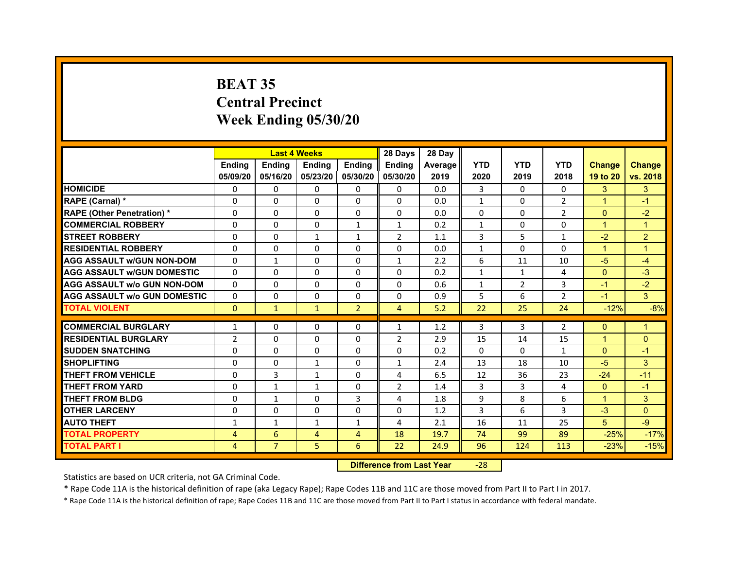# BEAT 35
# Central Precinct
# Week Ending 05/30/20

| | Last 4 Weeks | | | | 28 Days | 28 Day | | | | | |
|---|---|---|---|---|---|---|---|---|---|---|---|
| | Ending 05/09/20 | Ending 05/16/20 | Ending 05/23/20 | Ending 05/30/20 | Ending 05/30/20 | Average 2019 | YTD 2020 | YTD 2019 | YTD 2018 | Change 19 to 20 | Change vs. 2018 |
| HOMICIDE | 0 | 0 | 0 | 0 | 0 | 0.0 | 3 | 0 | 0 | 3 | 3 |
| RAPE (Carnal) * | 0 | 0 | 0 | 0 | 0 | 0.0 | 1 | 0 | 2 | 1 | -1 |
| RAPE (Other Penetration) * | 0 | 0 | 0 | 0 | 0 | 0.0 | 0 | 0 | 2 | 0 | -2 |
| COMMERCIAL ROBBERY | 0 | 0 | 0 | 1 | 1 | 0.2 | 1 | 0 | 0 | 1 | 1 |
| STREET ROBBERY | 0 | 0 | 1 | 1 | 2 | 1.1 | 3 | 5 | 1 | -2 | 2 |
| RESIDENTIAL ROBBERY | 0 | 0 | 0 | 0 | 0 | 0.0 | 1 | 0 | 0 | 1 | 1 |
| AGG ASSAULT w/GUN NON-DOM | 0 | 1 | 0 | 0 | 1 | 2.2 | 6 | 11 | 10 | -5 | -4 |
| AGG ASSAULT w/GUN DOMESTIC | 0 | 0 | 0 | 0 | 0 | 0.2 | 1 | 1 | 4 | 0 | -3 |
| AGG ASSAULT w/o GUN NON-DOM | 0 | 0 | 0 | 0 | 0 | 0.6 | 1 | 2 | 3 | -1 | -2 |
| AGG ASSAULT w/o GUN DOMESTIC | 0 | 0 | 0 | 0 | 0 | 0.9 | 5 | 6 | 2 | -1 | 3 |
| TOTAL VIOLENT | 0 | 1 | 1 | 2 | 4 | 5.2 | 22 | 25 | 24 | -12% | -8% |
| COMMERCIAL BURGLARY | 1 | 0 | 0 | 0 | 1 | 1.2 | 3 | 3 | 2 | 0 | 1 |
| RESIDENTIAL BURGLARY | 2 | 0 | 0 | 0 | 2 | 2.9 | 15 | 14 | 15 | 1 | 0 |
| SUDDEN SNATCHING | 0 | 0 | 0 | 0 | 0 | 0.2 | 0 | 0 | 1 | 0 | -1 |
| SHOPLIFTING | 0 | 0 | 1 | 0 | 1 | 2.4 | 13 | 18 | 10 | -5 | 3 |
| THEFT FROM VEHICLE | 0 | 3 | 1 | 0 | 4 | 6.5 | 12 | 36 | 23 | -24 | -11 |
| THEFT FROM YARD | 0 | 1 | 1 | 0 | 2 | 1.4 | 3 | 3 | 4 | 0 | -1 |
| THEFT FROM BLDG | 0 | 1 | 0 | 3 | 4 | 1.8 | 9 | 8 | 6 | 1 | 3 |
| OTHER LARCENY | 0 | 0 | 0 | 0 | 0 | 1.2 | 3 | 6 | 3 | -3 | 0 |
| AUTO THEFT | 1 | 1 | 1 | 1 | 4 | 2.1 | 16 | 11 | 25 | 5 | -9 |
| TOTAL PROPERTY | 4 | 6 | 4 | 4 | 18 | 19.7 | 74 | 99 | 89 | -25% | -17% |
| TOTAL PART I | 4 | 7 | 5 | 6 | 22 | 24.9 | 96 | 124 | 113 | -23% | -15% |

**Difference from Last Year** -28

Statistics are based on UCR criteria, not GA Criminal Code.

* Rape Code 11A is the historical definition of rape (aka Legacy Rape); Rape Codes 11B and 11C are those moved from Part II to Part I in 2017.

* Rape Code 11A is the historical definition of rape; Rape Codes 11B and 11C are those moved from Part II to Part I status in accordance with federal mandate.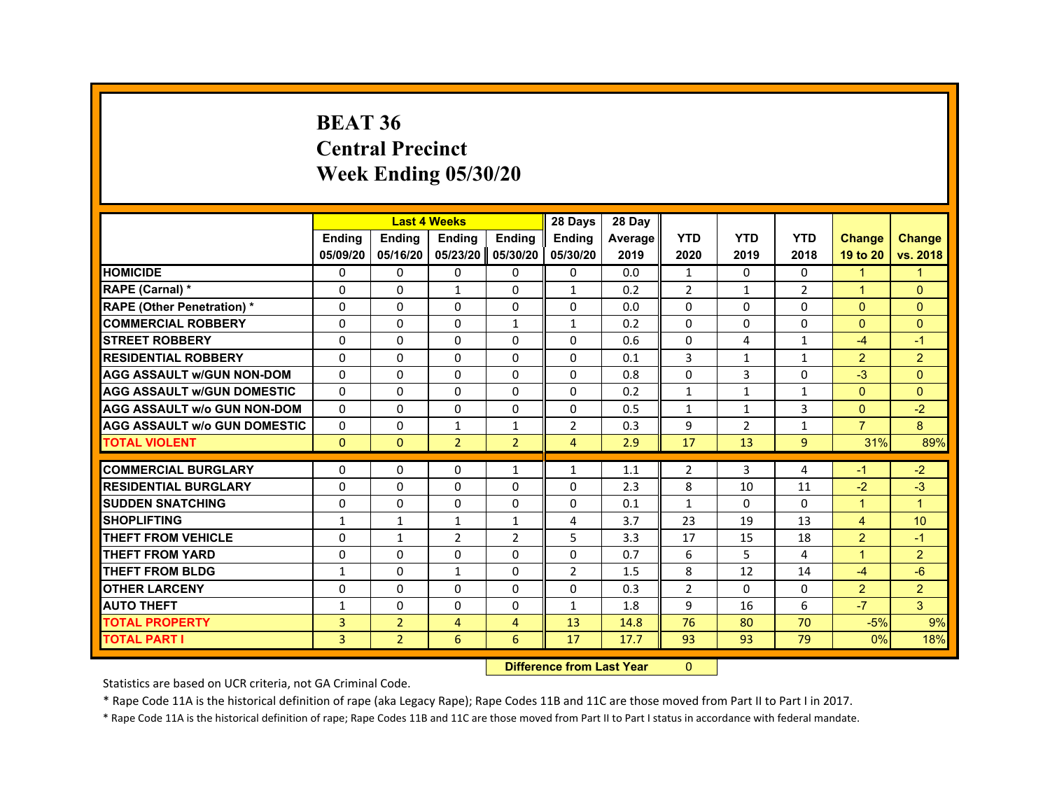# BEAT 36
## Central Precinct
## Week Ending 05/30/20

| | Last 4 Weeks | | | | 28 Days | 28 Day | | | | | |
|---|---|---|---|---|---|---|---|---|---|---|---|
| | Ending 05/09/20 | Ending 05/16/20 | Ending 05/23/20 | Ending 05/30/20 | Ending 05/30/20 | Average 2019 | YTD 2020 | YTD 2019 | YTD 2018 | Change 19 to 20 | Change vs. 2018 |
| HOMICIDE | 0 | 0 | 0 | 0 | 0 | 0.0 | 1 | 0 | 0 | 1 | 1 |
| RAPE (Carnal) * | 0 | 0 | 1 | 0 | 1 | 0.2 | 2 | 1 | 2 | 1 | 0 |
| RAPE (Other Penetration) * | 0 | 0 | 0 | 0 | 0 | 0.0 | 0 | 0 | 0 | 0 | 0 |
| COMMERCIAL ROBBERY | 0 | 0 | 0 | 1 | 1 | 0.2 | 0 | 0 | 0 | 0 | 0 |
| STREET ROBBERY | 0 | 0 | 0 | 0 | 0 | 0.6 | 0 | 4 | 1 | -4 | -1 |
| RESIDENTIAL ROBBERY | 0 | 0 | 0 | 0 | 0 | 0.1 | 3 | 1 | 1 | 2 | 2 |
| AGG ASSAULT w/GUN NON-DOM | 0 | 0 | 0 | 0 | 0 | 0.8 | 0 | 3 | 0 | -3 | 0 |
| AGG ASSAULT w/GUN DOMESTIC | 0 | 0 | 0 | 0 | 0 | 0.2 | 1 | 1 | 1 | 0 | 0 |
| AGG ASSAULT w/o GUN NON-DOM | 0 | 0 | 0 | 0 | 0 | 0.5 | 1 | 1 | 3 | 0 | -2 |
| AGG ASSAULT w/o GUN DOMESTIC | 0 | 0 | 1 | 1 | 2 | 0.3 | 9 | 2 | 1 | 7 | 8 |
| TOTAL VIOLENT | 0 | 0 | 2 | 2 | 4 | 2.9 | 17 | 13 | 9 | 31% | 89% |
| COMMERCIAL BURGLARY | 0 | 0 | 0 | 1 | 1 | 1.1 | 2 | 3 | 4 | -1 | -2 |
| RESIDENTIAL BURGLARY | 0 | 0 | 0 | 0 | 0 | 2.3 | 8 | 10 | 11 | -2 | -3 |
| SUDDEN SNATCHING | 0 | 0 | 0 | 0 | 0 | 0.1 | 1 | 0 | 0 | 1 | 1 |
| SHOPLIFTING | 1 | 1 | 1 | 1 | 4 | 3.7 | 23 | 19 | 13 | 4 | 10 |
| THEFT FROM VEHICLE | 0 | 1 | 2 | 2 | 5 | 3.3 | 17 | 15 | 18 | 2 | -1 |
| THEFT FROM YARD | 0 | 0 | 0 | 0 | 0 | 0.7 | 6 | 5 | 4 | 1 | 2 |
| THEFT FROM BLDG | 1 | 0 | 1 | 0 | 2 | 1.5 | 8 | 12 | 14 | -4 | -6 |
| OTHER LARCENY | 0 | 0 | 0 | 0 | 0 | 0.3 | 2 | 0 | 0 | 2 | 2 |
| AUTO THEFT | 1 | 0 | 0 | 0 | 1 | 1.8 | 9 | 16 | 6 | -7 | 3 |
| TOTAL PROPERTY | 3 | 2 | 4 | 4 | 13 | 14.8 | 76 | 80 | 70 | -5% | 9% |
| TOTAL PART I | 3 | 2 | 6 | 6 | 17 | 17.7 | 93 | 93 | 79 | 0% | 18% |

**Difference from Last Year** 0

Statistics are based on UCR criteria, not GA Criminal Code.

* Rape Code 11A is the historical definition of rape (aka Legacy Rape); Rape Codes 11B and 11C are those moved from Part II to Part I in 2017.

* Rape Code 11A is the historical definition of rape; Rape Codes 11B and 11C are those moved from Part II to Part I status in accordance with federal mandate.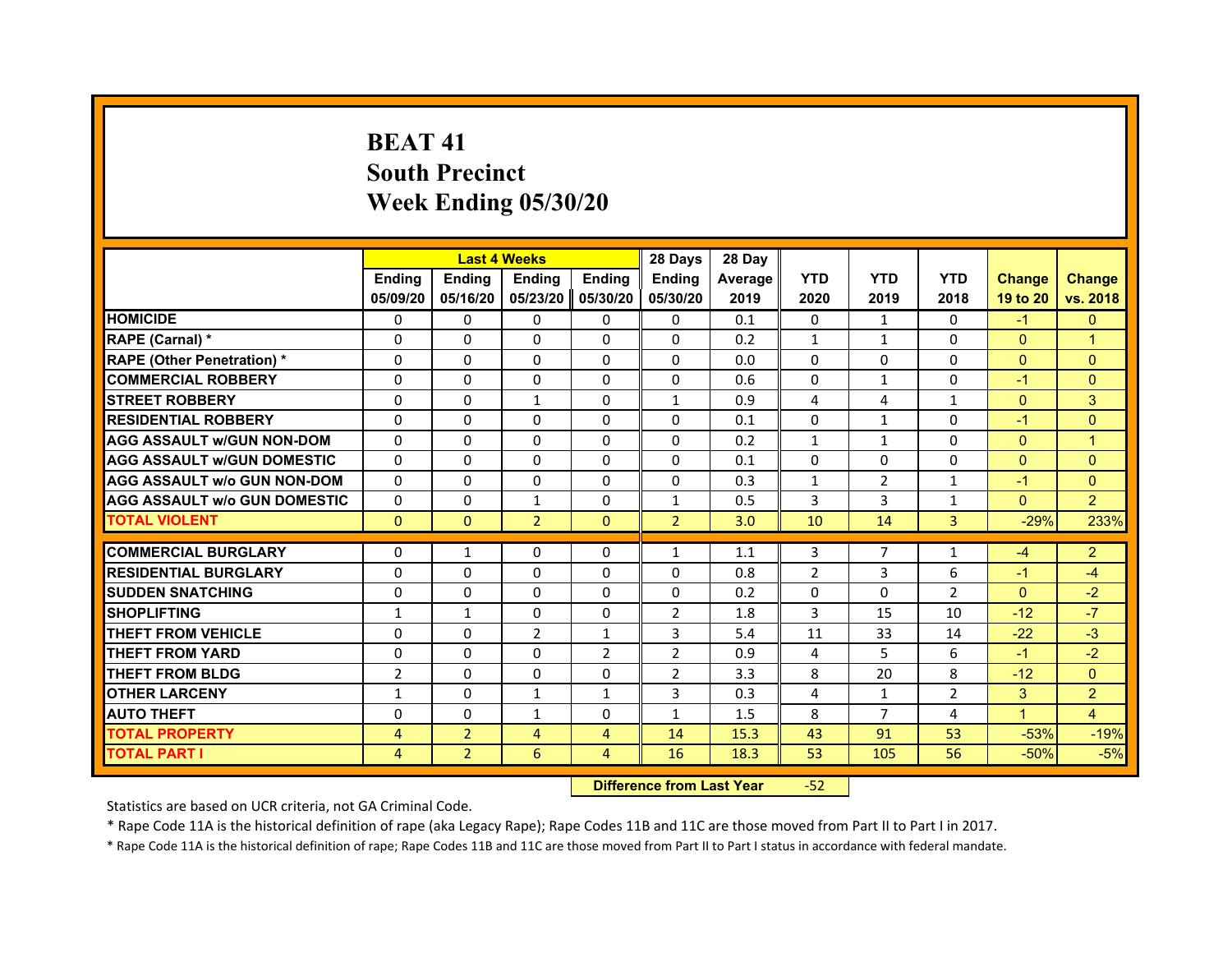# BEAT 41
## South Precinct
## Week Ending 05/30/20

| | Last 4 Weeks | | | | 28 Days | 28 Day | | | | | |
|---|---|---|---|---|---|---|---|---|---|---|---|
| | Ending 05/09/20 | Ending 05/16/20 | Ending 05/23/20 | Ending 05/30/20 | Ending 05/30/20 | Average 2019 | YTD 2020 | YTD 2019 | YTD 2018 | Change 19 to 20 | Change vs. 2018 |
| HOMICIDE | 0 | 0 | 0 | 0 | 0 | 0.1 | 0 | 1 | 0 | -1 | 0 |
| RAPE (Carnal) * | 0 | 0 | 0 | 0 | 0 | 0.2 | 1 | 1 | 0 | 0 | 1 |
| RAPE (Other Penetration) * | 0 | 0 | 0 | 0 | 0 | 0.0 | 0 | 0 | 0 | 0 | 0 |
| COMMERCIAL ROBBERY | 0 | 0 | 0 | 0 | 0 | 0.6 | 0 | 1 | 0 | -1 | 0 |
| STREET ROBBERY | 0 | 0 | 1 | 0 | 1 | 0.9 | 4 | 4 | 1 | 0 | 3 |
| RESIDENTIAL ROBBERY | 0 | 0 | 0 | 0 | 0 | 0.1 | 0 | 1 | 0 | -1 | 0 |
| AGG ASSAULT w/GUN NON-DOM | 0 | 0 | 0 | 0 | 0 | 0.2 | 1 | 1 | 0 | 0 | 1 |
| AGG ASSAULT w/GUN DOMESTIC | 0 | 0 | 0 | 0 | 0 | 0.1 | 0 | 0 | 0 | 0 | 0 |
| AGG ASSAULT w/o GUN NON-DOM | 0 | 0 | 0 | 0 | 0 | 0.3 | 1 | 2 | 1 | -1 | 0 |
| AGG ASSAULT w/o GUN DOMESTIC | 0 | 0 | 1 | 0 | 1 | 0.5 | 3 | 3 | 1 | 0 | 2 |
| TOTAL VIOLENT | 0 | 0 | 2 | 0 | 2 | 3.0 | 10 | 14 | 3 | -29% | 233% |
| COMMERCIAL BURGLARY | 0 | 1 | 0 | 0 | 1 | 1.1 | 3 | 7 | 1 | -4 | 2 |
| RESIDENTIAL BURGLARY | 0 | 0 | 0 | 0 | 0 | 0.8 | 2 | 3 | 6 | -1 | -4 |
| SUDDEN SNATCHING | 0 | 0 | 0 | 0 | 0 | 0.2 | 0 | 0 | 2 | 0 | -2 |
| SHOPLIFTING | 1 | 1 | 0 | 0 | 2 | 1.8 | 3 | 15 | 10 | -12 | -7 |
| THEFT FROM VEHICLE | 0 | 0 | 2 | 1 | 3 | 5.4 | 11 | 33 | 14 | -22 | -3 |
| THEFT FROM YARD | 0 | 0 | 0 | 2 | 2 | 0.9 | 4 | 5 | 6 | -1 | -2 |
| THEFT FROM BLDG | 2 | 0 | 0 | 0 | 2 | 3.3 | 8 | 20 | 8 | -12 | 0 |
| OTHER LARCENY | 1 | 0 | 1 | 1 | 3 | 0.3 | 4 | 1 | 2 | 3 | 2 |
| AUTO THEFT | 0 | 0 | 1 | 0 | 1 | 1.5 | 8 | 7 | 4 | 1 | 4 |
| TOTAL PROPERTY | 4 | 2 | 4 | 4 | 14 | 15.3 | 43 | 91 | 53 | -53% | -19% |
| TOTAL PART I | 4 | 2 | 6 | 4 | 16 | 18.3 | 53 | 105 | 56 | -50% | -5% |

| Difference from Last Year | -52 |
|---|---|

Statistics are based on UCR criteria, not GA Criminal Code.

* Rape Code 11A is the historical definition of rape (aka Legacy Rape); Rape Codes 11B and 11C are those moved from Part II to Part I in 2017.

* Rape Code 11A is the historical definition of rape; Rape Codes 11B and 11C are those moved from Part II to Part I status in accordance with federal mandate.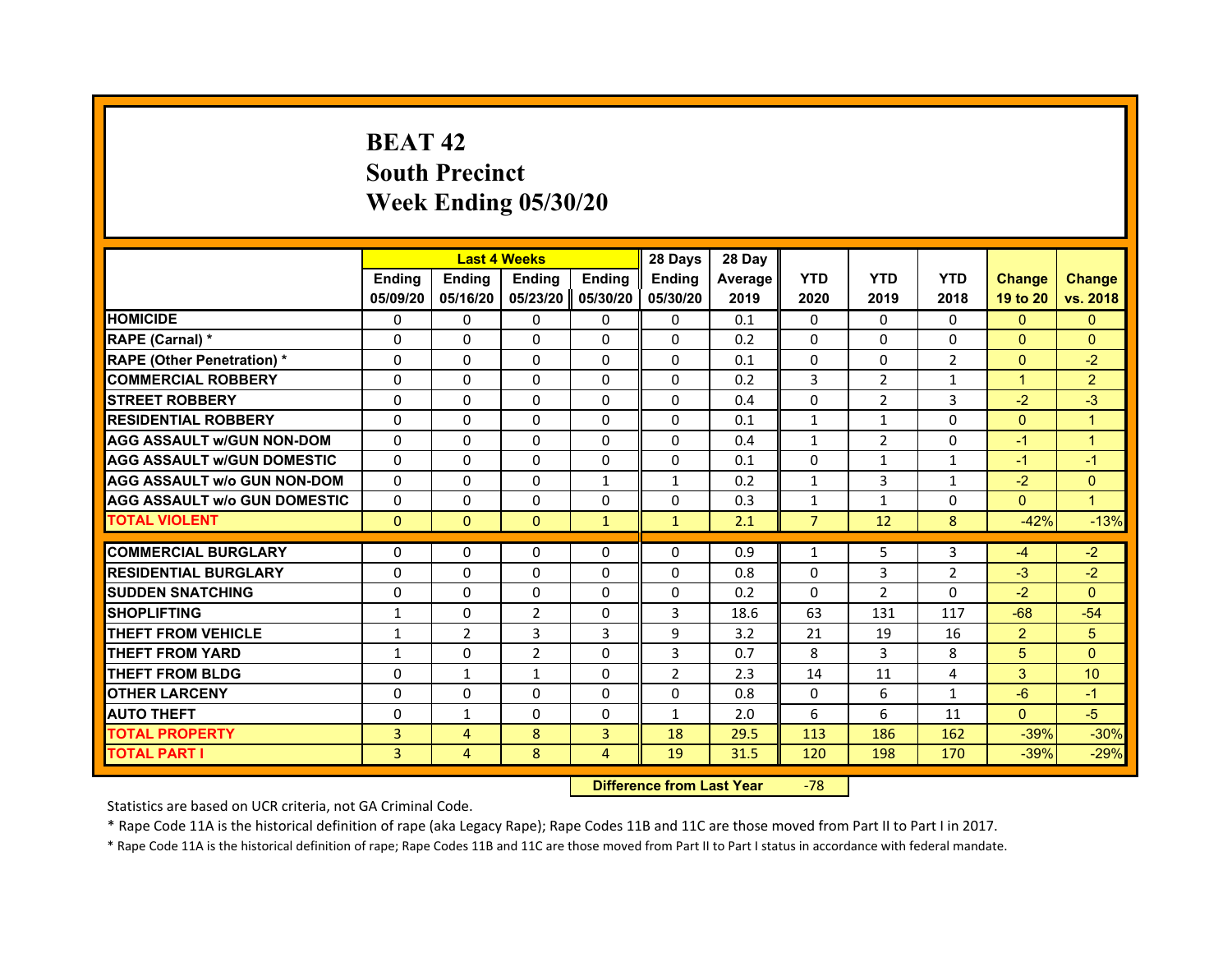# BEAT 42
# South Precinct
# Week Ending 05/30/20

| | Last 4 Weeks | | | | 28 Days | 28 Day | | | | | |
|---|---|---|---|---|---|---|---|---|---|---|---|
| | Ending 05/09/20 | Ending 05/16/20 | Ending 05/23/20 | Ending 05/30/20 | Ending 05/30/20 | Average 2019 | YTD 2020 | YTD 2019 | YTD 2018 | Change 19 to 20 | Change vs. 2018 |
| HOMICIDE | 0 | 0 | 0 | 0 | 0 | 0.1 | 0 | 0 | 0 | 0 | 0 |
| RAPE (Carnal) * | 0 | 0 | 0 | 0 | 0 | 0.2 | 0 | 0 | 0 | 0 | 0 |
| RAPE (Other Penetration) * | 0 | 0 | 0 | 0 | 0 | 0.1 | 0 | 0 | 2 | 0 | -2 |
| COMMERCIAL ROBBERY | 0 | 0 | 0 | 0 | 0 | 0.2 | 3 | 2 | 1 | 1 | 2 |
| STREET ROBBERY | 0 | 0 | 0 | 0 | 0 | 0.4 | 0 | 2 | 3 | -2 | -3 |
| RESIDENTIAL ROBBERY | 0 | 0 | 0 | 0 | 0 | 0.1 | 1 | 1 | 0 | 0 | 1 |
| AGG ASSAULT w/GUN NON-DOM | 0 | 0 | 0 | 0 | 0 | 0.4 | 1 | 2 | 0 | -1 | 1 |
| AGG ASSAULT w/GUN DOMESTIC | 0 | 0 | 0 | 0 | 0 | 0.1 | 0 | 1 | 1 | -1 | -1 |
| AGG ASSAULT w/o GUN NON-DOM | 0 | 0 | 0 | 1 | 1 | 0.2 | 1 | 3 | 1 | -2 | 0 |
| AGG ASSAULT w/o GUN DOMESTIC | 0 | 0 | 0 | 0 | 0 | 0.3 | 1 | 1 | 0 | 0 | 1 |
| TOTAL VIOLENT | 0 | 0 | 0 | 1 | 1 | 2.1 | 7 | 12 | 8 | -42% | -13% |
| COMMERCIAL BURGLARY | 0 | 0 | 0 | 0 | 0 | 0.9 | 1 | 5 | 3 | -4 | -2 |
| RESIDENTIAL BURGLARY | 0 | 0 | 0 | 0 | 0 | 0.8 | 0 | 3 | 2 | -3 | -2 |
| SUDDEN SNATCHING | 0 | 0 | 0 | 0 | 0 | 0.2 | 0 | 2 | 0 | -2 | 0 |
| SHOPLIFTING | 1 | 0 | 2 | 0 | 3 | 18.6 | 63 | 131 | 117 | -68 | -54 |
| THEFT FROM VEHICLE | 1 | 2 | 3 | 3 | 9 | 3.2 | 21 | 19 | 16 | 2 | 5 |
| THEFT FROM YARD | 1 | 0 | 2 | 0 | 3 | 0.7 | 8 | 3 | 8 | 5 | 0 |
| THEFT FROM BLDG | 0 | 1 | 1 | 0 | 2 | 2.3 | 14 | 11 | 4 | 3 | 10 |
| OTHER LARCENY | 0 | 0 | 0 | 0 | 0 | 0.8 | 0 | 6 | 1 | -6 | -1 |
| AUTO THEFT | 0 | 1 | 0 | 0 | 1 | 2.0 | 6 | 6 | 11 | 0 | -5 |
| TOTAL PROPERTY | 3 | 4 | 8 | 3 | 18 | 29.5 | 113 | 186 | 162 | -39% | -30% |
| TOTAL PART I | 3 | 4 | 8 | 4 | 19 | 31.5 | 120 | 198 | 170 | -39% | -29% |

**Difference from Last Year** -78

Statistics are based on UCR criteria, not GA Criminal Code.

* Rape Code 11A is the historical definition of rape (aka Legacy Rape); Rape Codes 11B and 11C are those moved from Part II to Part I in 2017.

* Rape Code 11A is the historical definition of rape; Rape Codes 11B and 11C are those moved from Part II to Part I status in accordance with federal mandate.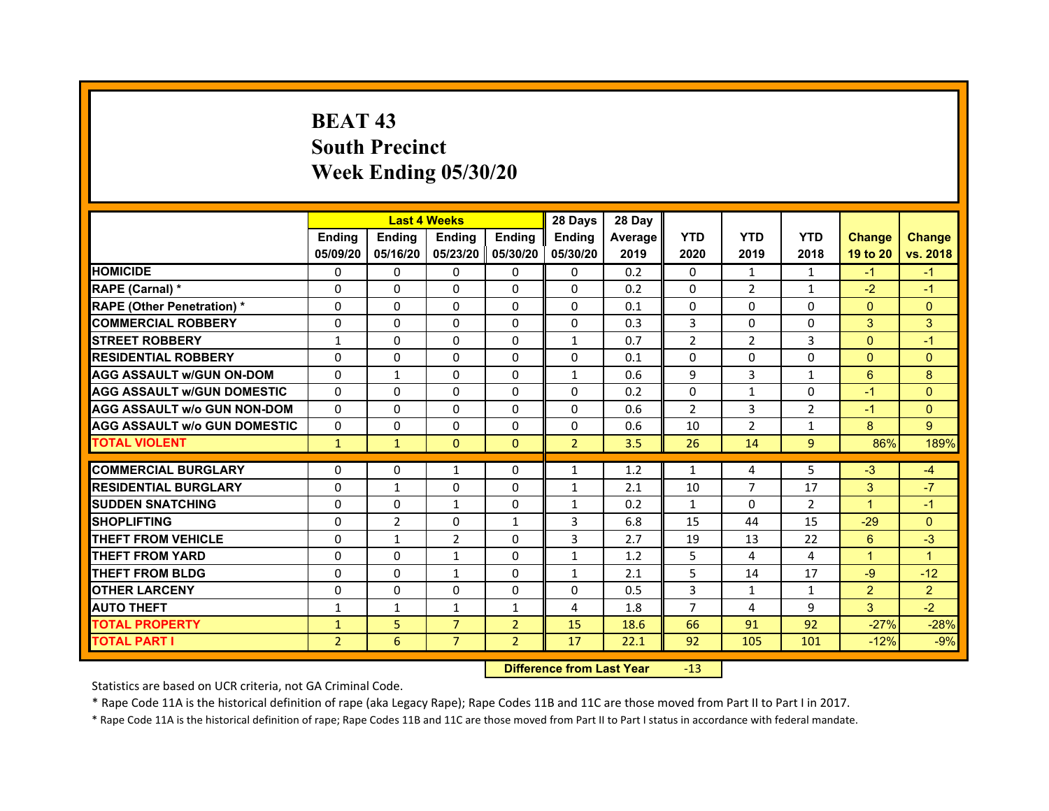# BEAT 43
# South Precinct
# Week Ending 05/30/20

| | Last 4 Weeks | | | | 28 Days | 28 Day | | | | | |
|---|---|---|---|---|---|---|---|---|---|---|---|
| | Ending 05/09/20 | Ending 05/16/20 | Ending 05/23/20 | Ending 05/30/20 | Ending 05/30/20 | Average 2019 | YTD 2020 | YTD 2019 | YTD 2018 | Change 19 to 20 | Change vs. 2018 |
| HOMICIDE | 0 | 0 | 0 | 0 | 0 | 0.2 | 0 | 1 | 1 | -1 | -1 |
| RAPE (Carnal) * | 0 | 0 | 0 | 0 | 0 | 0.2 | 0 | 2 | 1 | -2 | -1 |
| RAPE (Other Penetration) * | 0 | 0 | 0 | 0 | 0 | 0.1 | 0 | 0 | 0 | 0 | 0 |
| COMMERCIAL ROBBERY | 0 | 0 | 0 | 0 | 0 | 0.3 | 3 | 0 | 0 | 3 | 3 |
| STREET ROBBERY | 1 | 0 | 0 | 0 | 1 | 0.7 | 2 | 2 | 3 | 0 | -1 |
| RESIDENTIAL ROBBERY | 0 | 0 | 0 | 0 | 0 | 0.1 | 0 | 0 | 0 | 0 | 0 |
| AGG ASSAULT w/GUN ON-DOM | 0 | 1 | 0 | 0 | 1 | 0.6 | 9 | 3 | 1 | 6 | 8 |
| AGG ASSAULT w/GUN DOMESTIC | 0 | 0 | 0 | 0 | 0 | 0.2 | 0 | 1 | 0 | -1 | 0 |
| AGG ASSAULT w/o GUN NON-DOM | 0 | 0 | 0 | 0 | 0 | 0.6 | 2 | 3 | 2 | -1 | 0 |
| AGG ASSAULT w/o GUN DOMESTIC | 0 | 0 | 0 | 0 | 0 | 0.6 | 10 | 2 | 1 | 8 | 9 |
| TOTAL VIOLENT | 1 | 1 | 0 | 0 | 2 | 3.5 | 26 | 14 | 9 | 86% | 189% |
| COMMERCIAL BURGLARY | 0 | 0 | 1 | 0 | 1 | 1.2 | 1 | 4 | 5 | -3 | -4 |
| RESIDENTIAL BURGLARY | 0 | 1 | 0 | 0 | 1 | 2.1 | 10 | 7 | 17 | 3 | -7 |
| SUDDEN SNATCHING | 0 | 0 | 1 | 0 | 1 | 0.2 | 1 | 0 | 2 | 1 | -1 |
| SHOPLIFTING | 0 | 2 | 0 | 1 | 3 | 6.8 | 15 | 44 | 15 | -29 | 0 |
| THEFT FROM VEHICLE | 0 | 1 | 2 | 0 | 3 | 2.7 | 19 | 13 | 22 | 6 | -3 |
| THEFT FROM YARD | 0 | 0 | 1 | 0 | 1 | 1.2 | 5 | 4 | 4 | 1 | 1 |
| THEFT FROM BLDG | 0 | 0 | 1 | 0 | 1 | 2.1 | 5 | 14 | 17 | -9 | -12 |
| OTHER LARCENY | 0 | 0 | 0 | 0 | 0 | 0.5 | 3 | 1 | 1 | 2 | 2 |
| AUTO THEFT | 1 | 1 | 1 | 1 | 4 | 1.8 | 7 | 4 | 9 | 3 | -2 |
| TOTAL PROPERTY | 1 | 5 | 7 | 2 | 15 | 18.6 | 66 | 91 | 92 | -27% | -28% |
| TOTAL PART I | 2 | 6 | 7 | 2 | 17 | 22.1 | 92 | 105 | 101 | -12% | -9% |

| Difference from Last Year | -13 |
|---|---|

Statistics are based on UCR criteria, not GA Criminal Code.

\* Rape Code 11A is the historical definition of rape (aka Legacy Rape); Rape Codes 11B and 11C are those moved from Part II to Part I in 2017.

\* Rape Code 11A is the historical definition of rape; Rape Codes 11B and 11C are those moved from Part II to Part I status in accordance with federal mandate.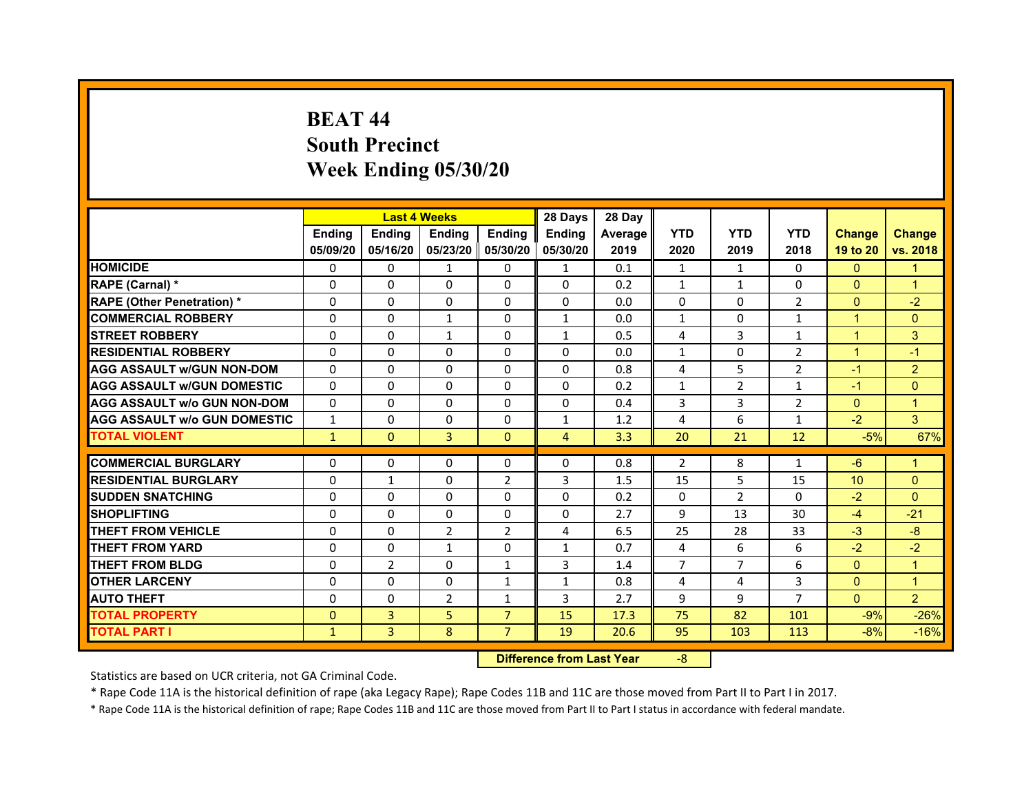# BEAT 44
## South Precinct
## Week Ending 05/30/20

| | Last 4 Weeks | | | | 28 Days | 28 Day | | | | | |
|---|---|---|---|---|---|---|---|---|---|---|---|
| | Ending 05/09/20 | Ending 05/16/20 | Ending 05/23/20 | Ending 05/30/20 | Ending 05/30/20 | Average 2019 | YTD 2020 | YTD 2019 | YTD 2018 | Change 19 to 20 | Change vs. 2018 |
| HOMICIDE | 0 | 0 | 1 | 0 | 1 | 0.1 | 1 | 1 | 0 | 0 | 1 |
| RAPE (Carnal) * | 0 | 0 | 0 | 0 | 0 | 0.2 | 1 | 1 | 0 | 0 | 1 |
| RAPE (Other Penetration) * | 0 | 0 | 0 | 0 | 0 | 0.0 | 0 | 0 | 2 | 0 | -2 |
| COMMERCIAL ROBBERY | 0 | 0 | 1 | 0 | 1 | 0.0 | 1 | 0 | 1 | 1 | 0 |
| STREET ROBBERY | 0 | 0 | 1 | 0 | 1 | 0.5 | 4 | 3 | 1 | 1 | 3 |
| RESIDENTIAL ROBBERY | 0 | 0 | 0 | 0 | 0 | 0.0 | 1 | 0 | 2 | 1 | -1 |
| AGG ASSAULT w/GUN NON-DOM | 0 | 0 | 0 | 0 | 0 | 0.8 | 4 | 5 | 2 | -1 | 2 |
| AGG ASSAULT w/GUN DOMESTIC | 0 | 0 | 0 | 0 | 0 | 0.2 | 1 | 2 | 1 | -1 | 0 |
| AGG ASSAULT w/o GUN NON-DOM | 0 | 0 | 0 | 0 | 0 | 0.4 | 3 | 3 | 2 | 0 | 1 |
| AGG ASSAULT w/o GUN DOMESTIC | 1 | 0 | 0 | 0 | 1 | 1.2 | 4 | 6 | 1 | -2 | 3 |
| TOTAL VIOLENT | 1 | 0 | 3 | 0 | 4 | 3.3 | 20 | 21 | 12 | -5% | 67% |
| COMMERCIAL BURGLARY | 0 | 0 | 0 | 0 | 0 | 0.8 | 2 | 8 | 1 | -6 | 1 |
| RESIDENTIAL BURGLARY | 0 | 1 | 0 | 2 | 3 | 1.5 | 15 | 5 | 15 | 10 | 0 |
| SUDDEN SNATCHING | 0 | 0 | 0 | 0 | 0 | 0.2 | 0 | 2 | 0 | -2 | 0 |
| SHOPLIFTING | 0 | 0 | 0 | 0 | 0 | 2.7 | 9 | 13 | 30 | -4 | -21 |
| THEFT FROM VEHICLE | 0 | 0 | 2 | 2 | 4 | 6.5 | 25 | 28 | 33 | -3 | -8 |
| THEFT FROM YARD | 0 | 0 | 1 | 0 | 1 | 0.7 | 4 | 6 | 6 | -2 | -2 |
| THEFT FROM BLDG | 0 | 2 | 0 | 1 | 3 | 1.4 | 7 | 7 | 6 | 0 | 1 |
| OTHER LARCENY | 0 | 0 | 0 | 1 | 1 | 0.8 | 4 | 4 | 3 | 0 | 1 |
| AUTO THEFT | 0 | 0 | 2 | 1 | 3 | 2.7 | 9 | 9 | 7 | 0 | 2 |
| TOTAL PROPERTY | 0 | 3 | 5 | 7 | 15 | 17.3 | 75 | 82 | 101 | -9% | -26% |
| TOTAL PART I | 1 | 3 | 8 | 7 | 19 | 20.6 | 95 | 103 | 113 | -8% | -16% |

**Difference from Last Year** -8

Statistics are based on UCR criteria, not GA Criminal Code.

* Rape Code 11A is the historical definition of rape (aka Legacy Rape); Rape Codes 11B and 11C are those moved from Part II to Part I in 2017.

* Rape Code 11A is the historical definition of rape; Rape Codes 11B and 11C are those moved from Part II to Part I status in accordance with federal mandate.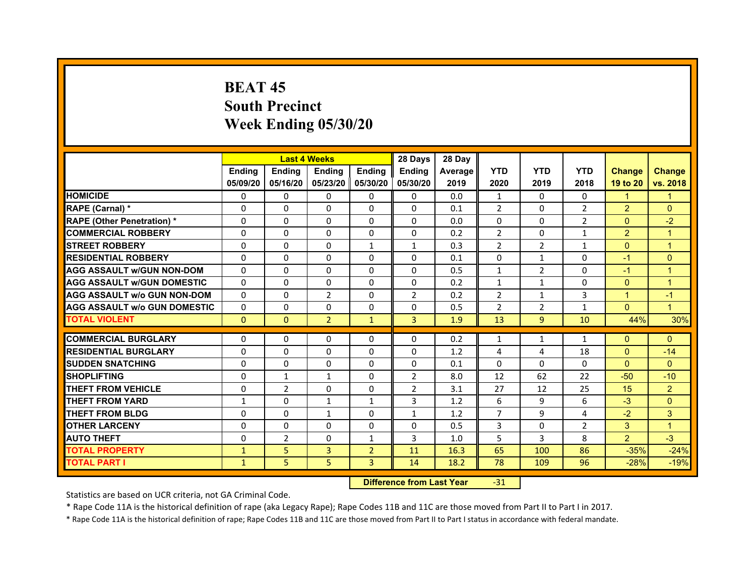# BEAT 45
# South Precinct
# Week Ending 05/30/20

| | Last 4 Weeks | | | | 28 Days | 28 Day | | | | | |
|---|---|---|---|---|---|---|---|---|---|---|---|
| | Ending 05/09/20 | Ending 05/16/20 | Ending 05/23/20 | Ending 05/30/20 | Ending 05/30/20 | Average 2019 | YTD 2020 | YTD 2019 | YTD 2018 | Change 19 to 20 | Change vs. 2018 |
| HOMICIDE | 0 | 0 | 0 | 0 | 0 | 0.0 | 1 | 0 | 0 | 1 | 1 |
| RAPE (Carnal) * | 0 | 0 | 0 | 0 | 0 | 0.1 | 2 | 0 | 2 | 2 | 0 |
| RAPE (Other Penetration) * | 0 | 0 | 0 | 0 | 0 | 0.0 | 0 | 0 | 2 | 0 | -2 |
| COMMERCIAL ROBBERY | 0 | 0 | 0 | 0 | 0 | 0.2 | 2 | 0 | 1 | 2 | 1 |
| STREET ROBBERY | 0 | 0 | 0 | 1 | 1 | 0.3 | 2 | 2 | 1 | 0 | 1 |
| RESIDENTIAL ROBBERY | 0 | 0 | 0 | 0 | 0 | 0.1 | 0 | 1 | 0 | -1 | 0 |
| AGG ASSAULT w/GUN NON-DOM | 0 | 0 | 0 | 0 | 0 | 0.5 | 1 | 2 | 0 | -1 | 1 |
| AGG ASSAULT w/GUN DOMESTIC | 0 | 0 | 0 | 0 | 0 | 0.2 | 1 | 1 | 0 | 0 | 1 |
| AGG ASSAULT w/o GUN NON-DOM | 0 | 0 | 2 | 0 | 2 | 0.2 | 2 | 1 | 3 | 1 | -1 |
| AGG ASSAULT w/o GUN DOMESTIC | 0 | 0 | 0 | 0 | 0 | 0.5 | 2 | 2 | 1 | 0 | 1 |
| TOTAL VIOLENT | 0 | 0 | 2 | 1 | 3 | 1.9 | 13 | 9 | 10 | 44% | 30% |
| COMMERCIAL BURGLARY | 0 | 0 | 0 | 0 | 0 | 0.2 | 1 | 1 | 1 | 0 | 0 |
| RESIDENTIAL BURGLARY | 0 | 0 | 0 | 0 | 0 | 1.2 | 4 | 4 | 18 | 0 | -14 |
| SUDDEN SNATCHING | 0 | 0 | 0 | 0 | 0 | 0.1 | 0 | 0 | 0 | 0 | 0 |
| SHOPLIFTING | 0 | 1 | 1 | 0 | 2 | 8.0 | 12 | 62 | 22 | -50 | -10 |
| THEFT FROM VEHICLE | 0 | 2 | 0 | 0 | 2 | 3.1 | 27 | 12 | 25 | 15 | 2 |
| THEFT FROM YARD | 1 | 0 | 1 | 1 | 3 | 1.2 | 6 | 9 | 6 | -3 | 0 |
| THEFT FROM BLDG | 0 | 0 | 1 | 0 | 1 | 1.2 | 7 | 9 | 4 | -2 | 3 |
| OTHER LARCENY | 0 | 0 | 0 | 0 | 0 | 0.5 | 3 | 0 | 2 | 3 | 1 |
| AUTO THEFT | 0 | 2 | 0 | 1 | 3 | 1.0 | 5 | 3 | 8 | 2 | -3 |
| TOTAL PROPERTY | 1 | 5 | 3 | 2 | 11 | 16.3 | 65 | 100 | 86 | -35% | -24% |
| TOTAL PART I | 1 | 5 | 5 | 3 | 14 | 18.2 | 78 | 109 | 96 | -28% | -19% |

**Difference from Last Year** -31

Statistics are based on UCR criteria, not GA Criminal Code.

* Rape Code 11A is the historical definition of rape (aka Legacy Rape); Rape Codes 11B and 11C are those moved from Part II to Part I in 2017.

* Rape Code 11A is the historical definition of rape; Rape Codes 11B and 11C are those moved from Part II to Part I status in accordance with federal mandate.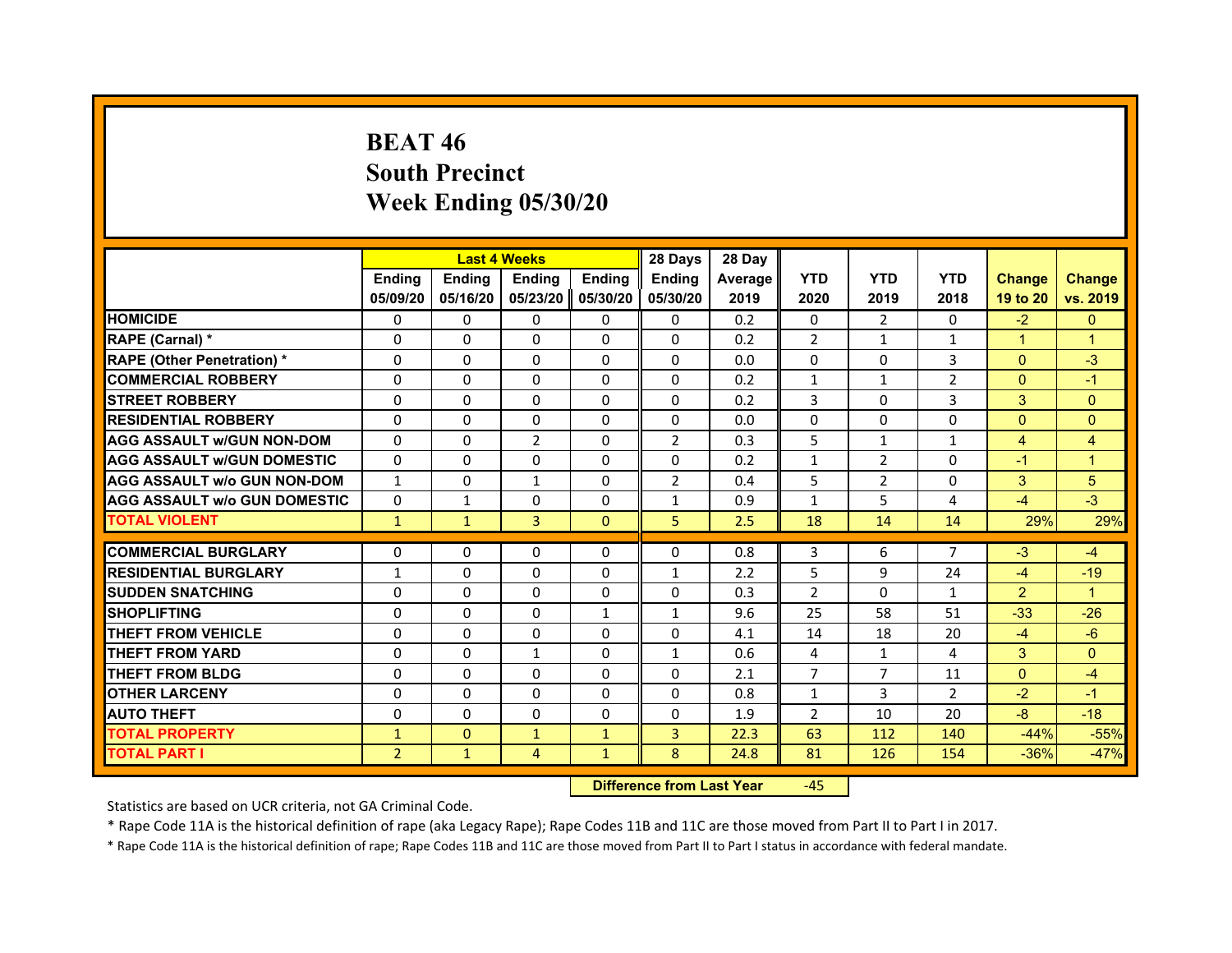# BEAT 46
## South Precinct
## Week Ending 05/30/20

| | Last 4 Weeks | | | | 28 Days | 28 Day | | | | | |
|---|---|---|---|---|---|---|---|---|---|---|---|
| | Ending 05/09/20 | Ending 05/16/20 | Ending 05/23/20 | Ending 05/30/20 | Ending 05/30/20 | Average 2019 | YTD 2020 | YTD 2019 | YTD 2018 | Change 19 to 20 | Change vs. 2019 |
| HOMICIDE | 0 | 0 | 0 | 0 | 0 | 0.2 | 0 | 2 | 0 | -2 | 0 |
| RAPE (Carnal) * | 0 | 0 | 0 | 0 | 0 | 0.2 | 2 | 1 | 1 | 1 | 1 |
| RAPE (Other Penetration) * | 0 | 0 | 0 | 0 | 0 | 0.0 | 0 | 0 | 3 | 0 | -3 |
| COMMERCIAL ROBBERY | 0 | 0 | 0 | 0 | 0 | 0.2 | 1 | 1 | 2 | 0 | -1 |
| STREET ROBBERY | 0 | 0 | 0 | 0 | 0 | 0.2 | 3 | 0 | 3 | 3 | 0 |
| RESIDENTIAL ROBBERY | 0 | 0 | 0 | 0 | 0 | 0.0 | 0 | 0 | 0 | 0 | 0 |
| AGG ASSAULT w/GUN NON-DOM | 0 | 0 | 2 | 0 | 2 | 0.3 | 5 | 1 | 1 | 4 | 4 |
| AGG ASSAULT w/GUN DOMESTIC | 0 | 0 | 0 | 0 | 0 | 0.2 | 1 | 2 | 0 | -1 | 1 |
| AGG ASSAULT w/o GUN NON-DOM | 1 | 0 | 1 | 0 | 2 | 0.4 | 5 | 2 | 0 | 3 | 5 |
| AGG ASSAULT w/o GUN DOMESTIC | 0 | 1 | 0 | 0 | 1 | 0.9 | 1 | 5 | 4 | -4 | -3 |
| TOTAL VIOLENT | 1 | 1 | 3 | 0 | 5 | 2.5 | 18 | 14 | 14 | 29% | 29% |
| COMMERCIAL BURGLARY | 0 | 0 | 0 | 0 | 0 | 0.8 | 3 | 6 | 7 | -3 | -4 |
| RESIDENTIAL BURGLARY | 1 | 0 | 0 | 0 | 1 | 2.2 | 5 | 9 | 24 | -4 | -19 |
| SUDDEN SNATCHING | 0 | 0 | 0 | 0 | 0 | 0.3 | 2 | 0 | 1 | 2 | 1 |
| SHOPLIFTING | 0 | 0 | 0 | 1 | 1 | 9.6 | 25 | 58 | 51 | -33 | -26 |
| THEFT FROM VEHICLE | 0 | 0 | 0 | 0 | 0 | 4.1 | 14 | 18 | 20 | -4 | -6 |
| THEFT FROM YARD | 0 | 0 | 1 | 0 | 1 | 0.6 | 4 | 1 | 4 | 3 | 0 |
| THEFT FROM BLDG | 0 | 0 | 0 | 0 | 0 | 2.1 | 7 | 7 | 11 | 0 | -4 |
| OTHER LARCENY | 0 | 0 | 0 | 0 | 0 | 0.8 | 1 | 3 | 2 | -2 | -1 |
| AUTO THEFT | 0 | 0 | 0 | 0 | 0 | 1.9 | 2 | 10 | 20 | -8 | -18 |
| TOTAL PROPERTY | 1 | 0 | 1 | 1 | 3 | 22.3 | 63 | 112 | 140 | -44% | -55% |
| TOTAL PART I | 2 | 1 | 4 | 1 | 8 | 24.8 | 81 | 126 | 154 | -36% | -47% |

| Difference from Last Year | -45 |
|---|---|

Statistics are based on UCR criteria, not GA Criminal Code.

* Rape Code 11A is the historical definition of rape (aka Legacy Rape); Rape Codes 11B and 11C are those moved from Part II to Part I in 2017.

* Rape Code 11A is the historical definition of rape; Rape Codes 11B and 11C are those moved from Part II to Part I status in accordance with federal mandate.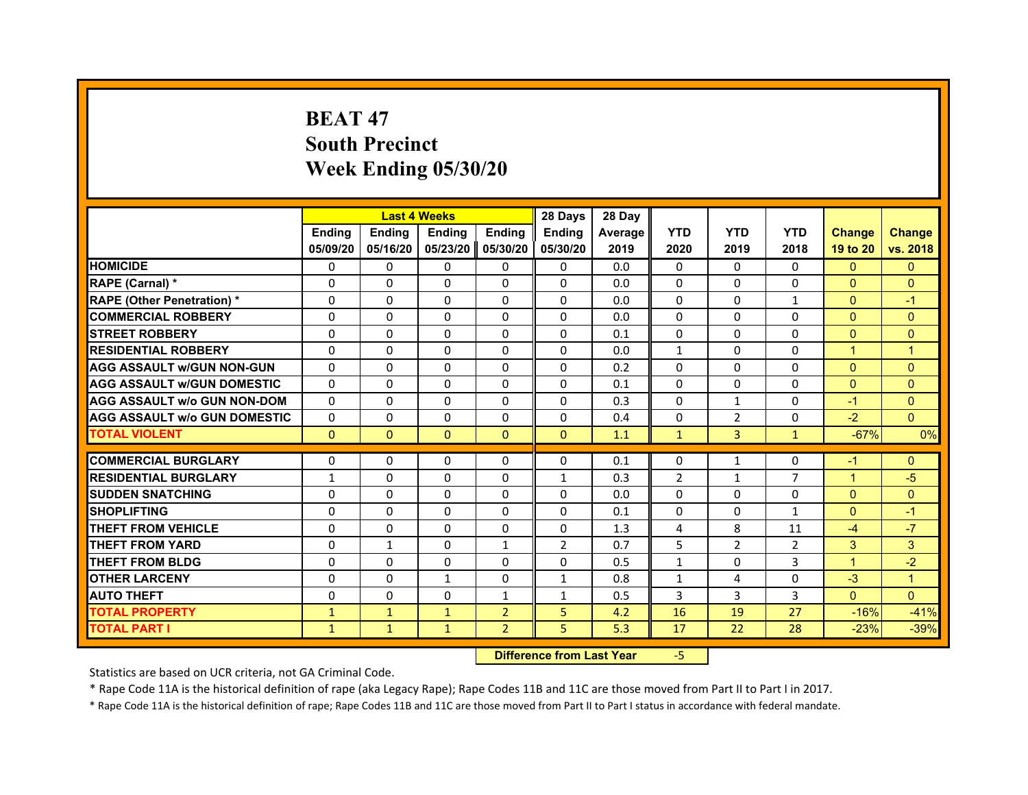# BEAT 47
# South Precinct
# Week Ending 05/30/20

| | Last 4 Weeks | | | | 28 Days | 28 Day | | | | | |
|---|---|---|---|---|---|---|---|---|---|---|---|
| | Ending 05/09/20 | Ending 05/16/20 | Ending 05/23/20 | Ending 05/30/20 | Ending 05/30/20 | Average 2019 | YTD 2020 | YTD 2019 | YTD 2018 | Change 19 to 20 | Change vs. 2018 |
| HOMICIDE | 0 | 0 | 0 | 0 | 0 | 0.0 | 0 | 0 | 0 | 0 | 0 |
| RAPE (Carnal) * | 0 | 0 | 0 | 0 | 0 | 0.0 | 0 | 0 | 0 | 0 | 0 |
| RAPE (Other Penetration) * | 0 | 0 | 0 | 0 | 0 | 0.0 | 0 | 0 | 1 | 0 | -1 |
| COMMERCIAL ROBBERY | 0 | 0 | 0 | 0 | 0 | 0.0 | 0 | 0 | 0 | 0 | 0 |
| STREET ROBBERY | 0 | 0 | 0 | 0 | 0 | 0.1 | 0 | 0 | 0 | 0 | 0 |
| RESIDENTIAL ROBBERY | 0 | 0 | 0 | 0 | 0 | 0.0 | 1 | 0 | 0 | 1 | 1 |
| AGG ASSAULT w/GUN NON-GUN | 0 | 0 | 0 | 0 | 0 | 0.2 | 0 | 0 | 0 | 0 | 0 |
| AGG ASSAULT w/GUN DOMESTIC | 0 | 0 | 0 | 0 | 0 | 0.1 | 0 | 0 | 0 | 0 | 0 |
| AGG ASSAULT w/o GUN NON-DOM | 0 | 0 | 0 | 0 | 0 | 0.3 | 0 | 1 | 0 | -1 | 0 |
| AGG ASSAULT w/o GUN DOMESTIC | 0 | 0 | 0 | 0 | 0 | 0.4 | 0 | 2 | 0 | -2 | 0 |
| TOTAL VIOLENT | 0 | 0 | 0 | 0 | 0 | 1.1 | 1 | 3 | 1 | -67% | 0% |
| COMMERCIAL BURGLARY | 0 | 0 | 0 | 0 | 0 | 0.1 | 0 | 1 | 0 | -1 | 0 |
| RESIDENTIAL BURGLARY | 1 | 0 | 0 | 0 | 1 | 0.3 | 2 | 1 | 7 | 1 | -5 |
| SUDDEN SNATCHING | 0 | 0 | 0 | 0 | 0 | 0.0 | 0 | 0 | 0 | 0 | 0 |
| SHOPLIFTING | 0 | 0 | 0 | 0 | 0 | 0.1 | 0 | 0 | 1 | 0 | -1 |
| THEFT FROM VEHICLE | 0 | 0 | 0 | 0 | 0 | 1.3 | 4 | 8 | 11 | -4 | -7 |
| THEFT FROM YARD | 0 | 1 | 0 | 1 | 2 | 0.7 | 5 | 2 | 2 | 3 | 3 |
| THEFT FROM BLDG | 0 | 0 | 0 | 0 | 0 | 0.5 | 1 | 0 | 3 | 1 | -2 |
| OTHER LARCENY | 0 | 0 | 1 | 0 | 1 | 0.8 | 1 | 4 | 0 | -3 | 1 |
| AUTO THEFT | 0 | 0 | 0 | 1 | 1 | 0.5 | 3 | 3 | 3 | 0 | 0 |
| TOTAL PROPERTY | 1 | 1 | 1 | 2 | 5 | 4.2 | 16 | 19 | 27 | -16% | -41% |
| TOTAL PART I | 1 | 1 | 1 | 2 | 5 | 5.3 | 17 | 22 | 28 | -23% | -39% |

**Difference from Last Year** -5

Statistics are based on UCR criteria, not GA Criminal Code.

* Rape Code 11A is the historical definition of rape (aka Legacy Rape); Rape Codes 11B and 11C are those moved from Part II to Part I in 2017.

* Rape Code 11A is the historical definition of rape; Rape Codes 11B and 11C are those moved from Part II to Part I status in accordance with federal mandate.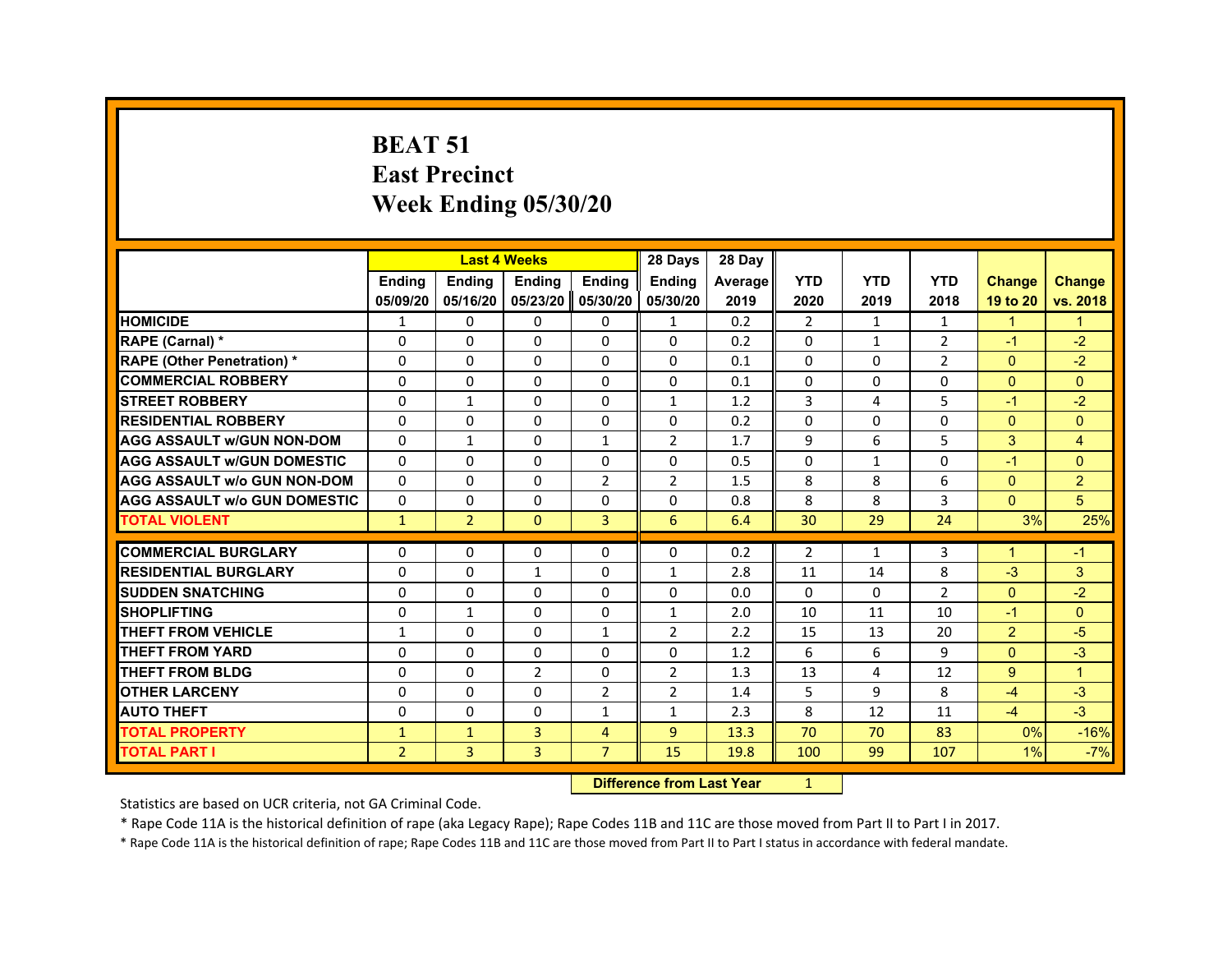# BEAT 51
## East Precinct
## Week Ending 05/30/20

| | Last 4 Weeks | | | | 28 Days | 28 Day | | | | | |
|---|---|---|---|---|---|---|---|---|---|---|---|
| | Ending 05/09/20 | Ending 05/16/20 | Ending 05/23/20 | Ending 05/30/20 | Ending 05/30/20 | Average 2019 | YTD 2020 | YTD 2019 | YTD 2018 | Change 19 to 20 | Change vs. 2018 |
| HOMICIDE | 1 | 0 | 0 | 0 | 1 | 0.2 | 2 | 1 | 1 | 1 | 1 |
| RAPE (Carnal) * | 0 | 0 | 0 | 0 | 0 | 0.2 | 0 | 1 | 2 | -1 | -2 |
| RAPE (Other Penetration) * | 0 | 0 | 0 | 0 | 0 | 0.1 | 0 | 0 | 2 | 0 | -2 |
| COMMERCIAL ROBBERY | 0 | 0 | 0 | 0 | 0 | 0.1 | 0 | 0 | 0 | 0 | 0 |
| STREET ROBBERY | 0 | 1 | 0 | 0 | 1 | 1.2 | 3 | 4 | 5 | -1 | -2 |
| RESIDENTIAL ROBBERY | 0 | 0 | 0 | 0 | 0 | 0.2 | 0 | 0 | 0 | 0 | 0 |
| AGG ASSAULT w/GUN NON-DOM | 0 | 1 | 0 | 1 | 2 | 1.7 | 9 | 6 | 5 | 3 | 4 |
| AGG ASSAULT w/GUN DOMESTIC | 0 | 0 | 0 | 0 | 0 | 0.5 | 0 | 1 | 0 | -1 | 0 |
| AGG ASSAULT w/o GUN NON-DOM | 0 | 0 | 0 | 2 | 2 | 1.5 | 8 | 8 | 6 | 0 | 2 |
| AGG ASSAULT w/o GUN DOMESTIC | 0 | 0 | 0 | 0 | 0 | 0.8 | 8 | 8 | 3 | 0 | 5 |
| TOTAL VIOLENT | 1 | 2 | 0 | 3 | 6 | 6.4 | 30 | 29 | 24 | 3% | 25% |
| COMMERCIAL BURGLARY | 0 | 0 | 0 | 0 | 0 | 0.2 | 2 | 1 | 3 | 1 | -1 |
| RESIDENTIAL BURGLARY | 0 | 0 | 1 | 0 | 1 | 2.8 | 11 | 14 | 8 | -3 | 3 |
| SUDDEN SNATCHING | 0 | 0 | 0 | 0 | 0 | 0.0 | 0 | 0 | 2 | 0 | -2 |
| SHOPLIFTING | 0 | 1 | 0 | 0 | 1 | 2.0 | 10 | 11 | 10 | -1 | 0 |
| THEFT FROM VEHICLE | 1 | 0 | 0 | 1 | 2 | 2.2 | 15 | 13 | 20 | 2 | -5 |
| THEFT FROM YARD | 0 | 0 | 0 | 0 | 0 | 1.2 | 6 | 6 | 9 | 0 | -3 |
| THEFT FROM BLDG | 0 | 0 | 2 | 0 | 2 | 1.3 | 13 | 4 | 12 | 9 | 1 |
| OTHER LARCENY | 0 | 0 | 0 | 2 | 2 | 1.4 | 5 | 9 | 8 | -4 | -3 |
| AUTO THEFT | 0 | 0 | 0 | 1 | 1 | 2.3 | 8 | 12 | 11 | -4 | -3 |
| TOTAL PROPERTY | 1 | 1 | 3 | 4 | 9 | 13.3 | 70 | 70 | 83 | 0% | -16% |
| TOTAL PART I | 2 | 3 | 3 | 7 | 15 | 19.8 | 100 | 99 | 107 | 1% | -7% |

| Difference from Last Year | 1 |
|---|---|

Statistics are based on UCR criteria, not GA Criminal Code.

* Rape Code 11A is the historical definition of rape (aka Legacy Rape); Rape Codes 11B and 11C are those moved from Part II to Part I in 2017.

* Rape Code 11A is the historical definition of rape; Rape Codes 11B and 11C are those moved from Part II to Part I status in accordance with federal mandate.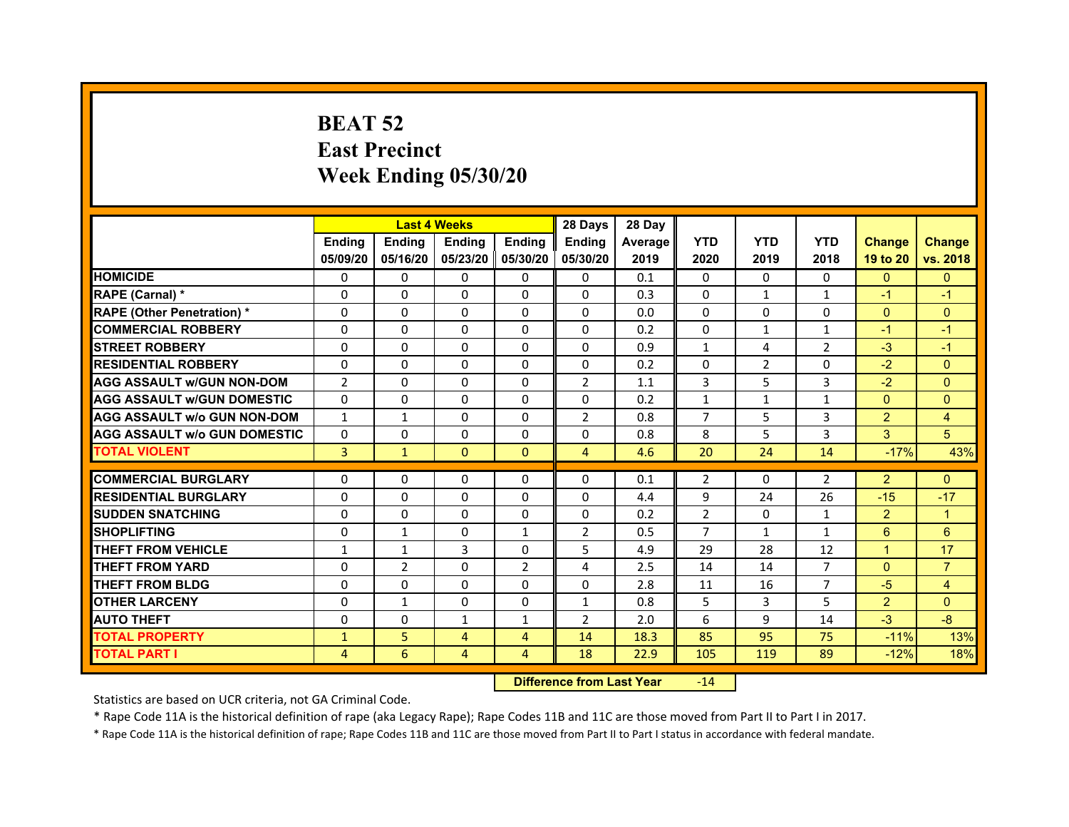# BEAT 52
## East Precinct
## Week Ending 05/30/20

| | Last 4 Weeks | | | | 28 Days | 28 Day | | | | | |
|---|---|---|---|---|---|---|---|---|---|---|---|
| | Ending 05/09/20 | Ending 05/16/20 | Ending 05/23/20 | Ending 05/30/20 | Ending 05/30/20 | Average 2019 | YTD 2020 | YTD 2019 | YTD 2018 | Change 19 to 20 | Change vs. 2018 |
| HOMICIDE | 0 | 0 | 0 | 0 | 0 | 0.1 | 0 | 0 | 0 | 0 | 0 |
| RAPE (Carnal) * | 0 | 0 | 0 | 0 | 0 | 0.3 | 0 | 1 | 1 | -1 | -1 |
| RAPE (Other Penetration) * | 0 | 0 | 0 | 0 | 0 | 0.0 | 0 | 0 | 0 | 0 | 0 |
| COMMERCIAL ROBBERY | 0 | 0 | 0 | 0 | 0 | 0.2 | 0 | 1 | 1 | -1 | -1 |
| STREET ROBBERY | 0 | 0 | 0 | 0 | 0 | 0.9 | 1 | 4 | 2 | -3 | -1 |
| RESIDENTIAL ROBBERY | 0 | 0 | 0 | 0 | 0 | 0.2 | 0 | 2 | 0 | -2 | 0 |
| AGG ASSAULT w/GUN NON-DOM | 2 | 0 | 0 | 0 | 2 | 1.1 | 3 | 5 | 3 | -2 | 0 |
| AGG ASSAULT w/GUN DOMESTIC | 0 | 0 | 0 | 0 | 0 | 0.2 | 1 | 1 | 1 | 0 | 0 |
| AGG ASSAULT w/o GUN NON-DOM | 1 | 1 | 0 | 0 | 2 | 0.8 | 7 | 5 | 3 | 2 | 4 |
| AGG ASSAULT w/o GUN DOMESTIC | 0 | 0 | 0 | 0 | 0 | 0.8 | 8 | 5 | 3 | 3 | 5 |
| TOTAL VIOLENT | 3 | 1 | 0 | 0 | 4 | 4.6 | 20 | 24 | 14 | -17% | 43% |
| COMMERCIAL BURGLARY | 0 | 0 | 0 | 0 | 0 | 0.1 | 2 | 0 | 2 | 2 | 0 |
| RESIDENTIAL BURGLARY | 0 | 0 | 0 | 0 | 0 | 4.4 | 9 | 24 | 26 | -15 | -17 |
| SUDDEN SNATCHING | 0 | 0 | 0 | 0 | 0 | 0.2 | 2 | 0 | 1 | 2 | 1 |
| SHOPLIFTING | 0 | 1 | 0 | 1 | 2 | 0.5 | 7 | 1 | 1 | 6 | 6 |
| THEFT FROM VEHICLE | 1 | 1 | 3 | 0 | 5 | 4.9 | 29 | 28 | 12 | 1 | 17 |
| THEFT FROM YARD | 0 | 2 | 0 | 2 | 4 | 2.5 | 14 | 14 | 7 | 0 | 7 |
| THEFT FROM BLDG | 0 | 0 | 0 | 0 | 0 | 2.8 | 11 | 16 | 7 | -5 | 4 |
| OTHER LARCENY | 0 | 1 | 0 | 0 | 1 | 0.8 | 5 | 3 | 5 | 2 | 0 |
| AUTO THEFT | 0 | 0 | 1 | 1 | 2 | 2.0 | 6 | 9 | 14 | -3 | -8 |
| TOTAL PROPERTY | 1 | 5 | 4 | 4 | 14 | 18.3 | 85 | 95 | 75 | -11% | 13% |
| TOTAL PART I | 4 | 6 | 4 | 4 | 18 | 22.9 | 105 | 119 | 89 | -12% | 18% |

**Difference from Last Year** -14

Statistics are based on UCR criteria, not GA Criminal Code.

* Rape Code 11A is the historical definition of rape (aka Legacy Rape); Rape Codes 11B and 11C are those moved from Part II to Part I in 2017.

* Rape Code 11A is the historical definition of rape; Rape Codes 11B and 11C are those moved from Part II to Part I status in accordance with federal mandate.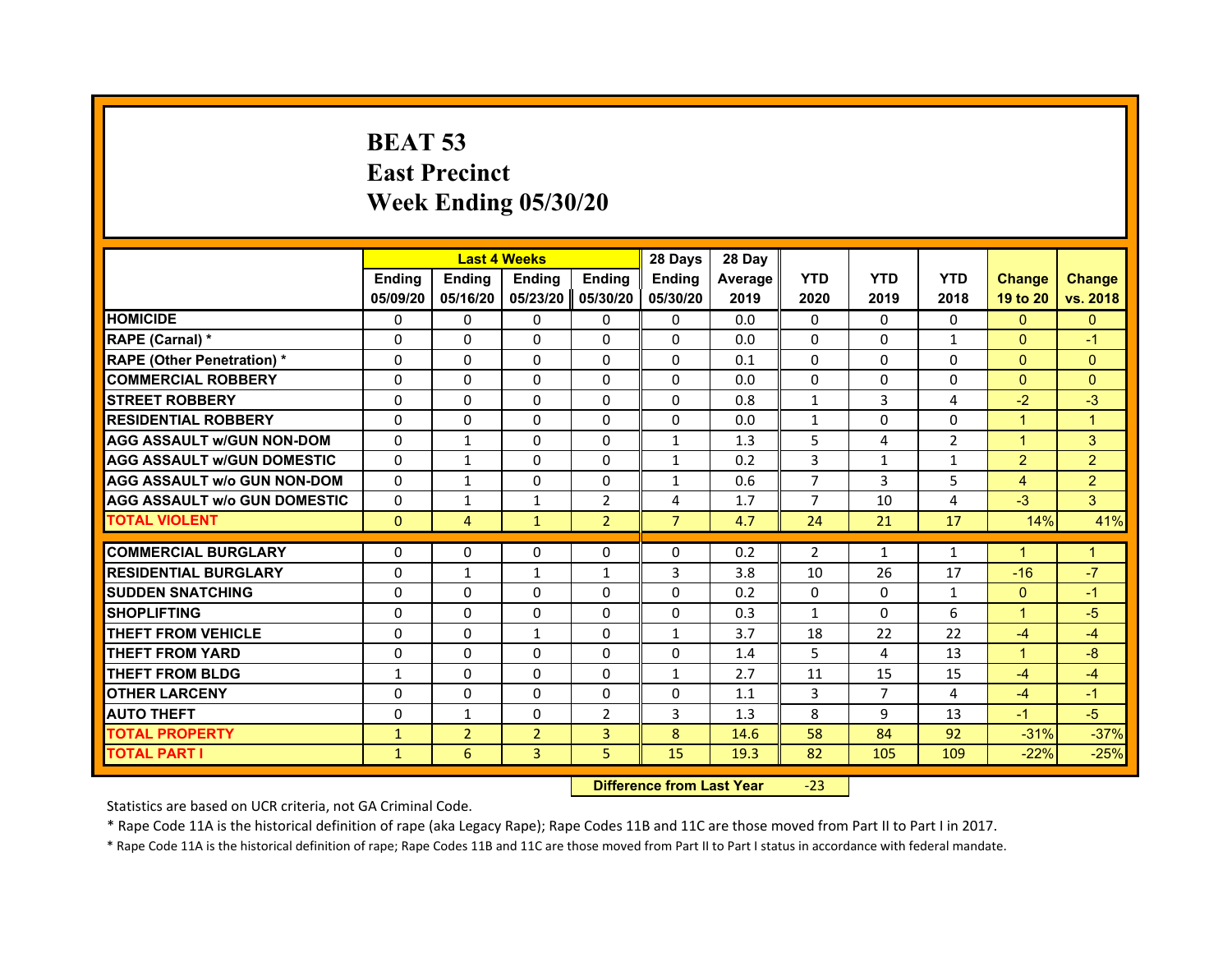# BEAT 53
## East Precinct
## Week Ending 05/30/20

| | Last 4 Weeks | | | | 28 Days | 28 Day | | | | | |
|---|---|---|---|---|---|---|---|---|---|---|---|
| | Ending 05/09/20 | Ending 05/16/20 | Ending 05/23/20 | Ending 05/30/20 | Ending 05/30/20 | Average 2019 | YTD 2020 | YTD 2019 | YTD 2018 | Change 19 to 20 | Change vs. 2018 |
| HOMICIDE | 0 | 0 | 0 | 0 | 0 | 0.0 | 0 | 0 | 0 | 0 | 0 |
| RAPE (Carnal) * | 0 | 0 | 0 | 0 | 0 | 0.0 | 0 | 0 | 1 | 0 | -1 |
| RAPE (Other Penetration) * | 0 | 0 | 0 | 0 | 0 | 0.1 | 0 | 0 | 0 | 0 | 0 |
| COMMERCIAL ROBBERY | 0 | 0 | 0 | 0 | 0 | 0.0 | 0 | 0 | 0 | 0 | 0 |
| STREET ROBBERY | 0 | 0 | 0 | 0 | 0 | 0.8 | 1 | 3 | 4 | -2 | -3 |
| RESIDENTIAL ROBBERY | 0 | 0 | 0 | 0 | 0 | 0.0 | 1 | 0 | 0 | 1 | 1 |
| AGG ASSAULT w/GUN NON-DOM | 0 | 1 | 0 | 0 | 1 | 1.3 | 5 | 4 | 2 | 1 | 3 |
| AGG ASSAULT w/GUN DOMESTIC | 0 | 1 | 0 | 0 | 1 | 0.2 | 3 | 1 | 1 | 2 | 2 |
| AGG ASSAULT w/o GUN NON-DOM | 0 | 1 | 0 | 0 | 1 | 0.6 | 7 | 3 | 5 | 4 | 2 |
| AGG ASSAULT w/o GUN DOMESTIC | 0 | 1 | 1 | 2 | 4 | 1.7 | 7 | 10 | 4 | -3 | 3 |
| TOTAL VIOLENT | 0 | 4 | 1 | 2 | 7 | 4.7 | 24 | 21 | 17 | 14% | 41% |
| COMMERCIAL BURGLARY | 0 | 0 | 0 | 0 | 0 | 0.2 | 2 | 1 | 1 | 1 | 1 |
| RESIDENTIAL BURGLARY | 0 | 1 | 1 | 1 | 3 | 3.8 | 10 | 26 | 17 | -16 | -7 |
| SUDDEN SNATCHING | 0 | 0 | 0 | 0 | 0 | 0.2 | 0 | 0 | 1 | 0 | -1 |
| SHOPLIFTING | 0 | 0 | 0 | 0 | 0 | 0.3 | 1 | 0 | 6 | 1 | -5 |
| THEFT FROM VEHICLE | 0 | 0 | 1 | 0 | 1 | 3.7 | 18 | 22 | 22 | -4 | -4 |
| THEFT FROM YARD | 0 | 0 | 0 | 0 | 0 | 1.4 | 5 | 4 | 13 | 1 | -8 |
| THEFT FROM BLDG | 1 | 0 | 0 | 0 | 1 | 2.7 | 11 | 15 | 15 | -4 | -4 |
| OTHER LARCENY | 0 | 0 | 0 | 0 | 0 | 1.1 | 3 | 7 | 4 | -4 | -1 |
| AUTO THEFT | 0 | 1 | 0 | 2 | 3 | 1.3 | 8 | 9 | 13 | -1 | -5 |
| TOTAL PROPERTY | 1 | 2 | 2 | 3 | 8 | 14.6 | 58 | 84 | 92 | -31% | -37% |
| TOTAL PART I | 1 | 6 | 3 | 5 | 15 | 19.3 | 82 | 105 | 109 | -22% | -25% |

**Difference from Last Year** -23

Statistics are based on UCR criteria, not GA Criminal Code.

* Rape Code 11A is the historical definition of rape (aka Legacy Rape); Rape Codes 11B and 11C are those moved from Part II to Part I in 2017.

* Rape Code 11A is the historical definition of rape; Rape Codes 11B and 11C are those moved from Part II to Part I status in accordance with federal mandate.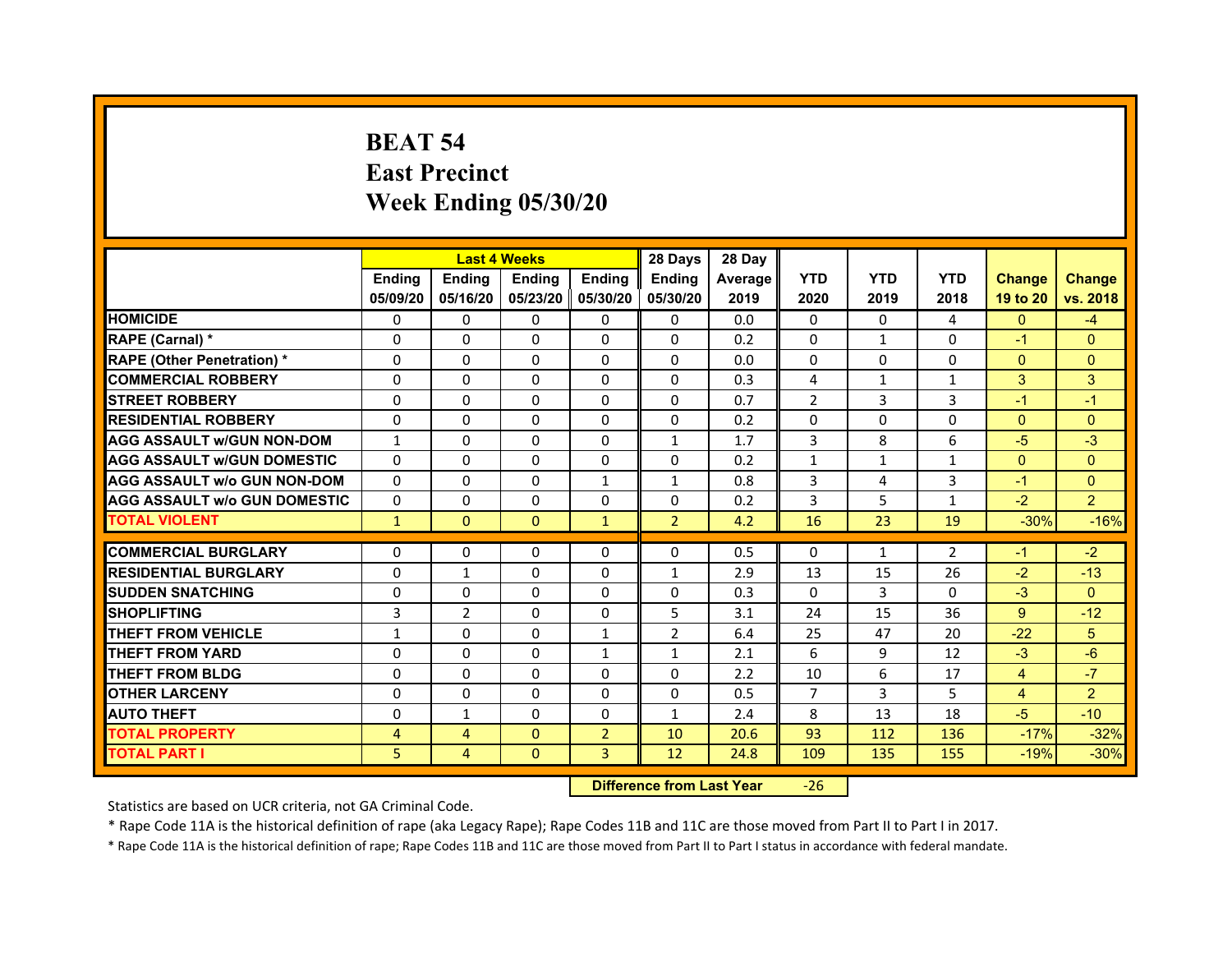# BEAT 54
# East Precinct
# Week Ending 05/30/20

| | Last 4 Weeks | | | | 28 Days | 28 Day | | | | | |
|---|---|---|---|---|---|---|---|---|---|---|---|
| | Ending 05/09/20 | Ending 05/16/20 | Ending 05/23/20 | Ending 05/30/20 | Ending 05/30/20 | Average 2019 | YTD 2020 | YTD 2019 | YTD 2018 | Change 19 to 20 | Change vs. 2018 |
| HOMICIDE | 0 | 0 | 0 | 0 | 0 | 0.0 | 0 | 0 | 4 | 0 | -4 |
| RAPE (Carnal) * | 0 | 0 | 0 | 0 | 0 | 0.2 | 0 | 1 | 0 | -1 | 0 |
| RAPE (Other Penetration) * | 0 | 0 | 0 | 0 | 0 | 0.0 | 0 | 0 | 0 | 0 | 0 |
| COMMERCIAL ROBBERY | 0 | 0 | 0 | 0 | 0 | 0.3 | 4 | 1 | 1 | 3 | 3 |
| STREET ROBBERY | 0 | 0 | 0 | 0 | 0 | 0.7 | 2 | 3 | 3 | -1 | -1 |
| RESIDENTIAL ROBBERY | 0 | 0 | 0 | 0 | 0 | 0.2 | 0 | 0 | 0 | 0 | 0 |
| AGG ASSAULT w/GUN NON-DOM | 1 | 0 | 0 | 0 | 1 | 1.7 | 3 | 8 | 6 | -5 | -3 |
| AGG ASSAULT w/GUN DOMESTIC | 0 | 0 | 0 | 0 | 0 | 0.2 | 1 | 1 | 1 | 0 | 0 |
| AGG ASSAULT w/o GUN NON-DOM | 0 | 0 | 0 | 1 | 1 | 0.8 | 3 | 4 | 3 | -1 | 0 |
| AGG ASSAULT w/o GUN DOMESTIC | 0 | 0 | 0 | 0 | 0 | 0.2 | 3 | 5 | 1 | -2 | 2 |
| TOTAL VIOLENT | 1 | 0 | 0 | 1 | 2 | 4.2 | 16 | 23 | 19 | -30% | -16% |
| COMMERCIAL BURGLARY | 0 | 0 | 0 | 0 | 0 | 0.5 | 0 | 1 | 2 | -1 | -2 |
| RESIDENTIAL BURGLARY | 0 | 1 | 0 | 0 | 1 | 2.9 | 13 | 15 | 26 | -2 | -13 |
| SUDDEN SNATCHING | 0 | 0 | 0 | 0 | 0 | 0.3 | 0 | 3 | 0 | -3 | 0 |
| SHOPLIFTING | 3 | 2 | 0 | 0 | 5 | 3.1 | 24 | 15 | 36 | 9 | -12 |
| THEFT FROM VEHICLE | 1 | 0 | 0 | 1 | 2 | 6.4 | 25 | 47 | 20 | -22 | 5 |
| THEFT FROM YARD | 0 | 0 | 0 | 1 | 1 | 2.1 | 6 | 9 | 12 | -3 | -6 |
| THEFT FROM BLDG | 0 | 0 | 0 | 0 | 0 | 2.2 | 10 | 6 | 17 | 4 | -7 |
| OTHER LARCENY | 0 | 0 | 0 | 0 | 0 | 0.5 | 7 | 3 | 5 | 4 | 2 |
| AUTO THEFT | 0 | 1 | 0 | 0 | 1 | 2.4 | 8 | 13 | 18 | -5 | -10 |
| TOTAL PROPERTY | 4 | 4 | 0 | 2 | 10 | 20.6 | 93 | 112 | 136 | -17% | -32% |
| TOTAL PART I | 5 | 4 | 0 | 3 | 12 | 24.8 | 109 | 135 | 155 | -19% | -30% |

| Difference from Last Year | -26 |
|---|---|

Statistics are based on UCR criteria, not GA Criminal Code.

* Rape Code 11A is the historical definition of rape (aka Legacy Rape); Rape Codes 11B and 11C are those moved from Part II to Part I in 2017.

* Rape Code 11A is the historical definition of rape; Rape Codes 11B and 11C are those moved from Part II to Part I status in accordance with federal mandate.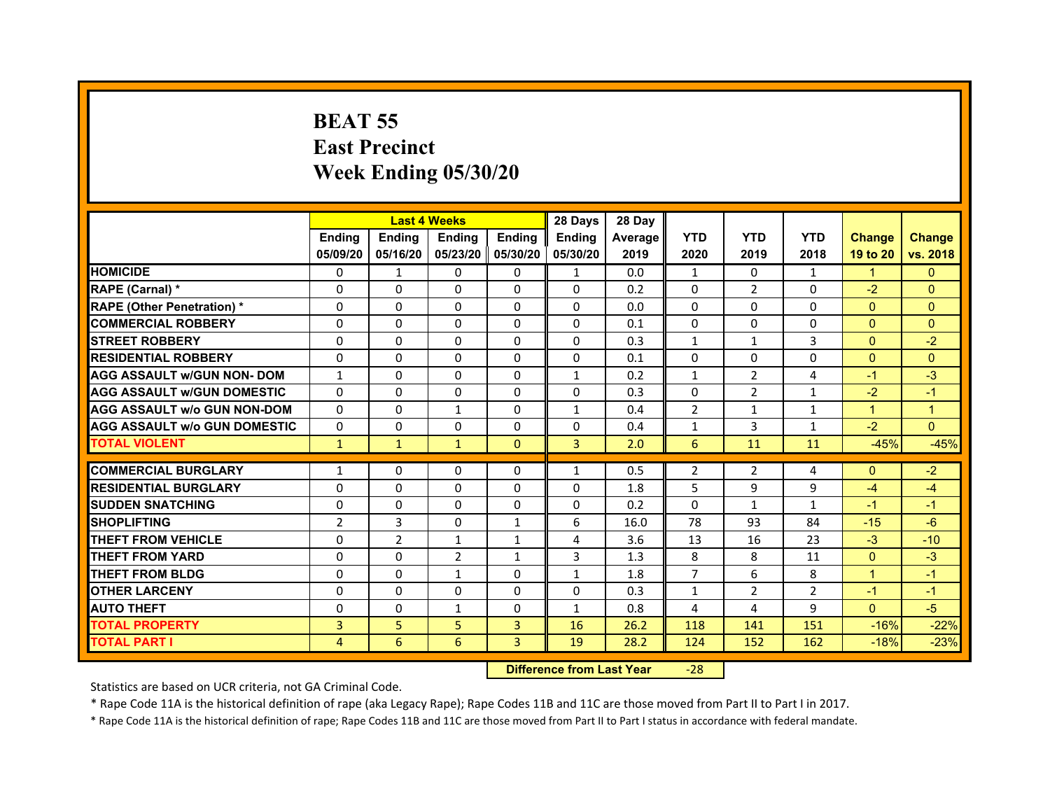# BEAT 55
## East Precinct
## Week Ending 05/30/20

| | Last 4 Weeks | | | | 28 Days | 28 Day | | | | | |
|---|---|---|---|---|---|---|---|---|---|---|---|
| | Ending 05/09/20 | Ending 05/16/20 | Ending 05/23/20 | Ending 05/30/20 | Ending 05/30/20 | Average 2019 | YTD 2020 | YTD 2019 | YTD 2018 | Change 19 to 20 | Change vs. 2018 |
| HOMICIDE | 0 | 1 | 0 | 0 | 1 | 0.0 | 1 | 0 | 1 | 1 | 0 |
| RAPE (Carnal) * | 0 | 0 | 0 | 0 | 0 | 0.2 | 0 | 2 | 0 | -2 | 0 |
| RAPE (Other Penetration) * | 0 | 0 | 0 | 0 | 0 | 0.0 | 0 | 0 | 0 | 0 | 0 |
| COMMERCIAL ROBBERY | 0 | 0 | 0 | 0 | 0 | 0.1 | 0 | 0 | 0 | 0 | 0 |
| STREET ROBBERY | 0 | 0 | 0 | 0 | 0 | 0.3 | 1 | 1 | 3 | 0 | -2 |
| RESIDENTIAL ROBBERY | 0 | 0 | 0 | 0 | 0 | 0.1 | 0 | 0 | 0 | 0 | 0 |
| AGG ASSAULT w/GUN NON- DOM | 1 | 0 | 0 | 0 | 1 | 0.2 | 1 | 2 | 4 | -1 | -3 |
| AGG ASSAULT w/GUN DOMESTIC | 0 | 0 | 0 | 0 | 0 | 0.3 | 0 | 2 | 1 | -2 | -1 |
| AGG ASSAULT w/o GUN NON-DOM | 0 | 0 | 1 | 0 | 1 | 0.4 | 2 | 1 | 1 | 1 | 1 |
| AGG ASSAULT w/o GUN DOMESTIC | 0 | 0 | 0 | 0 | 0 | 0.4 | 1 | 3 | 1 | -2 | 0 |
| TOTAL VIOLENT | 1 | 1 | 1 | 0 | 3 | 2.0 | 6 | 11 | 11 | -45% | -45% |
| COMMERCIAL BURGLARY | 1 | 0 | 0 | 0 | 1 | 0.5 | 2 | 2 | 4 | 0 | -2 |
| RESIDENTIAL BURGLARY | 0 | 0 | 0 | 0 | 0 | 1.8 | 5 | 9 | 9 | -4 | -4 |
| SUDDEN SNATCHING | 0 | 0 | 0 | 0 | 0 | 0.2 | 0 | 1 | 1 | -1 | -1 |
| SHOPLIFTING | 2 | 3 | 0 | 1 | 6 | 16.0 | 78 | 93 | 84 | -15 | -6 |
| THEFT FROM VEHICLE | 0 | 2 | 1 | 1 | 4 | 3.6 | 13 | 16 | 23 | -3 | -10 |
| THEFT FROM YARD | 0 | 0 | 2 | 1 | 3 | 1.3 | 8 | 8 | 11 | 0 | -3 |
| THEFT FROM BLDG | 0 | 0 | 1 | 0 | 1 | 1.8 | 7 | 6 | 8 | 1 | -1 |
| OTHER LARCENY | 0 | 0 | 0 | 0 | 0 | 0.3 | 1 | 2 | 2 | -1 | -1 |
| AUTO THEFT | 0 | 0 | 1 | 0 | 1 | 0.8 | 4 | 4 | 9 | 0 | -5 |
| TOTAL PROPERTY | 3 | 5 | 5 | 3 | 16 | 26.2 | 118 | 141 | 151 | -16% | -22% |
| TOTAL PART I | 4 | 6 | 6 | 3 | 19 | 28.2 | 124 | 152 | 162 | -18% | -23% |

**Difference from Last Year** -28

Statistics are based on UCR criteria, not GA Criminal Code.

* Rape Code 11A is the historical definition of rape (aka Legacy Rape); Rape Codes 11B and 11C are those moved from Part II to Part I in 2017.

* Rape Code 11A is the historical definition of rape; Rape Codes 11B and 11C are those moved from Part II to Part I status in accordance with federal mandate.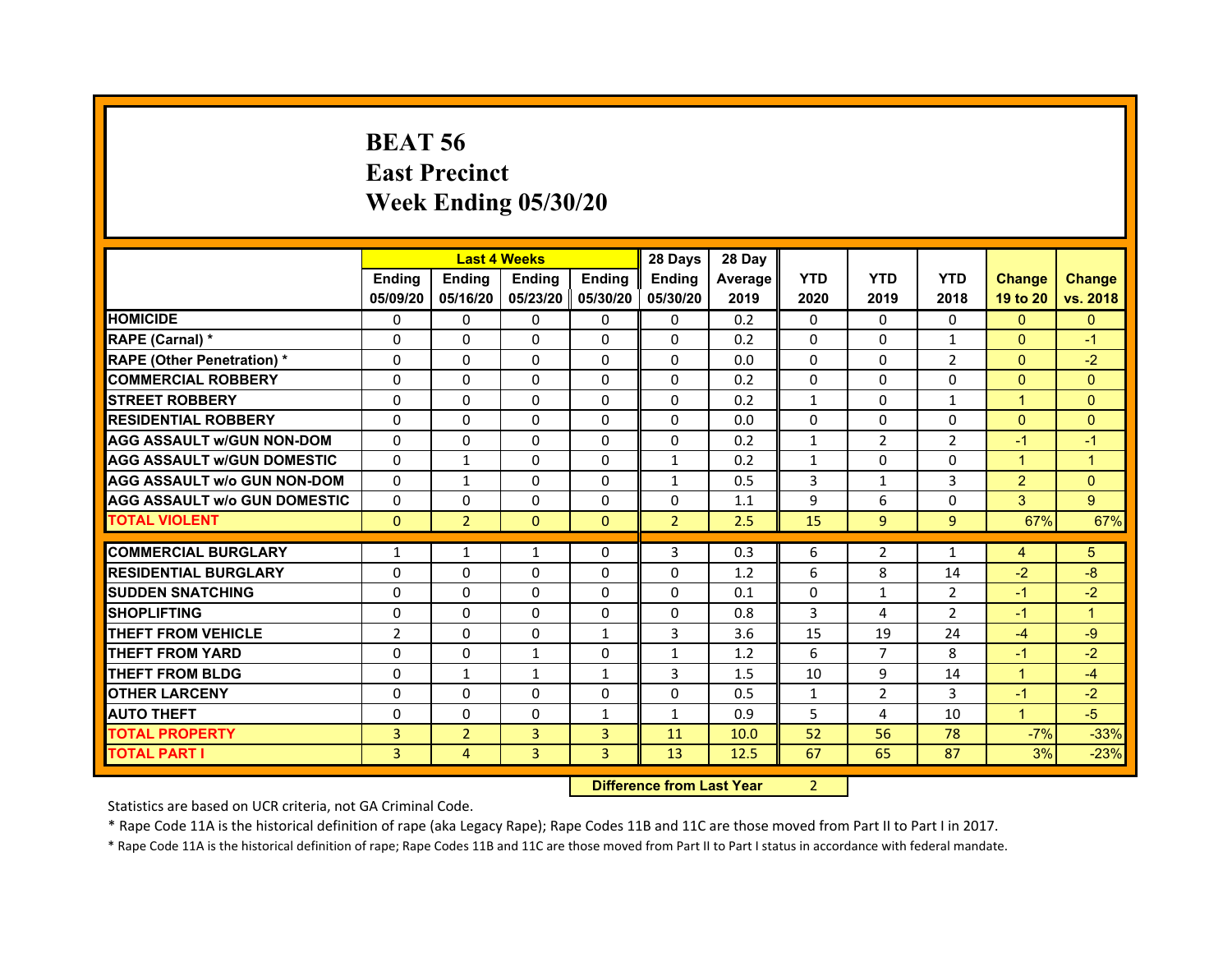# BEAT 56
# East Precinct
# Week Ending 05/30/20

| | Last 4 Weeks | | | | 28 Days | 28 Day | | | | | |
|---|---|---|---|---|---|---|---|---|---|---|---|
| | Ending 05/09/20 | Ending 05/16/20 | Ending 05/23/20 | Ending 05/30/20 | Ending 05/30/20 | Average 2019 | YTD 2020 | YTD 2019 | YTD 2018 | Change 19 to 20 | Change vs. 2018 |
| HOMICIDE | 0 | 0 | 0 | 0 | 0 | 0.2 | 0 | 0 | 0 | 0 | 0 |
| RAPE (Carnal) * | 0 | 0 | 0 | 0 | 0 | 0.2 | 0 | 0 | 1 | 0 | -1 |
| RAPE (Other Penetration) * | 0 | 0 | 0 | 0 | 0 | 0.0 | 0 | 0 | 2 | 0 | -2 |
| COMMERCIAL ROBBERY | 0 | 0 | 0 | 0 | 0 | 0.2 | 0 | 0 | 0 | 0 | 0 |
| STREET ROBBERY | 0 | 0 | 0 | 0 | 0 | 0.2 | 1 | 0 | 1 | 1 | 0 |
| RESIDENTIAL ROBBERY | 0 | 0 | 0 | 0 | 0 | 0.0 | 0 | 0 | 0 | 0 | 0 |
| AGG ASSAULT w/GUN NON-DOM | 0 | 0 | 0 | 0 | 0 | 0.2 | 1 | 2 | 2 | -1 | -1 |
| AGG ASSAULT w/GUN DOMESTIC | 0 | 1 | 0 | 0 | 1 | 0.2 | 1 | 0 | 0 | 1 | 1 |
| AGG ASSAULT w/o GUN NON-DOM | 0 | 1 | 0 | 0 | 1 | 0.5 | 3 | 1 | 3 | 2 | 0 |
| AGG ASSAULT w/o GUN DOMESTIC | 0 | 0 | 0 | 0 | 0 | 1.1 | 9 | 6 | 0 | 3 | 9 |
| TOTAL VIOLENT | 0 | 2 | 0 | 0 | 2 | 2.5 | 15 | 9 | 9 | 67% | 67% |
| COMMERCIAL BURGLARY | 1 | 1 | 1 | 0 | 3 | 0.3 | 6 | 2 | 1 | 4 | 5 |
| RESIDENTIAL BURGLARY | 0 | 0 | 0 | 0 | 0 | 1.2 | 6 | 8 | 14 | -2 | -8 |
| SUDDEN SNATCHING | 0 | 0 | 0 | 0 | 0 | 0.1 | 0 | 1 | 2 | -1 | -2 |
| SHOPLIFTING | 0 | 0 | 0 | 0 | 0 | 0.8 | 3 | 4 | 2 | -1 | 1 |
| THEFT FROM VEHICLE | 2 | 0 | 0 | 1 | 3 | 3.6 | 15 | 19 | 24 | -4 | -9 |
| THEFT FROM YARD | 0 | 0 | 1 | 0 | 1 | 1.2 | 6 | 7 | 8 | -1 | -2 |
| THEFT FROM BLDG | 0 | 1 | 1 | 1 | 3 | 1.5 | 10 | 9 | 14 | 1 | -4 |
| OTHER LARCENY | 0 | 0 | 0 | 0 | 0 | 0.5 | 1 | 2 | 3 | -1 | -2 |
| AUTO THEFT | 0 | 0 | 0 | 1 | 1 | 0.9 | 5 | 4 | 10 | 1 | -5 |
| TOTAL PROPERTY | 3 | 2 | 3 | 3 | 11 | 10.0 | 52 | 56 | 78 | -7% | -33% |
| TOTAL PART I | 3 | 4 | 3 | 3 | 13 | 12.5 | 67 | 65 | 87 | 3% | -23% |

**Difference from Last Year** 2

Statistics are based on UCR criteria, not GA Criminal Code.

* Rape Code 11A is the historical definition of rape (aka Legacy Rape); Rape Codes 11B and 11C are those moved from Part II to Part I in 2017.

* Rape Code 11A is the historical definition of rape; Rape Codes 11B and 11C are those moved from Part II to Part I status in accordance with federal mandate.